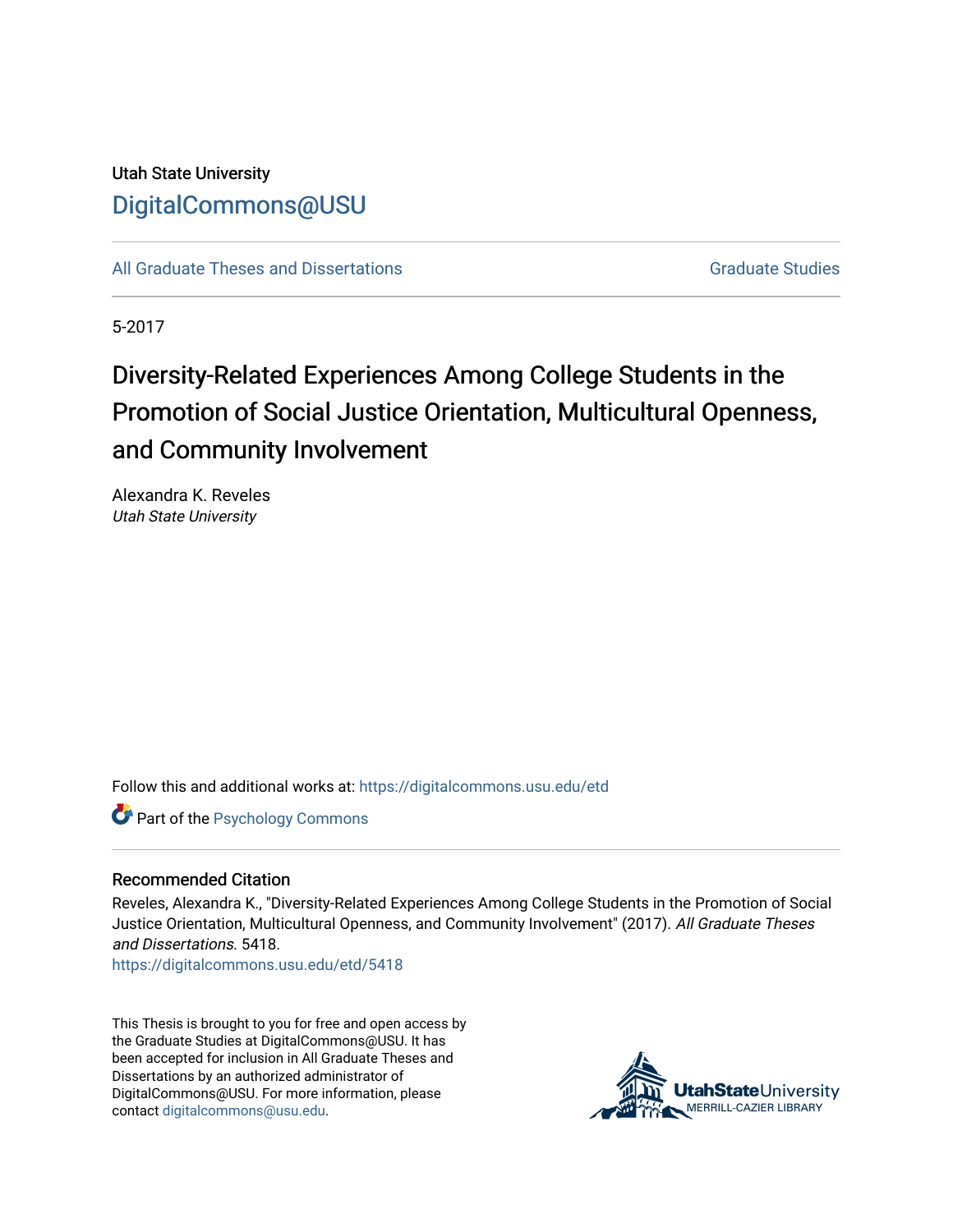Utah State University

DigitalCommons@USU

All Graduate Theses and Dissertations

Graduate Studies

5-2017

# Diversity-Related Experiences Among College Students in the Promotion of Social Justice Orientation, Multicultural Openness, and Community Involvement

Alexandra K. Reveles
*Utah State University*

Follow this and additional works at: https://digitalcommons.usu.edu/etd

Part of the Psychology Commons

## Recommended Citation

Reveles, Alexandra K., "Diversity-Related Experiences Among College Students in the Promotion of Social Justice Orientation, Multicultural Openness, and Community Involvement" (2017). *All Graduate Theses and Dissertations*. 5418.
https://digitalcommons.usu.edu/etd/5418

This Thesis is brought to you for free and open access by the Graduate Studies at DigitalCommons@USU. It has been accepted for inclusion in All Graduate Theses and Dissertations by an authorized administrator of DigitalCommons@USU. For more information, please contact digitalcommons@usu.edu.

UtahStateUniversity
MERRILL-CAZIER LIBRARY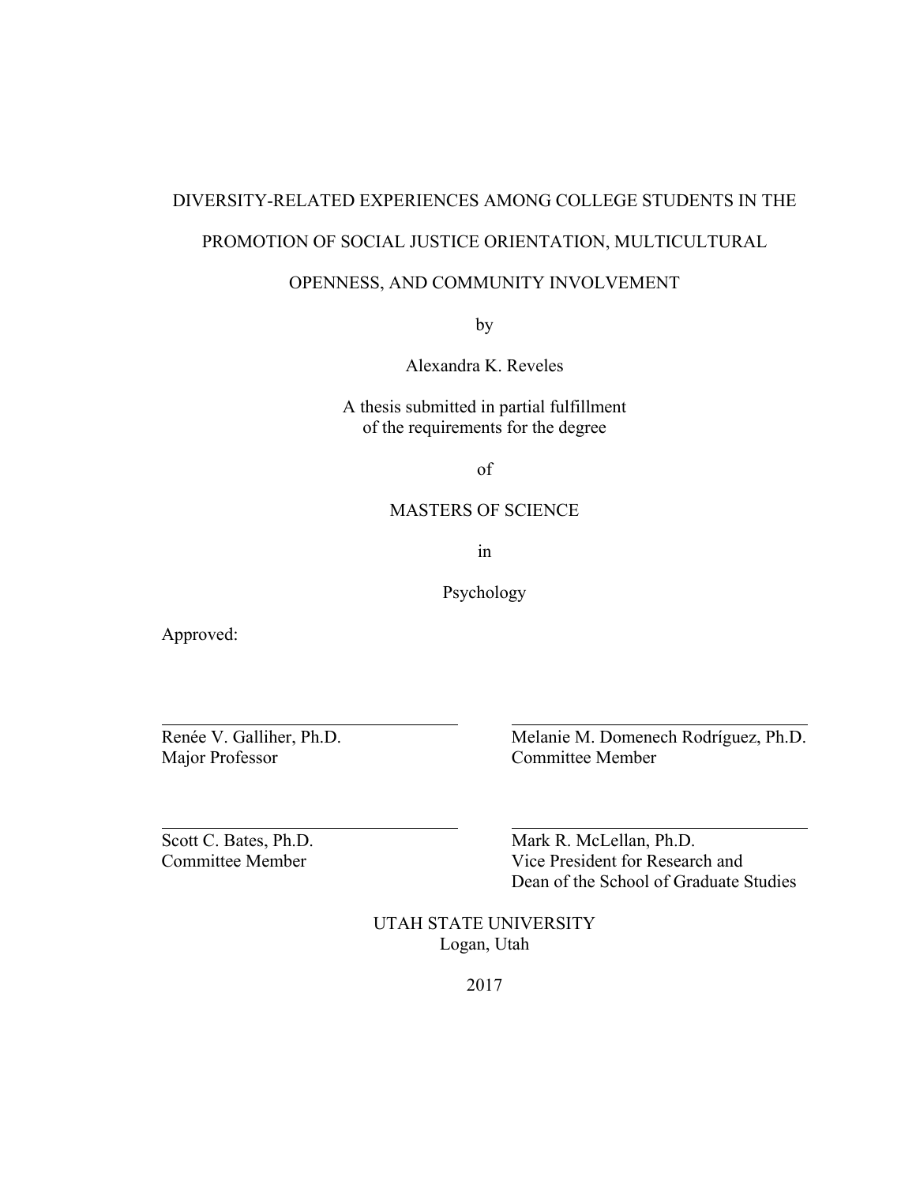DIVERSITY-RELATED EXPERIENCES AMONG COLLEGE STUDENTS IN THE PROMOTION OF SOCIAL JUSTICE ORIENTATION, MULTICULTURAL OPENNESS, AND COMMUNITY INVOLVEMENT

by

Alexandra K. Reveles

A thesis submitted in partial fulfillment
of the requirements for the degree

of

MASTERS OF SCIENCE

in

Psychology

Approved:

Renée V. Galliher, Ph.D.
Major Professor

Melanie M. Domenech Rodríguez, Ph.D.
Committee Member

Scott C. Bates, Ph.D.
Committee Member

Mark R. McLellan, Ph.D.
Vice President for Research and
Dean of the School of Graduate Studies

UTAH STATE UNIVERSITY
Logan, Utah

2017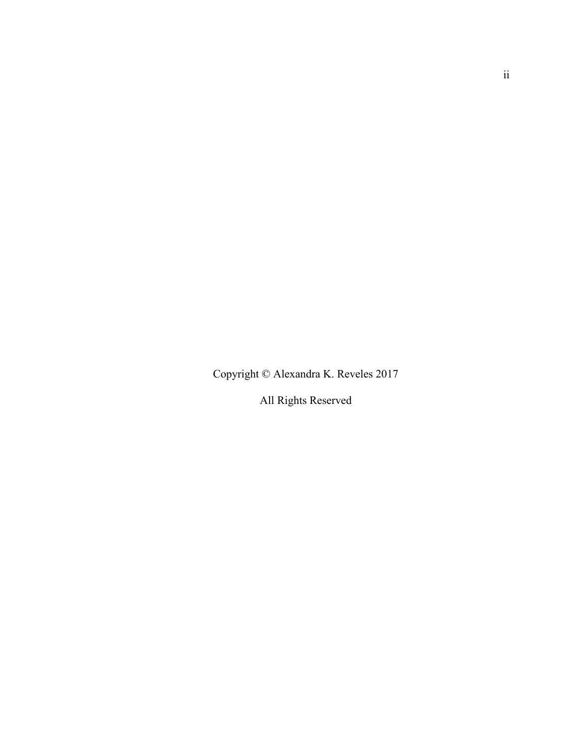Copyright © Alexandra K. Reveles 2017

All Rights Reserved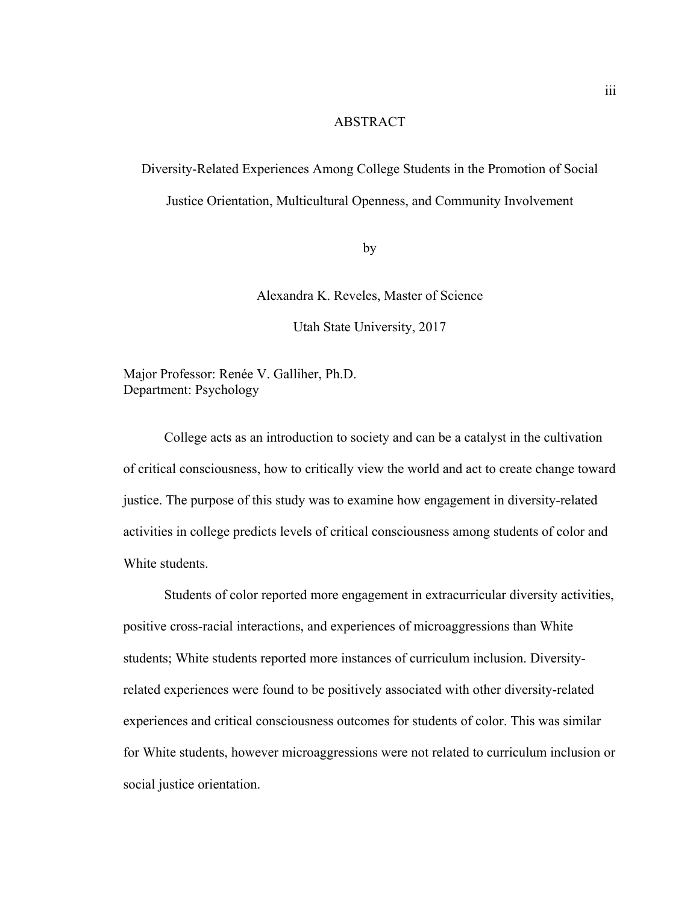# ABSTRACT

Diversity-Related Experiences Among College Students in the Promotion of Social Justice Orientation, Multicultural Openness, and Community Involvement

by

Alexandra K. Reveles, Master of Science

Utah State University, 2017

Major Professor: Renée V. Galliher, Ph.D.
Department: Psychology

College acts as an introduction to society and can be a catalyst in the cultivation of critical consciousness, how to critically view the world and act to create change toward justice. The purpose of this study was to examine how engagement in diversity-related activities in college predicts levels of critical consciousness among students of color and White students.

Students of color reported more engagement in extracurricular diversity activities, positive cross-racial interactions, and experiences of microaggressions than White students; White students reported more instances of curriculum inclusion. Diversity-related experiences were found to be positively associated with other diversity-related experiences and critical consciousness outcomes for students of color. This was similar for White students, however microaggressions were not related to curriculum inclusion or social justice orientation.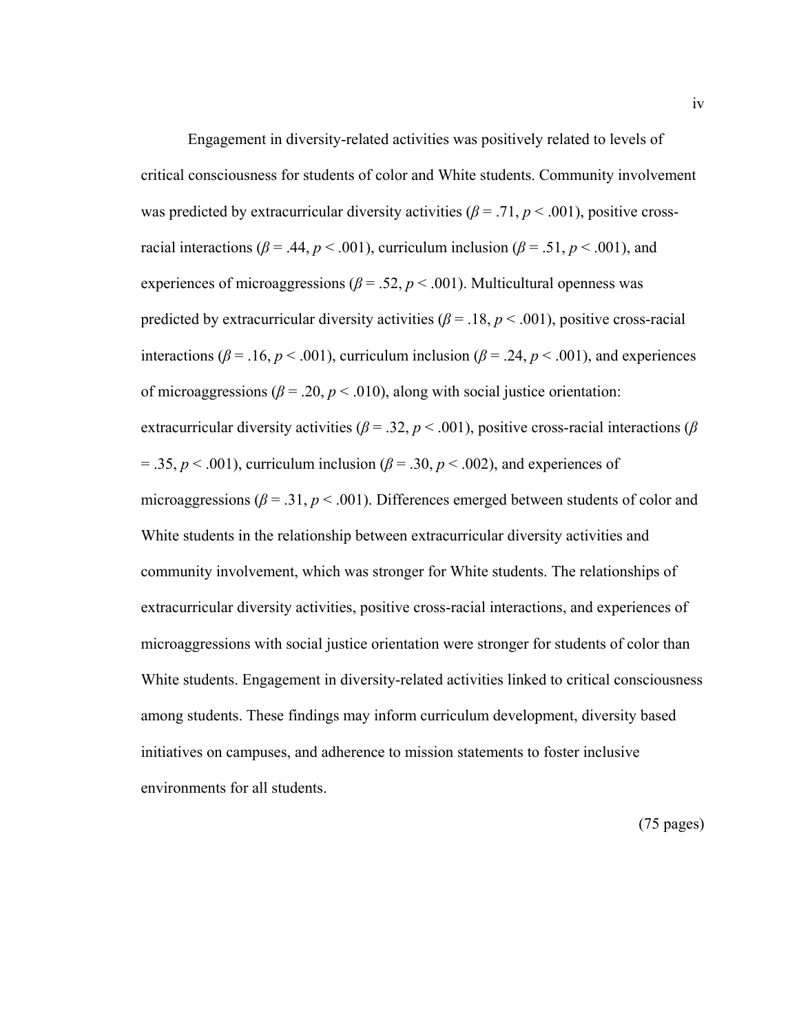Engagement in diversity-related activities was positively related to levels of critical consciousness for students of color and White students. Community involvement was predicted by extracurricular diversity activities ($\beta = .71$, $p < .001$), positive cross-racial interactions ($\beta = .44$, $p < .001$), curriculum inclusion ($\beta = .51$, $p < .001$), and experiences of microaggressions ($\beta = .52$, $p < .001$). Multicultural openness was predicted by extracurricular diversity activities ($\beta = .18$, $p < .001$), positive cross-racial interactions ($\beta = .16$, $p < .001$), curriculum inclusion ($\beta = .24$, $p < .001$), and experiences of microaggressions ($\beta = .20$, $p < .010$), along with social justice orientation: extracurricular diversity activities ($\beta = .32$, $p < .001$), positive cross-racial interactions ($\beta = .35$, $p < .001$), curriculum inclusion ($\beta = .30$, $p < .002$), and experiences of microaggressions ($\beta = .31$, $p < .001$). Differences emerged between students of color and White students in the relationship between extracurricular diversity activities and community involvement, which was stronger for White students. The relationships of extracurricular diversity activities, positive cross-racial interactions, and experiences of microaggressions with social justice orientation were stronger for students of color than White students. Engagement in diversity-related activities linked to critical consciousness among students. These findings may inform curriculum development, diversity based initiatives on campuses, and adherence to mission statements to foster inclusive environments for all students.

(75 pages)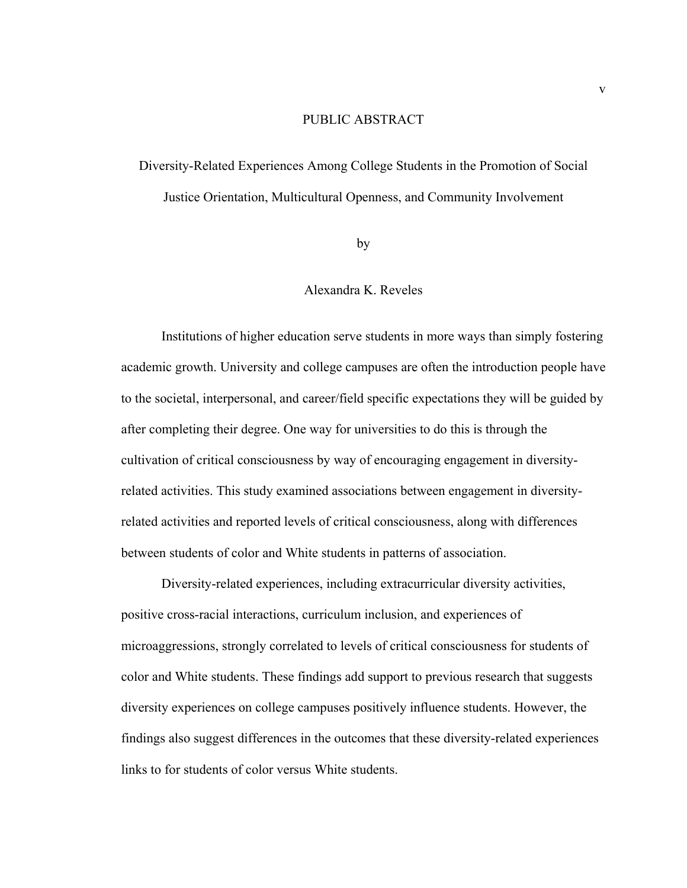# PUBLIC ABSTRACT

## Diversity-Related Experiences Among College Students in the Promotion of Social Justice Orientation, Multicultural Openness, and Community Involvement

by

Alexandra K. Reveles

Institutions of higher education serve students in more ways than simply fostering academic growth. University and college campuses are often the introduction people have to the societal, interpersonal, and career/field specific expectations they will be guided by after completing their degree. One way for universities to do this is through the cultivation of critical consciousness by way of encouraging engagement in diversity-related activities. This study examined associations between engagement in diversity-related activities and reported levels of critical consciousness, along with differences between students of color and White students in patterns of association.

Diversity-related experiences, including extracurricular diversity activities, positive cross-racial interactions, curriculum inclusion, and experiences of microaggressions, strongly correlated to levels of critical consciousness for students of color and White students. These findings add support to previous research that suggests diversity experiences on college campuses positively influence students. However, the findings also suggest differences in the outcomes that these diversity-related experiences links to for students of color versus White students.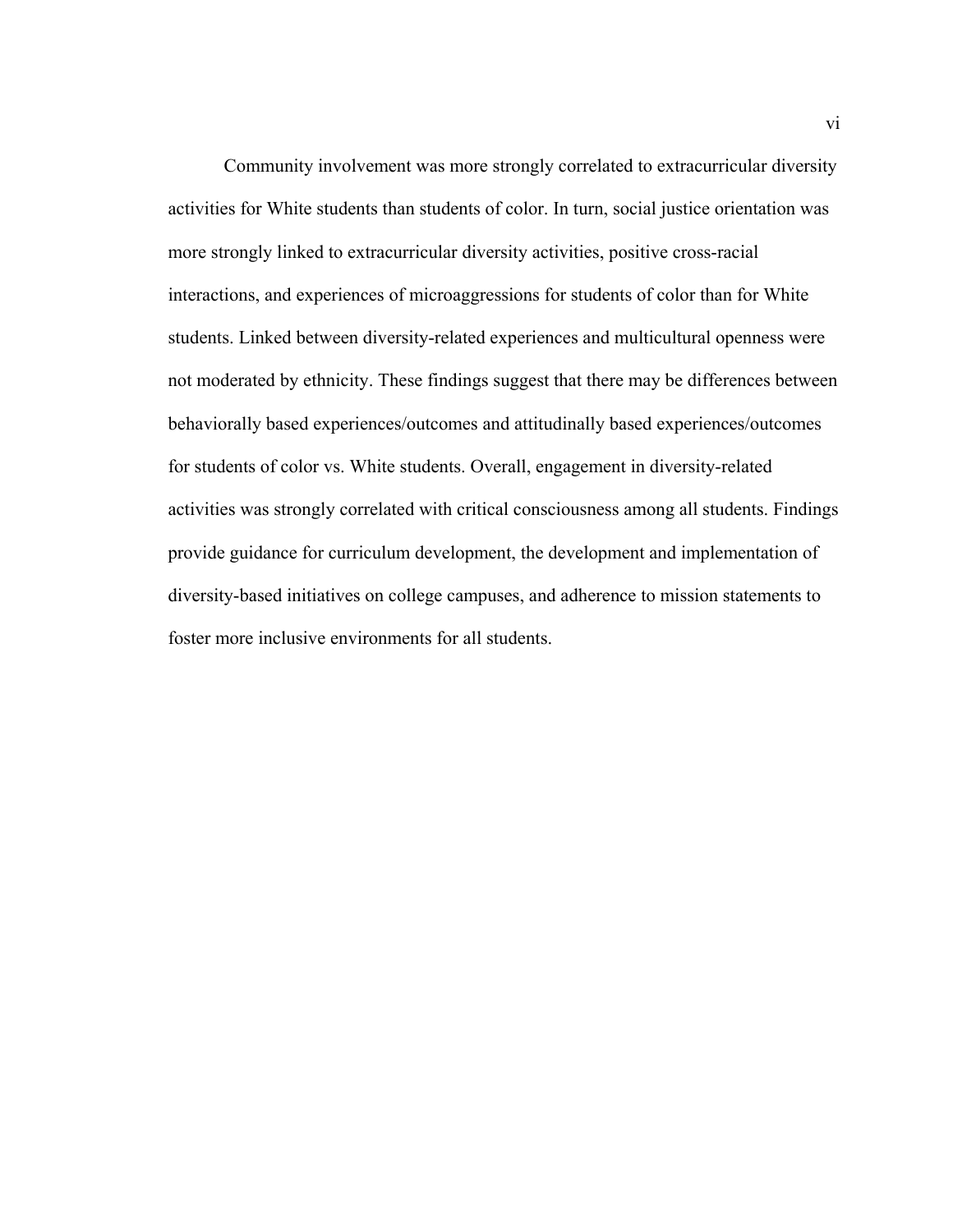Community involvement was more strongly correlated to extracurricular diversity activities for White students than students of color. In turn, social justice orientation was more strongly linked to extracurricular diversity activities, positive cross-racial interactions, and experiences of microaggressions for students of color than for White students. Linked between diversity-related experiences and multicultural openness were not moderated by ethnicity. These findings suggest that there may be differences between behaviorally based experiences/outcomes and attitudinally based experiences/outcomes for students of color vs. White students. Overall, engagement in diversity-related activities was strongly correlated with critical consciousness among all students. Findings provide guidance for curriculum development, the development and implementation of diversity-based initiatives on college campuses, and adherence to mission statements to foster more inclusive environments for all students.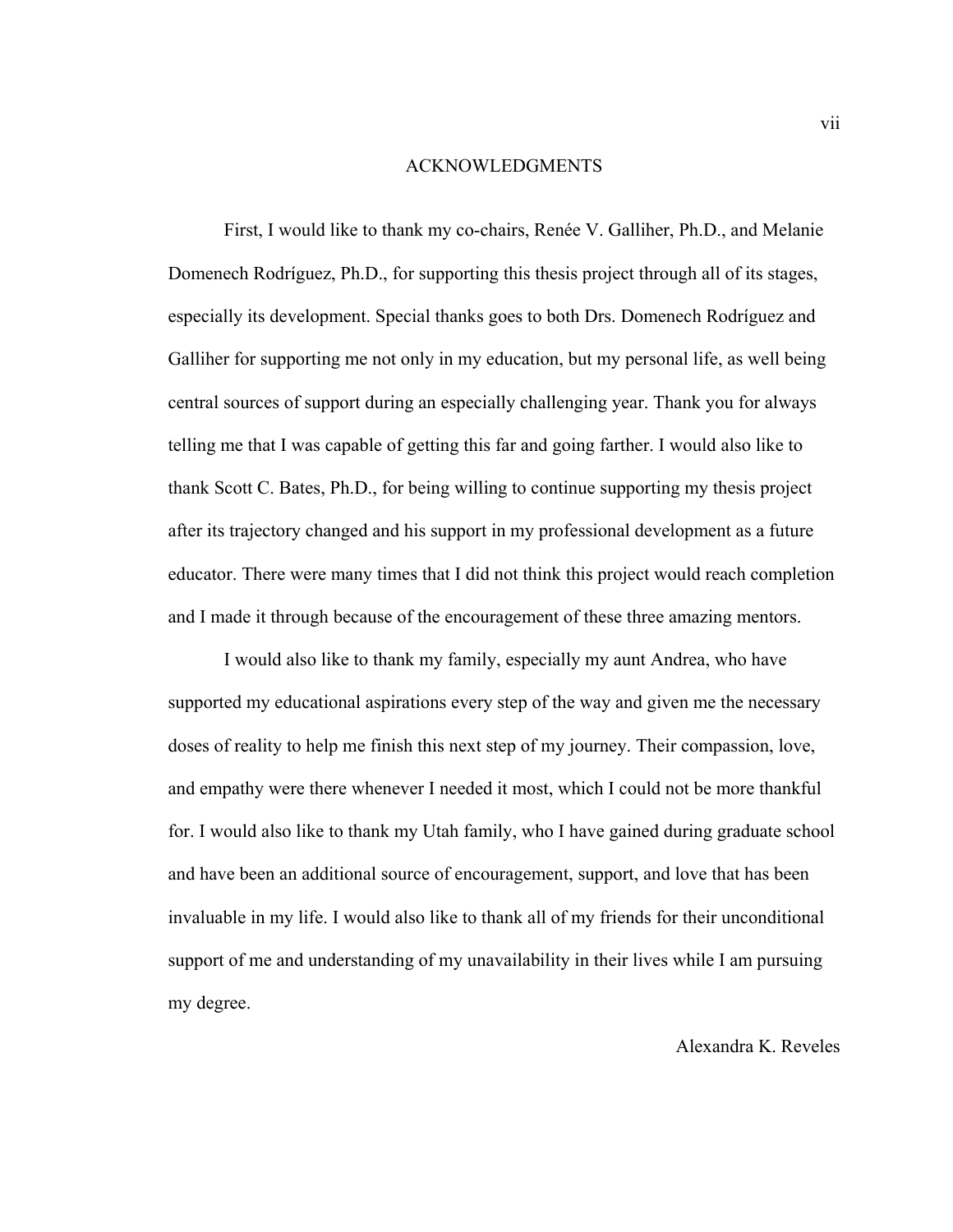# ACKNOWLEDGMENTS

First, I would like to thank my co-chairs, Renée V. Galliher, Ph.D., and Melanie Domenech Rodríguez, Ph.D., for supporting this thesis project through all of its stages, especially its development. Special thanks goes to both Drs. Domenech Rodríguez and Galliher for supporting me not only in my education, but my personal life, as well being central sources of support during an especially challenging year. Thank you for always telling me that I was capable of getting this far and going farther. I would also like to thank Scott C. Bates, Ph.D., for being willing to continue supporting my thesis project after its trajectory changed and his support in my professional development as a future educator. There were many times that I did not think this project would reach completion and I made it through because of the encouragement of these three amazing mentors.

I would also like to thank my family, especially my aunt Andrea, who have supported my educational aspirations every step of the way and given me the necessary doses of reality to help me finish this next step of my journey. Their compassion, love, and empathy were there whenever I needed it most, which I could not be more thankful for. I would also like to thank my Utah family, who I have gained during graduate school and have been an additional source of encouragement, support, and love that has been invaluable in my life. I would also like to thank all of my friends for their unconditional support of me and understanding of my unavailability in their lives while I am pursuing my degree.

Alexandra K. Reveles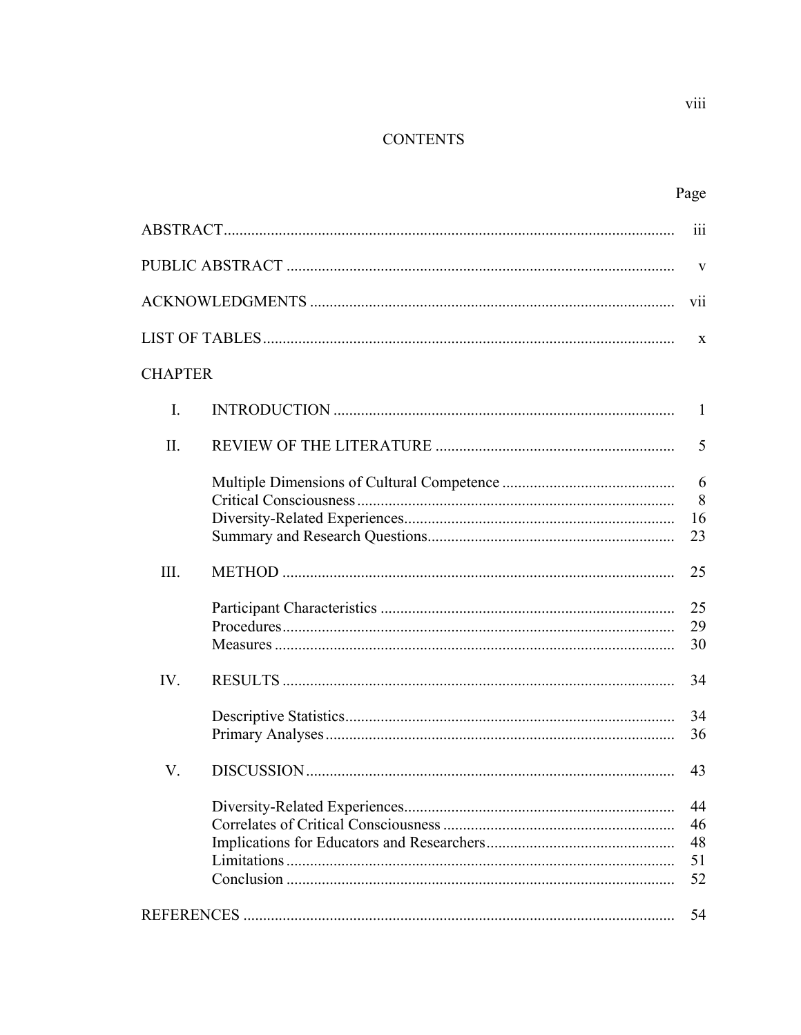# CONTENTS

| | | Page |
|---|---|---|
| ABSTRACT | | iii |
| PUBLIC ABSTRACT | | v |
| ACKNOWLEDGMENTS | | vii |
| LIST OF TABLES | | x |
| CHAPTER | | |
| I. | INTRODUCTION | 1 |
| II. | REVIEW OF THE LITERATURE | 5 |
| | Multiple Dimensions of Cultural Competence | 6 |
| | Critical Consciousness | 8 |
| | Diversity-Related Experiences | 16 |
| | Summary and Research Questions | 23 |
| III. | METHOD | 25 |
| | Participant Characteristics | 25 |
| | Procedures | 29 |
| | Measures | 30 |
| IV. | RESULTS | 34 |
| | Descriptive Statistics | 34 |
| | Primary Analyses | 36 |
| V. | DISCUSSION | 43 |
| | Diversity-Related Experiences | 44 |
| | Correlates of Critical Consciousness | 46 |
| | Implications for Educators and Researchers | 48 |
| | Limitations | 51 |
| | Conclusion | 52 |
| REFERENCES | | 54 |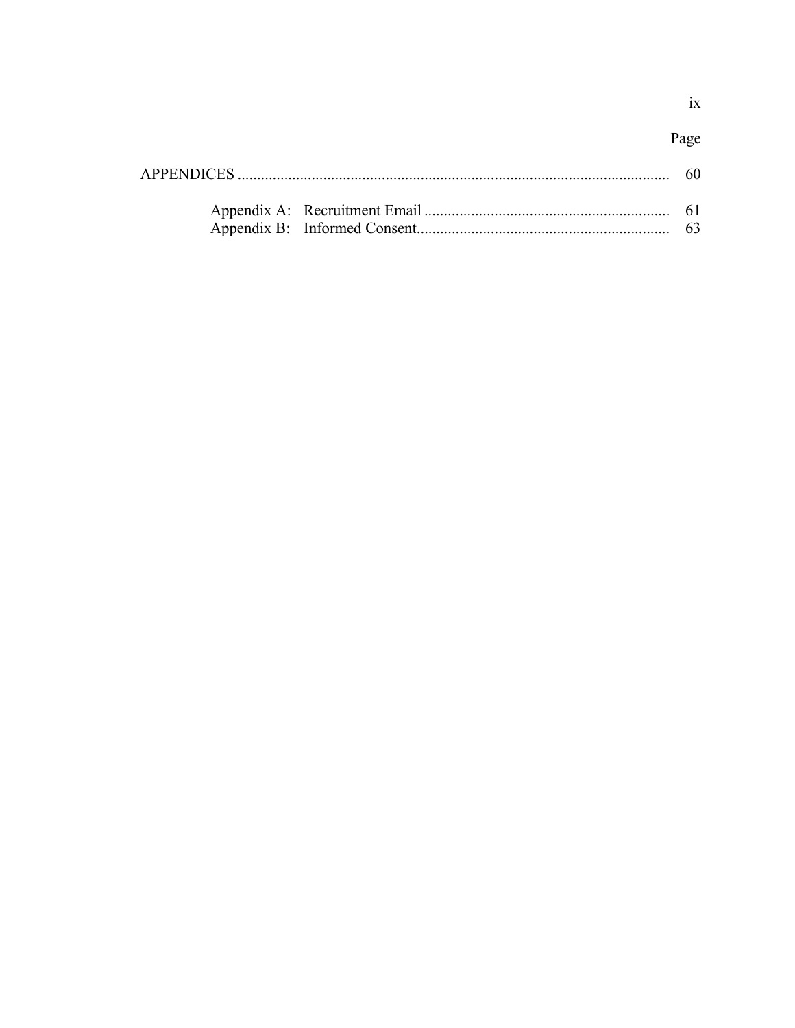| | Page |
|---|---|
| APPENDICES | 60 |
| Appendix A: Recruitment Email | 61 |
| Appendix B: Informed Consent | 63 |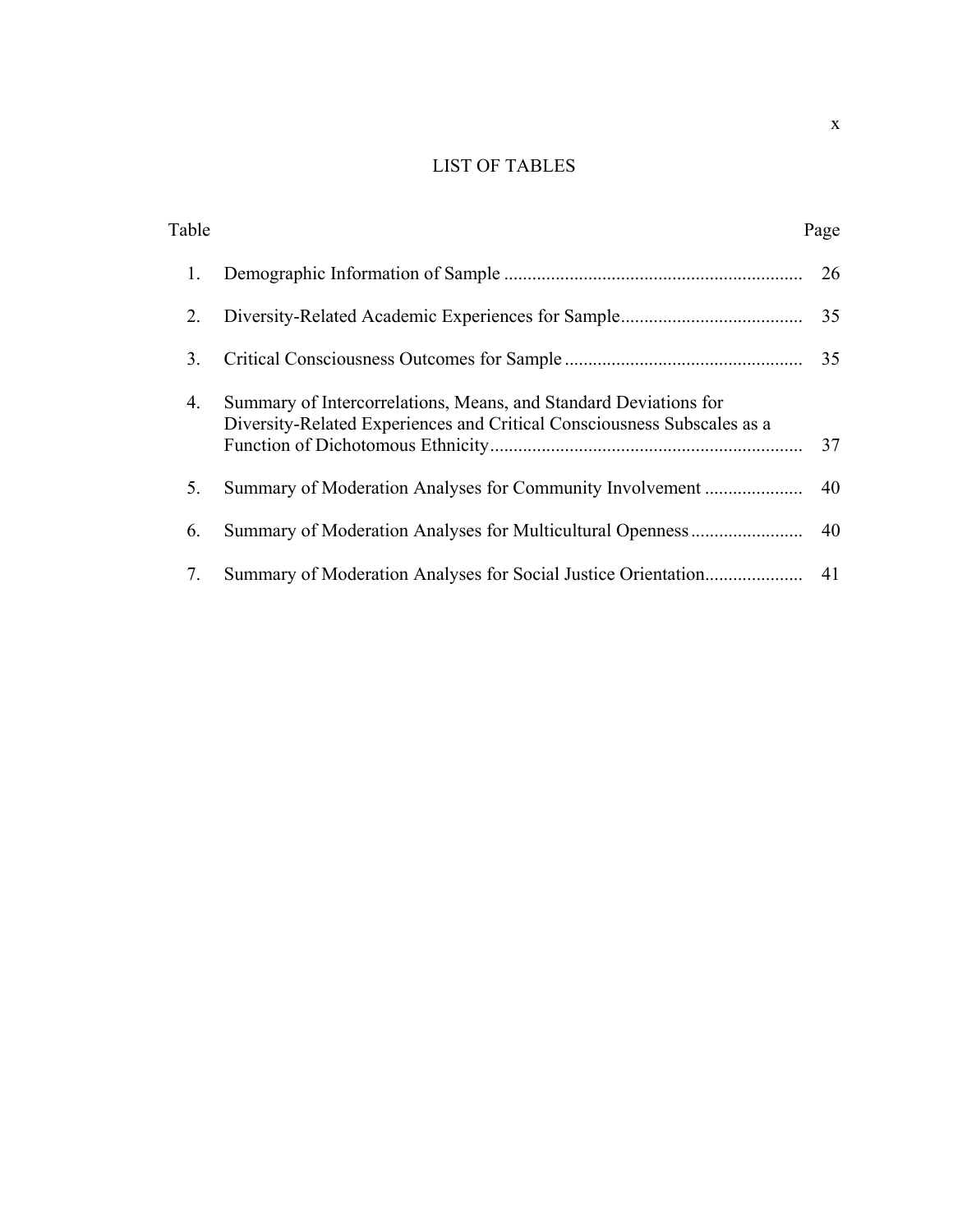# LIST OF TABLES

| Table | | Page |
|---|---|---|
| 1. | Demographic Information of Sample | 26 |
| 2. | Diversity-Related Academic Experiences for Sample | 35 |
| 3. | Critical Consciousness Outcomes for Sample | 35 |
| 4. | Summary of Intercorrelations, Means, and Standard Deviations for Diversity-Related Experiences and Critical Consciousness Subscales as a Function of Dichotomous Ethnicity | 37 |
| 5. | Summary of Moderation Analyses for Community Involvement | 40 |
| 6. | Summary of Moderation Analyses for Multicultural Openness | 40 |
| 7. | Summary of Moderation Analyses for Social Justice Orientation | 41 |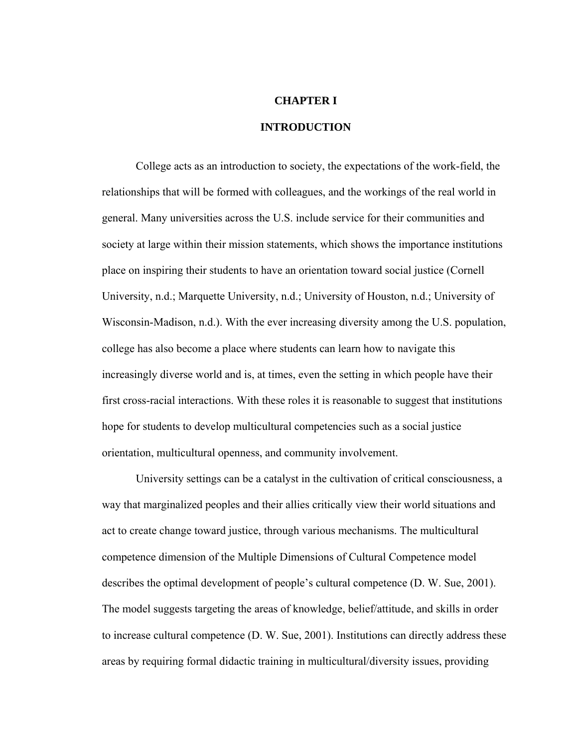# CHAPTER I

# INTRODUCTION

College acts as an introduction to society, the expectations of the work-field, the relationships that will be formed with colleagues, and the workings of the real world in general. Many universities across the U.S. include service for their communities and society at large within their mission statements, which shows the importance institutions place on inspiring their students to have an orientation toward social justice (Cornell University, n.d.; Marquette University, n.d.; University of Houston, n.d.; University of Wisconsin-Madison, n.d.). With the ever increasing diversity among the U.S. population, college has also become a place where students can learn how to navigate this increasingly diverse world and is, at times, even the setting in which people have their first cross-racial interactions. With these roles it is reasonable to suggest that institutions hope for students to develop multicultural competencies such as a social justice orientation, multicultural openness, and community involvement.

University settings can be a catalyst in the cultivation of critical consciousness, a way that marginalized peoples and their allies critically view their world situations and act to create change toward justice, through various mechanisms. The multicultural competence dimension of the Multiple Dimensions of Cultural Competence model describes the optimal development of people's cultural competence (D. W. Sue, 2001). The model suggests targeting the areas of knowledge, belief/attitude, and skills in order to increase cultural competence (D. W. Sue, 2001). Institutions can directly address these areas by requiring formal didactic training in multicultural/diversity issues, providing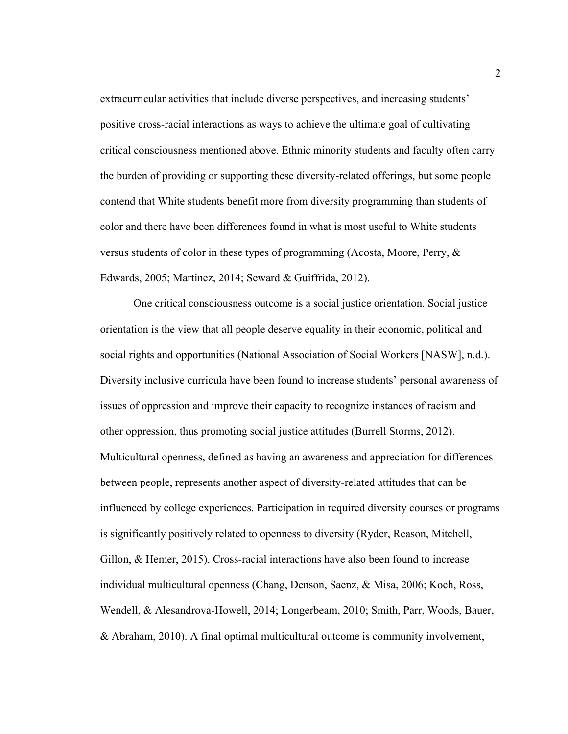extracurricular activities that include diverse perspectives, and increasing students' positive cross-racial interactions as ways to achieve the ultimate goal of cultivating critical consciousness mentioned above. Ethnic minority students and faculty often carry the burden of providing or supporting these diversity-related offerings, but some people contend that White students benefit more from diversity programming than students of color and there have been differences found in what is most useful to White students versus students of color in these types of programming (Acosta, Moore, Perry, & Edwards, 2005; Martinez, 2014; Seward & Guiffrida, 2012).

One critical consciousness outcome is a social justice orientation. Social justice orientation is the view that all people deserve equality in their economic, political and social rights and opportunities (National Association of Social Workers [NASW], n.d.). Diversity inclusive curricula have been found to increase students' personal awareness of issues of oppression and improve their capacity to recognize instances of racism and other oppression, thus promoting social justice attitudes (Burrell Storms, 2012). Multicultural openness, defined as having an awareness and appreciation for differences between people, represents another aspect of diversity-related attitudes that can be influenced by college experiences. Participation in required diversity courses or programs is significantly positively related to openness to diversity (Ryder, Reason, Mitchell, Gillon, & Hemer, 2015). Cross-racial interactions have also been found to increase individual multicultural openness (Chang, Denson, Saenz, & Misa, 2006; Koch, Ross, Wendell, & Alesandrova-Howell, 2014; Longerbeam, 2010; Smith, Parr, Woods, Bauer, & Abraham, 2010). A final optimal multicultural outcome is community involvement,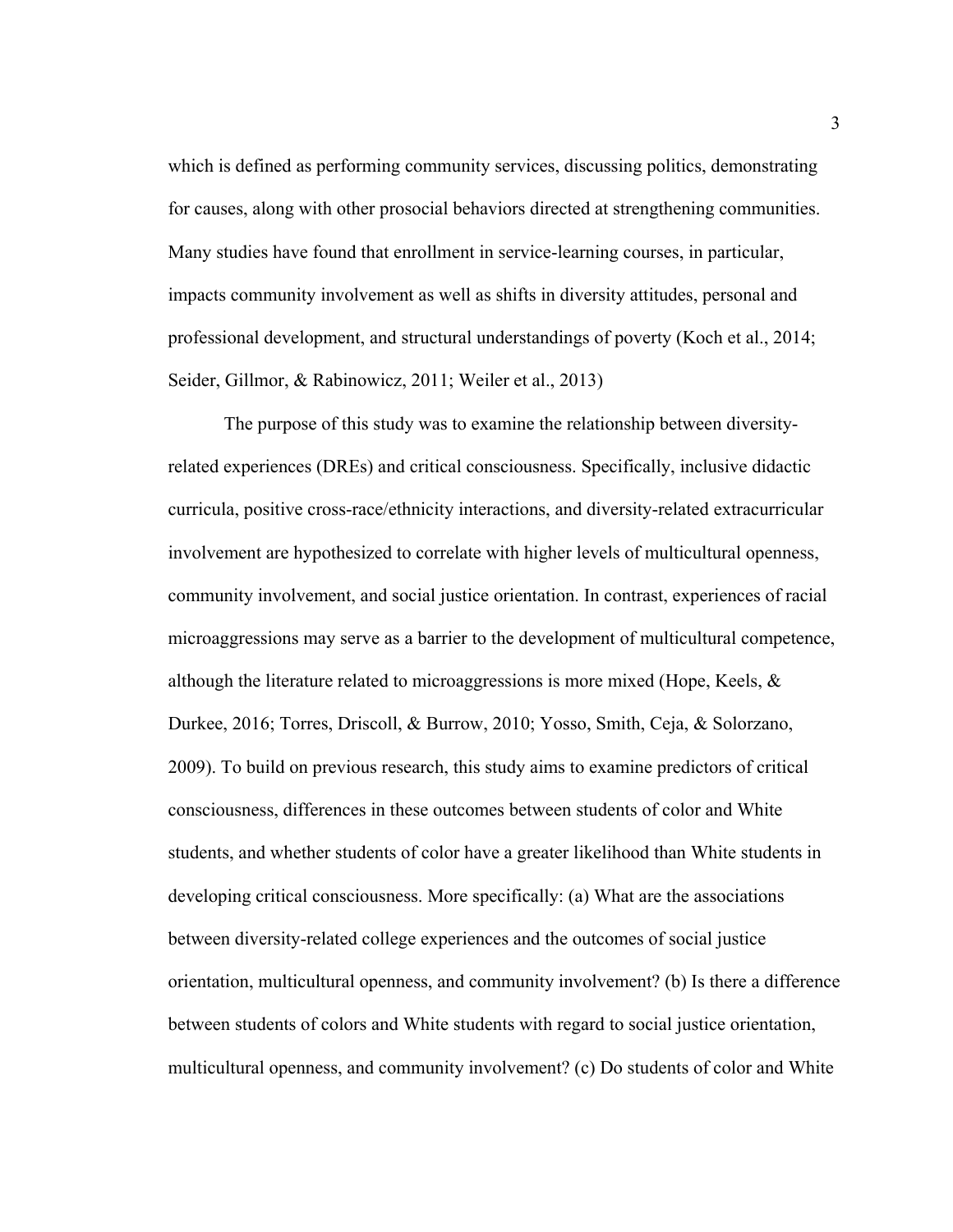which is defined as performing community services, discussing politics, demonstrating for causes, along with other prosocial behaviors directed at strengthening communities. Many studies have found that enrollment in service-learning courses, in particular, impacts community involvement as well as shifts in diversity attitudes, personal and professional development, and structural understandings of poverty (Koch et al., 2014; Seider, Gillmor, & Rabinowicz, 2011; Weiler et al., 2013)

The purpose of this study was to examine the relationship between diversity-related experiences (DREs) and critical consciousness. Specifically, inclusive didactic curricula, positive cross-race/ethnicity interactions, and diversity-related extracurricular involvement are hypothesized to correlate with higher levels of multicultural openness, community involvement, and social justice orientation. In contrast, experiences of racial microaggressions may serve as a barrier to the development of multicultural competence, although the literature related to microaggressions is more mixed (Hope, Keels, & Durkee, 2016; Torres, Driscoll, & Burrow, 2010; Yosso, Smith, Ceja, & Solorzano, 2009). To build on previous research, this study aims to examine predictors of critical consciousness, differences in these outcomes between students of color and White students, and whether students of color have a greater likelihood than White students in developing critical consciousness. More specifically: (a) What are the associations between diversity-related college experiences and the outcomes of social justice orientation, multicultural openness, and community involvement? (b) Is there a difference between students of colors and White students with regard to social justice orientation, multicultural openness, and community involvement? (c) Do students of color and White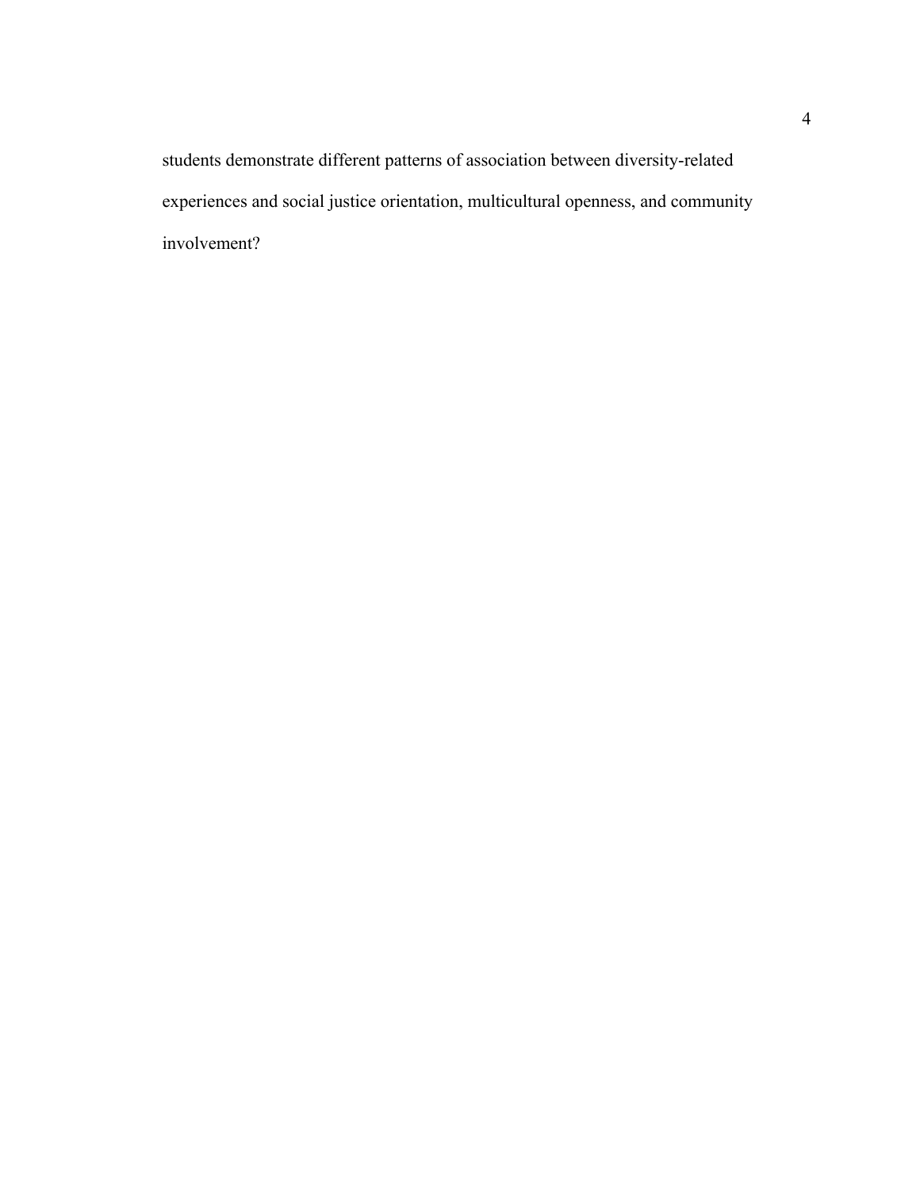students demonstrate different patterns of association between diversity-related experiences and social justice orientation, multicultural openness, and community involvement?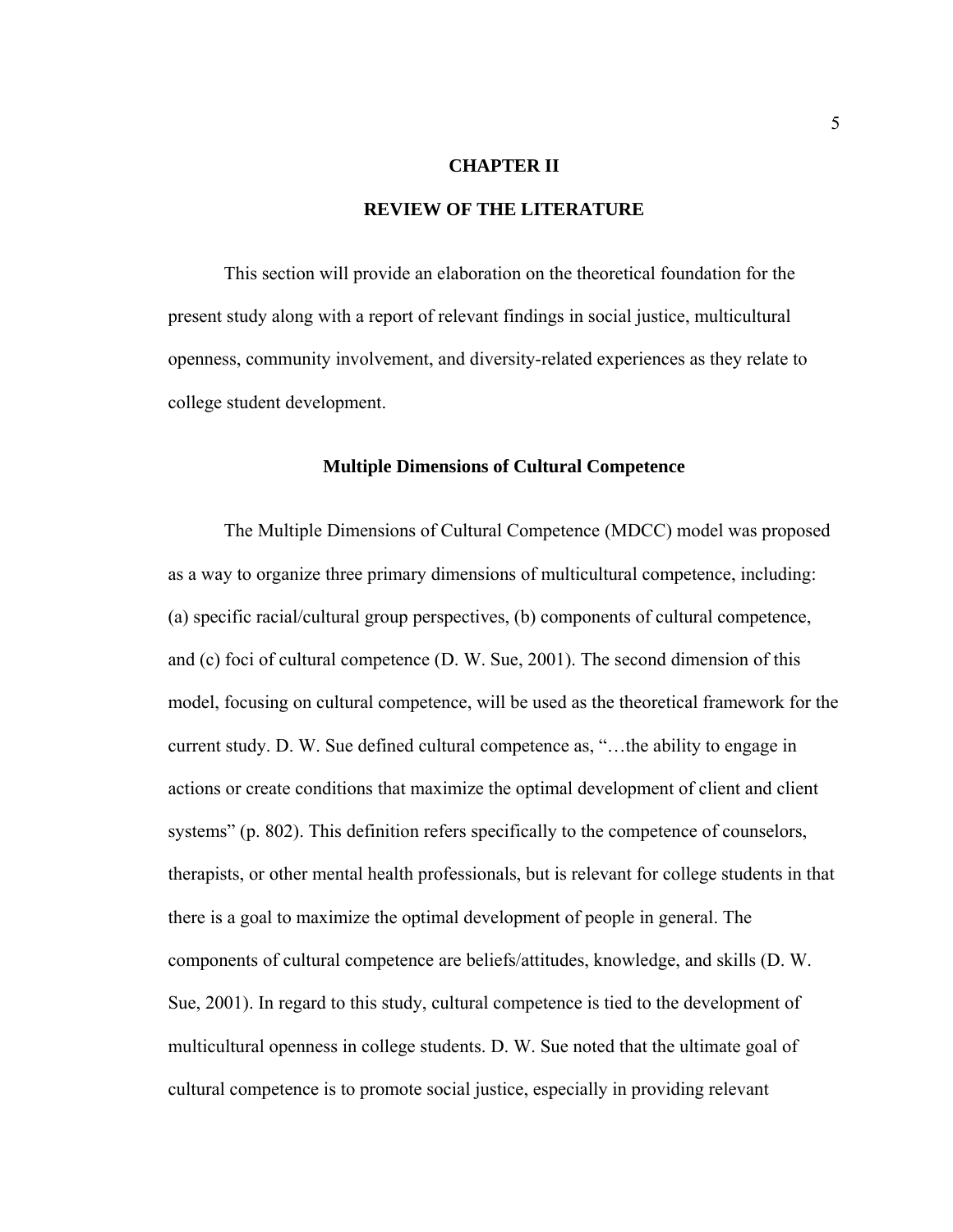# CHAPTER II

# REVIEW OF THE LITERATURE

This section will provide an elaboration on the theoretical foundation for the present study along with a report of relevant findings in social justice, multicultural openness, community involvement, and diversity-related experiences as they relate to college student development.

## Multiple Dimensions of Cultural Competence

The Multiple Dimensions of Cultural Competence (MDCC) model was proposed as a way to organize three primary dimensions of multicultural competence, including: (a) specific racial/cultural group perspectives, (b) components of cultural competence, and (c) foci of cultural competence (D. W. Sue, 2001). The second dimension of this model, focusing on cultural competence, will be used as the theoretical framework for the current study. D. W. Sue defined cultural competence as, "…the ability to engage in actions or create conditions that maximize the optimal development of client and client systems" (p. 802). This definition refers specifically to the competence of counselors, therapists, or other mental health professionals, but is relevant for college students in that there is a goal to maximize the optimal development of people in general. The components of cultural competence are beliefs/attitudes, knowledge, and skills (D. W. Sue, 2001). In regard to this study, cultural competence is tied to the development of multicultural openness in college students. D. W. Sue noted that the ultimate goal of cultural competence is to promote social justice, especially in providing relevant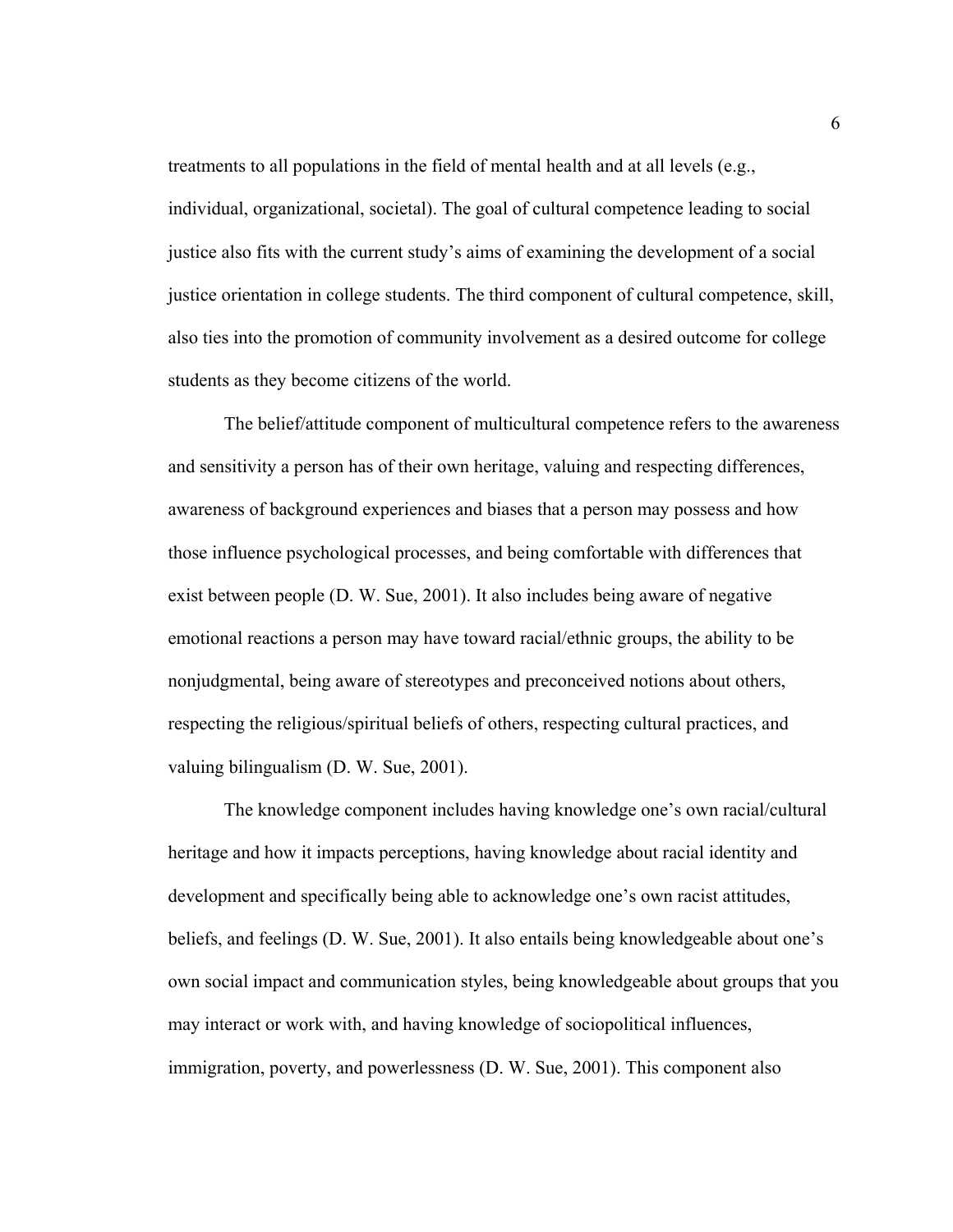treatments to all populations in the field of mental health and at all levels (e.g., individual, organizational, societal). The goal of cultural competence leading to social justice also fits with the current study's aims of examining the development of a social justice orientation in college students. The third component of cultural competence, skill, also ties into the promotion of community involvement as a desired outcome for college students as they become citizens of the world.

The belief/attitude component of multicultural competence refers to the awareness and sensitivity a person has of their own heritage, valuing and respecting differences, awareness of background experiences and biases that a person may possess and how those influence psychological processes, and being comfortable with differences that exist between people (D. W. Sue, 2001). It also includes being aware of negative emotional reactions a person may have toward racial/ethnic groups, the ability to be nonjudgmental, being aware of stereotypes and preconceived notions about others, respecting the religious/spiritual beliefs of others, respecting cultural practices, and valuing bilingualism (D. W. Sue, 2001).

The knowledge component includes having knowledge one's own racial/cultural heritage and how it impacts perceptions, having knowledge about racial identity and development and specifically being able to acknowledge one's own racist attitudes, beliefs, and feelings (D. W. Sue, 2001). It also entails being knowledgeable about one's own social impact and communication styles, being knowledgeable about groups that you may interact or work with, and having knowledge of sociopolitical influences, immigration, poverty, and powerlessness (D. W. Sue, 2001). This component also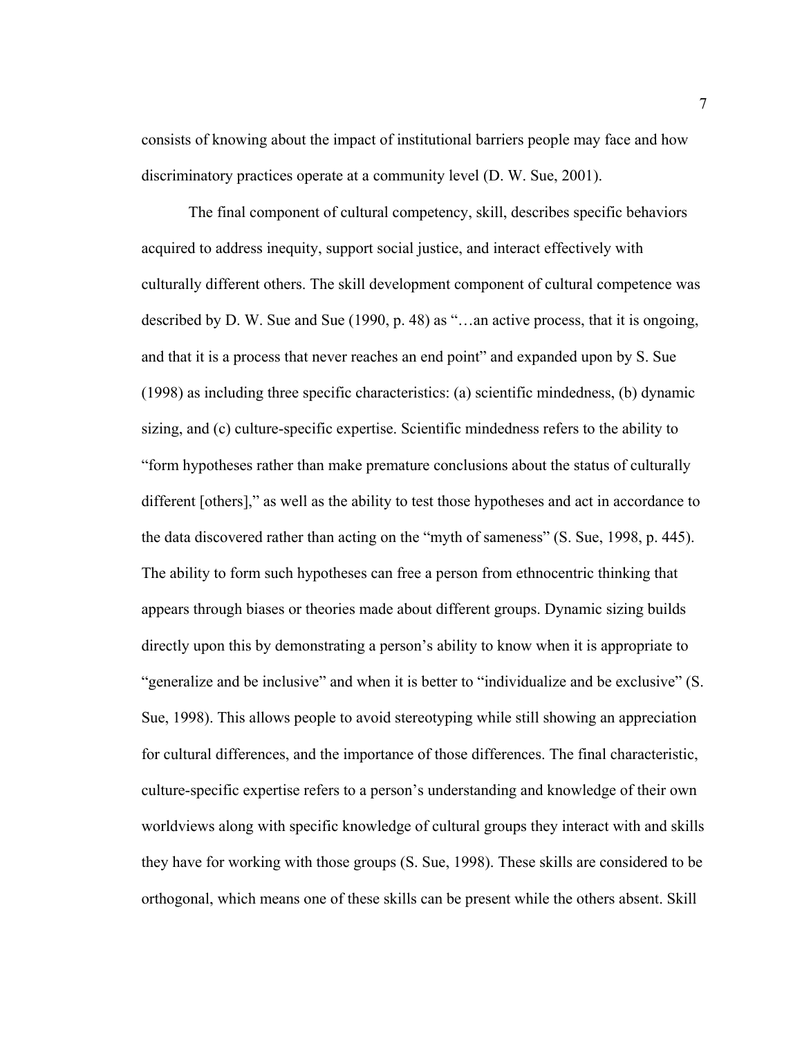consists of knowing about the impact of institutional barriers people may face and how discriminatory practices operate at a community level (D. W. Sue, 2001).

The final component of cultural competency, skill, describes specific behaviors acquired to address inequity, support social justice, and interact effectively with culturally different others. The skill development component of cultural competence was described by D. W. Sue and Sue (1990, p. 48) as "…an active process, that it is ongoing, and that it is a process that never reaches an end point" and expanded upon by S. Sue (1998) as including three specific characteristics: (a) scientific mindedness, (b) dynamic sizing, and (c) culture-specific expertise. Scientific mindedness refers to the ability to "form hypotheses rather than make premature conclusions about the status of culturally different [others]," as well as the ability to test those hypotheses and act in accordance to the data discovered rather than acting on the "myth of sameness" (S. Sue, 1998, p. 445). The ability to form such hypotheses can free a person from ethnocentric thinking that appears through biases or theories made about different groups. Dynamic sizing builds directly upon this by demonstrating a person's ability to know when it is appropriate to "generalize and be inclusive" and when it is better to "individualize and be exclusive" (S. Sue, 1998). This allows people to avoid stereotyping while still showing an appreciation for cultural differences, and the importance of those differences. The final characteristic, culture-specific expertise refers to a person's understanding and knowledge of their own worldviews along with specific knowledge of cultural groups they interact with and skills they have for working with those groups (S. Sue, 1998). These skills are considered to be orthogonal, which means one of these skills can be present while the others absent. Skill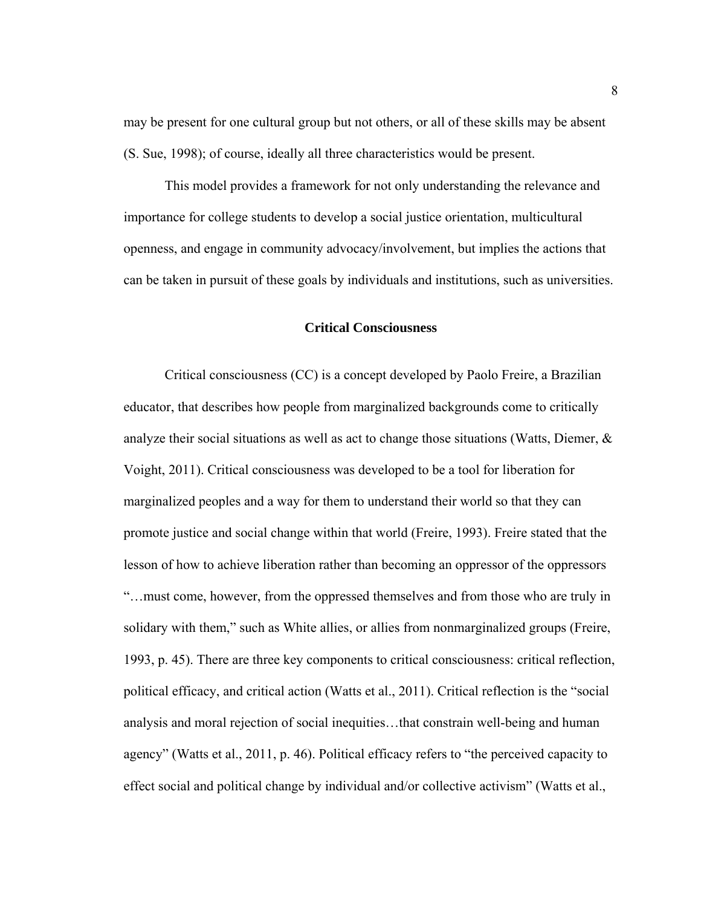may be present for one cultural group but not others, or all of these skills may be absent (S. Sue, 1998); of course, ideally all three characteristics would be present.

This model provides a framework for not only understanding the relevance and importance for college students to develop a social justice orientation, multicultural openness, and engage in community advocacy/involvement, but implies the actions that can be taken in pursuit of these goals by individuals and institutions, such as universities.

## Critical Consciousness

Critical consciousness (CC) is a concept developed by Paolo Freire, a Brazilian educator, that describes how people from marginalized backgrounds come to critically analyze their social situations as well as act to change those situations (Watts, Diemer, & Voight, 2011). Critical consciousness was developed to be a tool for liberation for marginalized peoples and a way for them to understand their world so that they can promote justice and social change within that world (Freire, 1993). Freire stated that the lesson of how to achieve liberation rather than becoming an oppressor of the oppressors "…must come, however, from the oppressed themselves and from those who are truly in solidary with them," such as White allies, or allies from nonmarginalized groups (Freire, 1993, p. 45). There are three key components to critical consciousness: critical reflection, political efficacy, and critical action (Watts et al., 2011). Critical reflection is the "social analysis and moral rejection of social inequities…that constrain well-being and human agency" (Watts et al., 2011, p. 46). Political efficacy refers to "the perceived capacity to effect social and political change by individual and/or collective activism" (Watts et al.,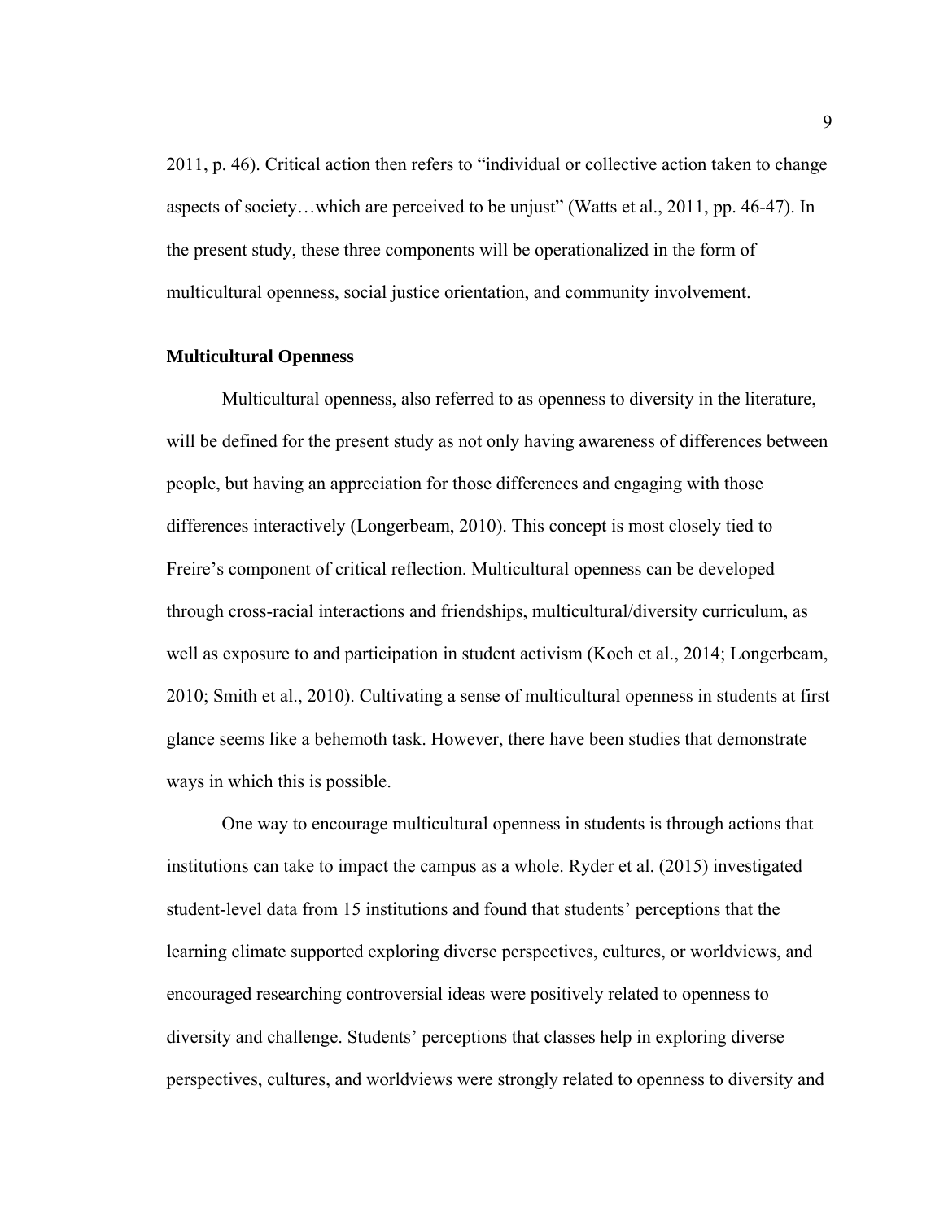2011, p. 46). Critical action then refers to "individual or collective action taken to change aspects of society…which are perceived to be unjust" (Watts et al., 2011, pp. 46-47). In the present study, these three components will be operationalized in the form of multicultural openness, social justice orientation, and community involvement.

## Multicultural Openness

Multicultural openness, also referred to as openness to diversity in the literature, will be defined for the present study as not only having awareness of differences between people, but having an appreciation for those differences and engaging with those differences interactively (Longerbeam, 2010). This concept is most closely tied to Freire's component of critical reflection. Multicultural openness can be developed through cross-racial interactions and friendships, multicultural/diversity curriculum, as well as exposure to and participation in student activism (Koch et al., 2014; Longerbeam, 2010; Smith et al., 2010). Cultivating a sense of multicultural openness in students at first glance seems like a behemoth task. However, there have been studies that demonstrate ways in which this is possible.

One way to encourage multicultural openness in students is through actions that institutions can take to impact the campus as a whole. Ryder et al. (2015) investigated student-level data from 15 institutions and found that students' perceptions that the learning climate supported exploring diverse perspectives, cultures, or worldviews, and encouraged researching controversial ideas were positively related to openness to diversity and challenge. Students' perceptions that classes help in exploring diverse perspectives, cultures, and worldviews were strongly related to openness to diversity and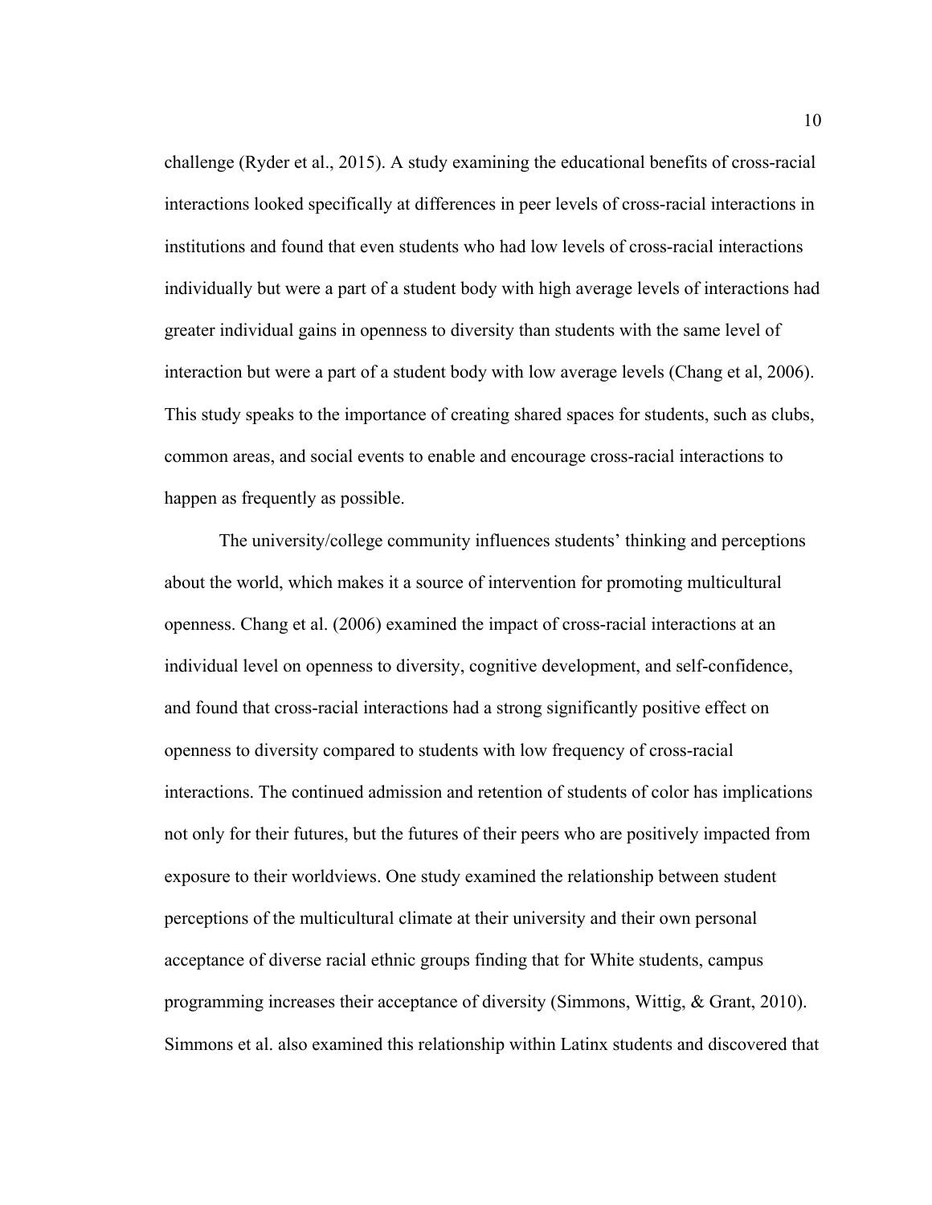challenge (Ryder et al., 2015). A study examining the educational benefits of cross-racial interactions looked specifically at differences in peer levels of cross-racial interactions in institutions and found that even students who had low levels of cross-racial interactions individually but were a part of a student body with high average levels of interactions had greater individual gains in openness to diversity than students with the same level of interaction but were a part of a student body with low average levels (Chang et al, 2006). This study speaks to the importance of creating shared spaces for students, such as clubs, common areas, and social events to enable and encourage cross-racial interactions to happen as frequently as possible.

The university/college community influences students' thinking and perceptions about the world, which makes it a source of intervention for promoting multicultural openness. Chang et al. (2006) examined the impact of cross-racial interactions at an individual level on openness to diversity, cognitive development, and self-confidence, and found that cross-racial interactions had a strong significantly positive effect on openness to diversity compared to students with low frequency of cross-racial interactions. The continued admission and retention of students of color has implications not only for their futures, but the futures of their peers who are positively impacted from exposure to their worldviews. One study examined the relationship between student perceptions of the multicultural climate at their university and their own personal acceptance of diverse racial ethnic groups finding that for White students, campus programming increases their acceptance of diversity (Simmons, Wittig, & Grant, 2010). Simmons et al. also examined this relationship within Latinx students and discovered that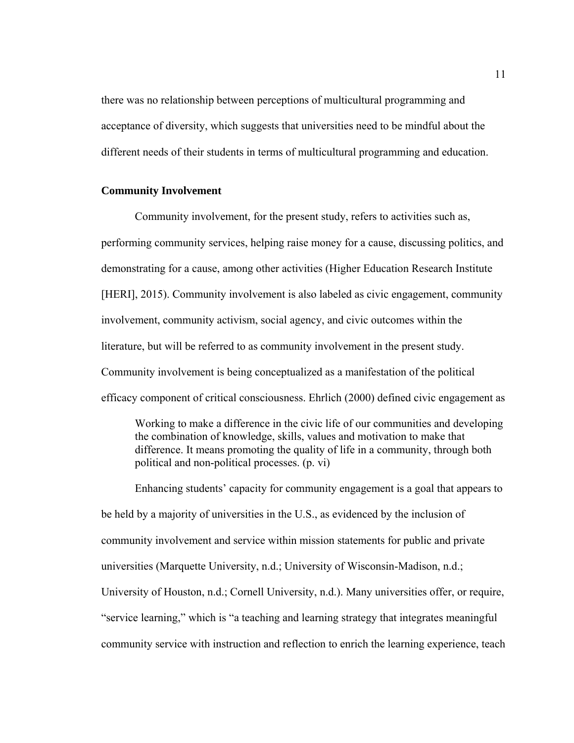there was no relationship between perceptions of multicultural programming and acceptance of diversity, which suggests that universities need to be mindful about the different needs of their students in terms of multicultural programming and education.

### Community Involvement

Community involvement, for the present study, refers to activities such as, performing community services, helping raise money for a cause, discussing politics, and demonstrating for a cause, among other activities (Higher Education Research Institute [HERI], 2015). Community involvement is also labeled as civic engagement, community involvement, community activism, social agency, and civic outcomes within the literature, but will be referred to as community involvement in the present study. Community involvement is being conceptualized as a manifestation of the political efficacy component of critical consciousness. Ehrlich (2000) defined civic engagement as

> Working to make a difference in the civic life of our communities and developing the combination of knowledge, skills, values and motivation to make that difference. It means promoting the quality of life in a community, through both political and non-political processes. (p. vi)

Enhancing students' capacity for community engagement is a goal that appears to be held by a majority of universities in the U.S., as evidenced by the inclusion of community involvement and service within mission statements for public and private universities (Marquette University, n.d.; University of Wisconsin-Madison, n.d.; University of Houston, n.d.; Cornell University, n.d.). Many universities offer, or require, "service learning," which is "a teaching and learning strategy that integrates meaningful community service with instruction and reflection to enrich the learning experience, teach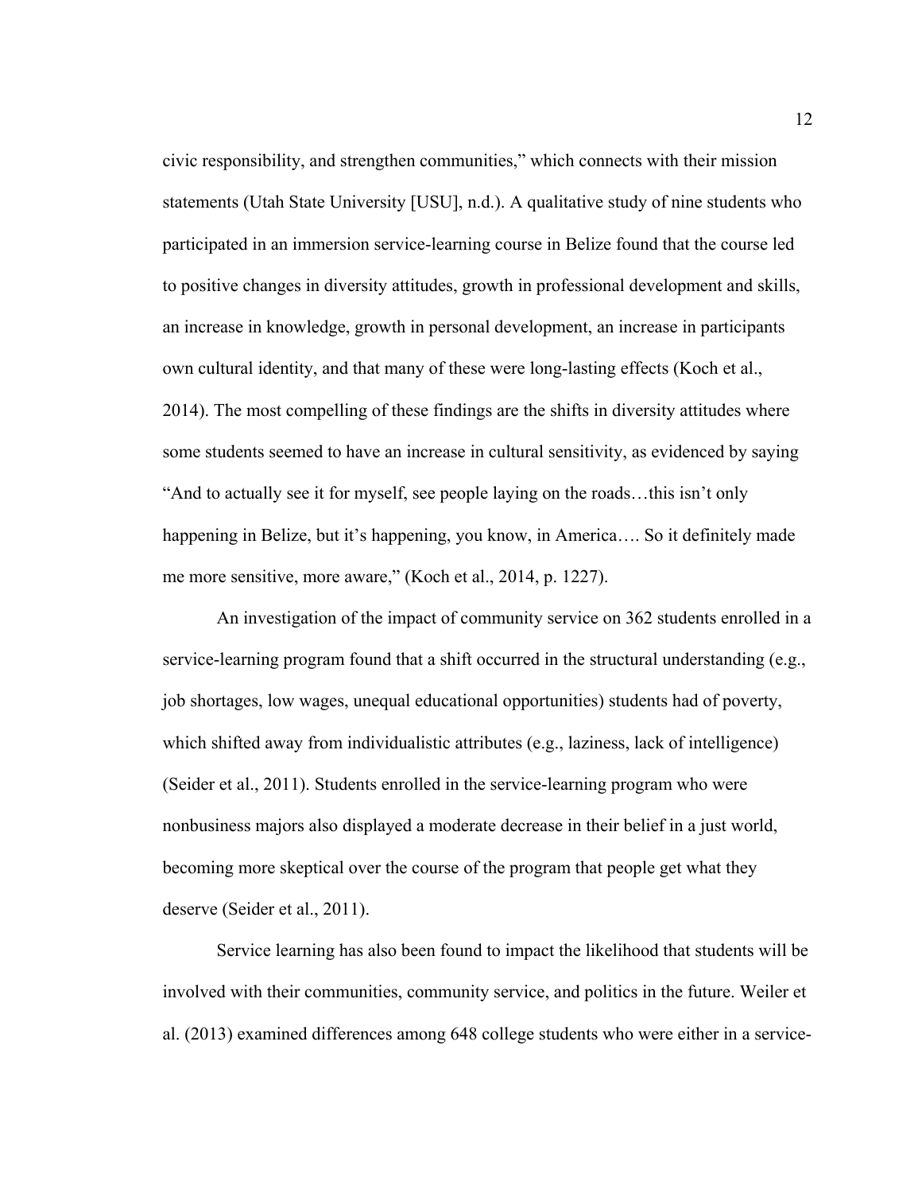civic responsibility, and strengthen communities," which connects with their mission statements (Utah State University [USU], n.d.). A qualitative study of nine students who participated in an immersion service-learning course in Belize found that the course led to positive changes in diversity attitudes, growth in professional development and skills, an increase in knowledge, growth in personal development, an increase in participants own cultural identity, and that many of these were long-lasting effects (Koch et al., 2014). The most compelling of these findings are the shifts in diversity attitudes where some students seemed to have an increase in cultural sensitivity, as evidenced by saying "And to actually see it for myself, see people laying on the roads…this isn't only happening in Belize, but it's happening, you know, in America…. So it definitely made me more sensitive, more aware," (Koch et al., 2014, p. 1227).

An investigation of the impact of community service on 362 students enrolled in a service-learning program found that a shift occurred in the structural understanding (e.g., job shortages, low wages, unequal educational opportunities) students had of poverty, which shifted away from individualistic attributes (e.g., laziness, lack of intelligence) (Seider et al., 2011). Students enrolled in the service-learning program who were nonbusiness majors also displayed a moderate decrease in their belief in a just world, becoming more skeptical over the course of the program that people get what they deserve (Seider et al., 2011).

Service learning has also been found to impact the likelihood that students will be involved with their communities, community service, and politics in the future. Weiler et al. (2013) examined differences among 648 college students who were either in a service-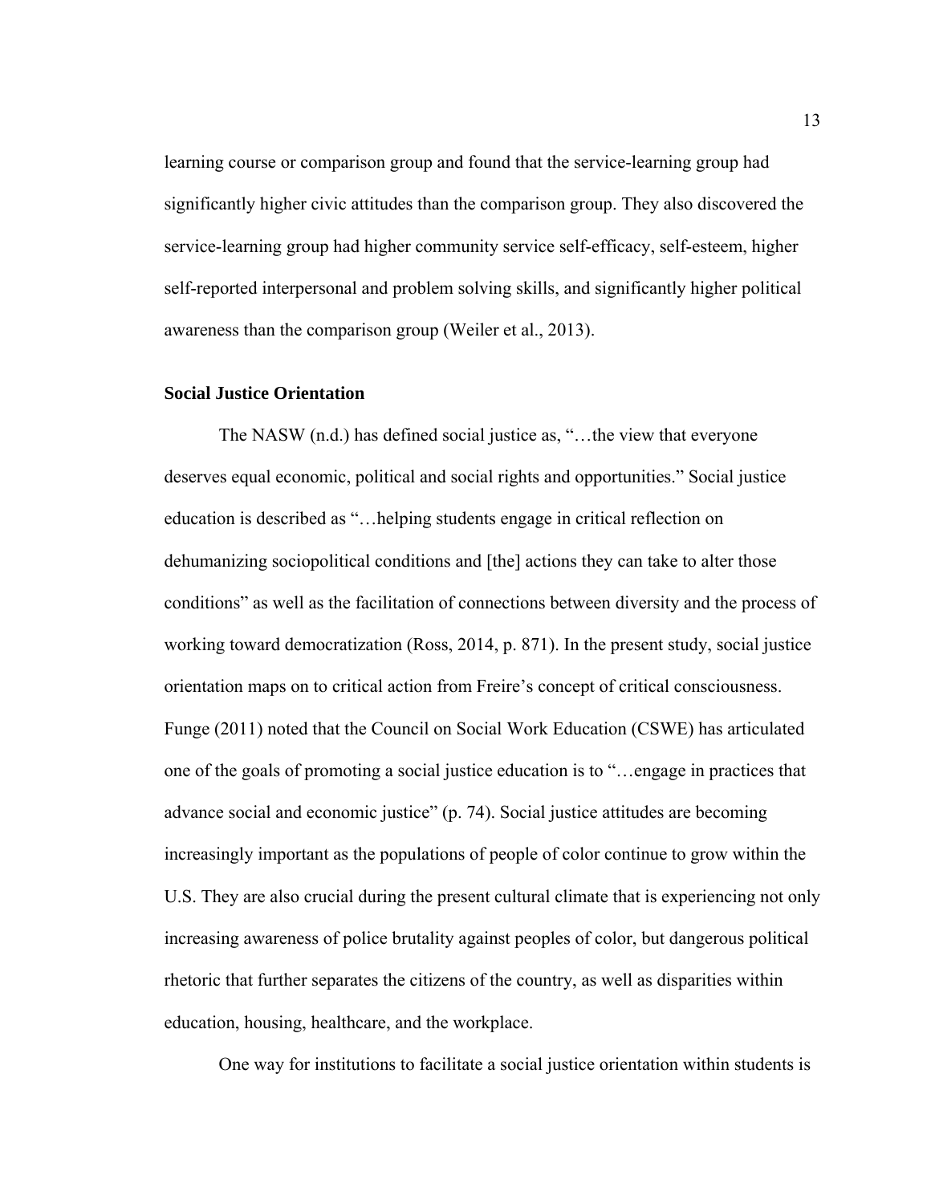learning course or comparison group and found that the service-learning group had significantly higher civic attitudes than the comparison group. They also discovered the service-learning group had higher community service self-efficacy, self-esteem, higher self-reported interpersonal and problem solving skills, and significantly higher political awareness than the comparison group (Weiler et al., 2013).

### Social Justice Orientation

The NASW (n.d.) has defined social justice as, "…the view that everyone deserves equal economic, political and social rights and opportunities." Social justice education is described as "…helping students engage in critical reflection on dehumanizing sociopolitical conditions and [the] actions they can take to alter those conditions" as well as the facilitation of connections between diversity and the process of working toward democratization (Ross, 2014, p. 871). In the present study, social justice orientation maps on to critical action from Freire's concept of critical consciousness. Funge (2011) noted that the Council on Social Work Education (CSWE) has articulated one of the goals of promoting a social justice education is to "…engage in practices that advance social and economic justice" (p. 74). Social justice attitudes are becoming increasingly important as the populations of people of color continue to grow within the U.S. They are also crucial during the present cultural climate that is experiencing not only increasing awareness of police brutality against peoples of color, but dangerous political rhetoric that further separates the citizens of the country, as well as disparities within education, housing, healthcare, and the workplace.

One way for institutions to facilitate a social justice orientation within students is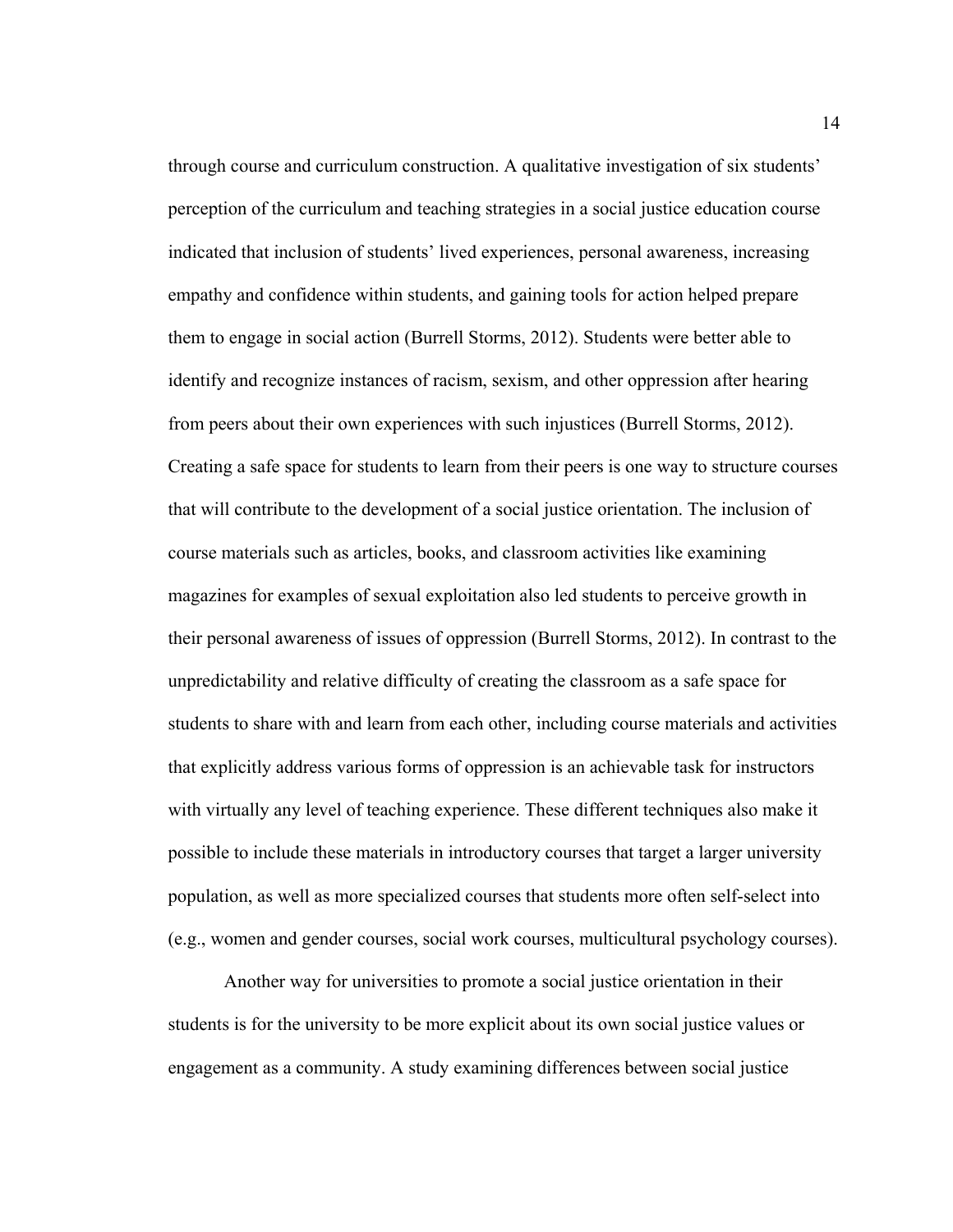through course and curriculum construction. A qualitative investigation of six students' perception of the curriculum and teaching strategies in a social justice education course indicated that inclusion of students' lived experiences, personal awareness, increasing empathy and confidence within students, and gaining tools for action helped prepare them to engage in social action (Burrell Storms, 2012). Students were better able to identify and recognize instances of racism, sexism, and other oppression after hearing from peers about their own experiences with such injustices (Burrell Storms, 2012). Creating a safe space for students to learn from their peers is one way to structure courses that will contribute to the development of a social justice orientation. The inclusion of course materials such as articles, books, and classroom activities like examining magazines for examples of sexual exploitation also led students to perceive growth in their personal awareness of issues of oppression (Burrell Storms, 2012). In contrast to the unpredictability and relative difficulty of creating the classroom as a safe space for students to share with and learn from each other, including course materials and activities that explicitly address various forms of oppression is an achievable task for instructors with virtually any level of teaching experience. These different techniques also make it possible to include these materials in introductory courses that target a larger university population, as well as more specialized courses that students more often self-select into (e.g., women and gender courses, social work courses, multicultural psychology courses).

Another way for universities to promote a social justice orientation in their students is for the university to be more explicit about its own social justice values or engagement as a community. A study examining differences between social justice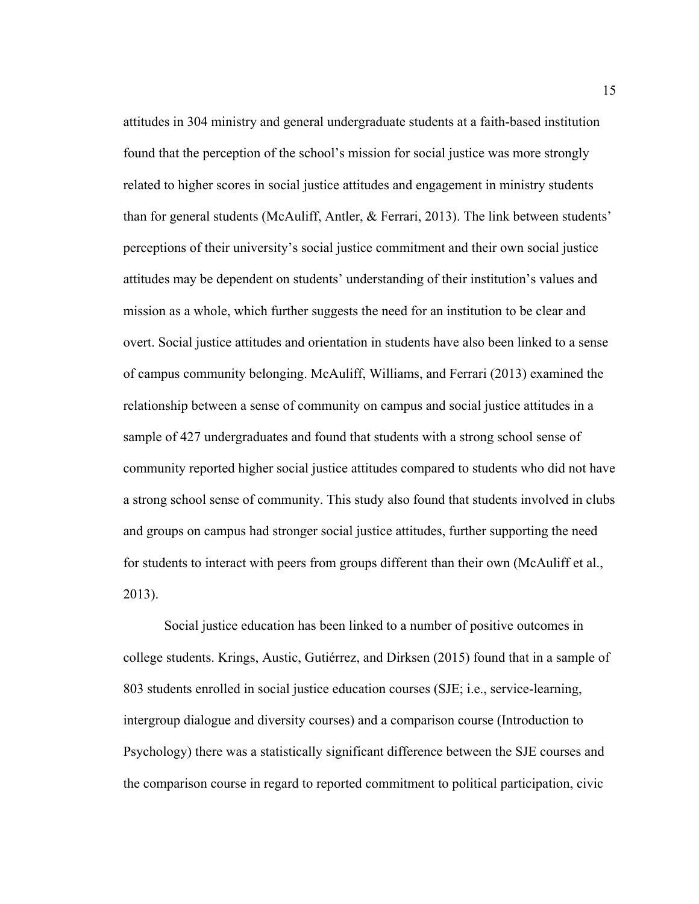attitudes in 304 ministry and general undergraduate students at a faith-based institution found that the perception of the school's mission for social justice was more strongly related to higher scores in social justice attitudes and engagement in ministry students than for general students (McAuliff, Antler, & Ferrari, 2013). The link between students' perceptions of their university's social justice commitment and their own social justice attitudes may be dependent on students' understanding of their institution's values and mission as a whole, which further suggests the need for an institution to be clear and overt. Social justice attitudes and orientation in students have also been linked to a sense of campus community belonging. McAuliff, Williams, and Ferrari (2013) examined the relationship between a sense of community on campus and social justice attitudes in a sample of 427 undergraduates and found that students with a strong school sense of community reported higher social justice attitudes compared to students who did not have a strong school sense of community. This study also found that students involved in clubs and groups on campus had stronger social justice attitudes, further supporting the need for students to interact with peers from groups different than their own (McAuliff et al., 2013).

Social justice education has been linked to a number of positive outcomes in college students. Krings, Austic, Gutiérrez, and Dirksen (2015) found that in a sample of 803 students enrolled in social justice education courses (SJE; i.e., service-learning, intergroup dialogue and diversity courses) and a comparison course (Introduction to Psychology) there was a statistically significant difference between the SJE courses and the comparison course in regard to reported commitment to political participation, civic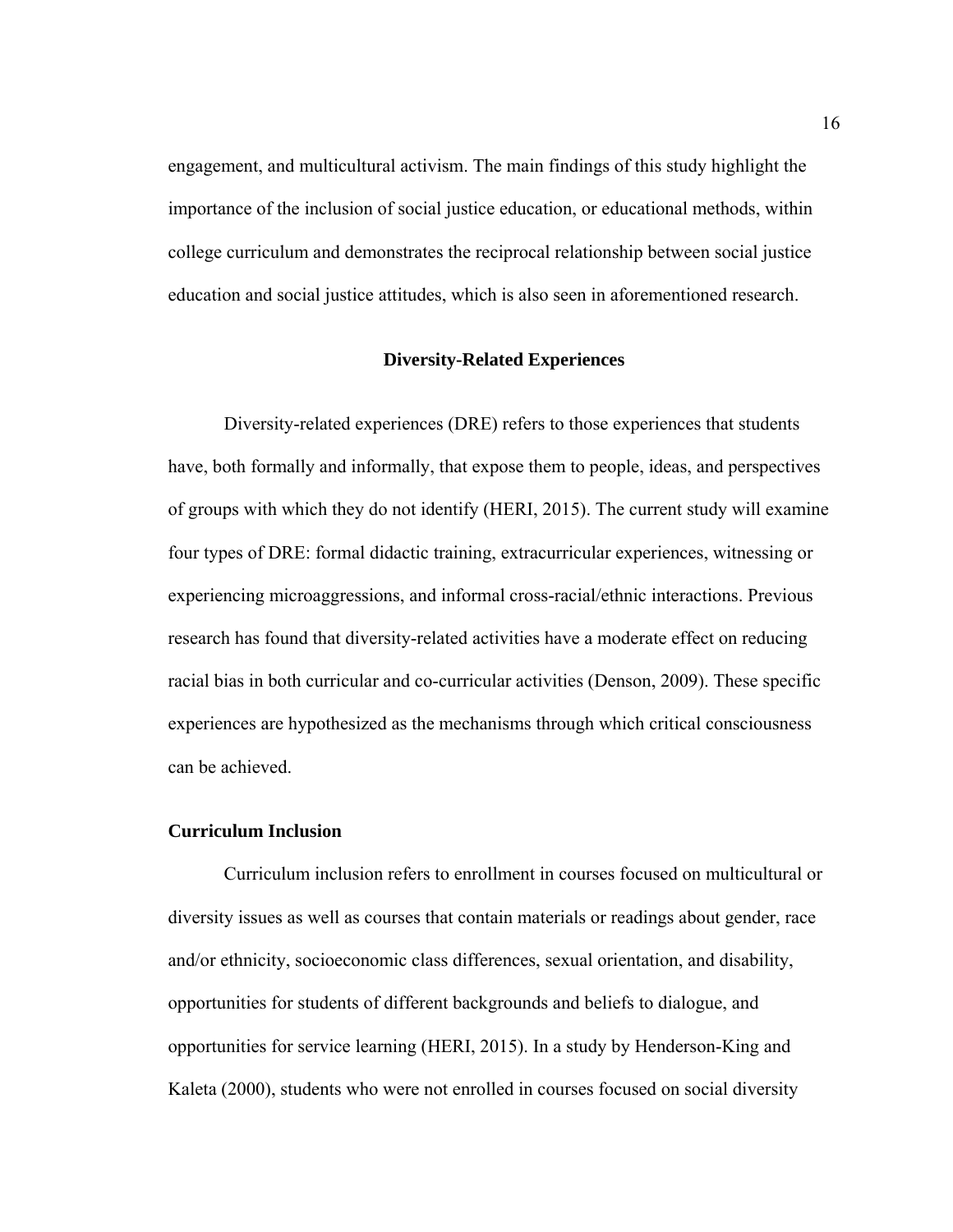engagement, and multicultural activism. The main findings of this study highlight the importance of the inclusion of social justice education, or educational methods, within college curriculum and demonstrates the reciprocal relationship between social justice education and social justice attitudes, which is also seen in aforementioned research.

## Diversity-Related Experiences

Diversity-related experiences (DRE) refers to those experiences that students have, both formally and informally, that expose them to people, ideas, and perspectives of groups with which they do not identify (HERI, 2015). The current study will examine four types of DRE: formal didactic training, extracurricular experiences, witnessing or experiencing microaggressions, and informal cross-racial/ethnic interactions. Previous research has found that diversity-related activities have a moderate effect on reducing racial bias in both curricular and co-curricular activities (Denson, 2009). These specific experiences are hypothesized as the mechanisms through which critical consciousness can be achieved.

### Curriculum Inclusion

Curriculum inclusion refers to enrollment in courses focused on multicultural or diversity issues as well as courses that contain materials or readings about gender, race and/or ethnicity, socioeconomic class differences, sexual orientation, and disability, opportunities for students of different backgrounds and beliefs to dialogue, and opportunities for service learning (HERI, 2015). In a study by Henderson-King and Kaleta (2000), students who were not enrolled in courses focused on social diversity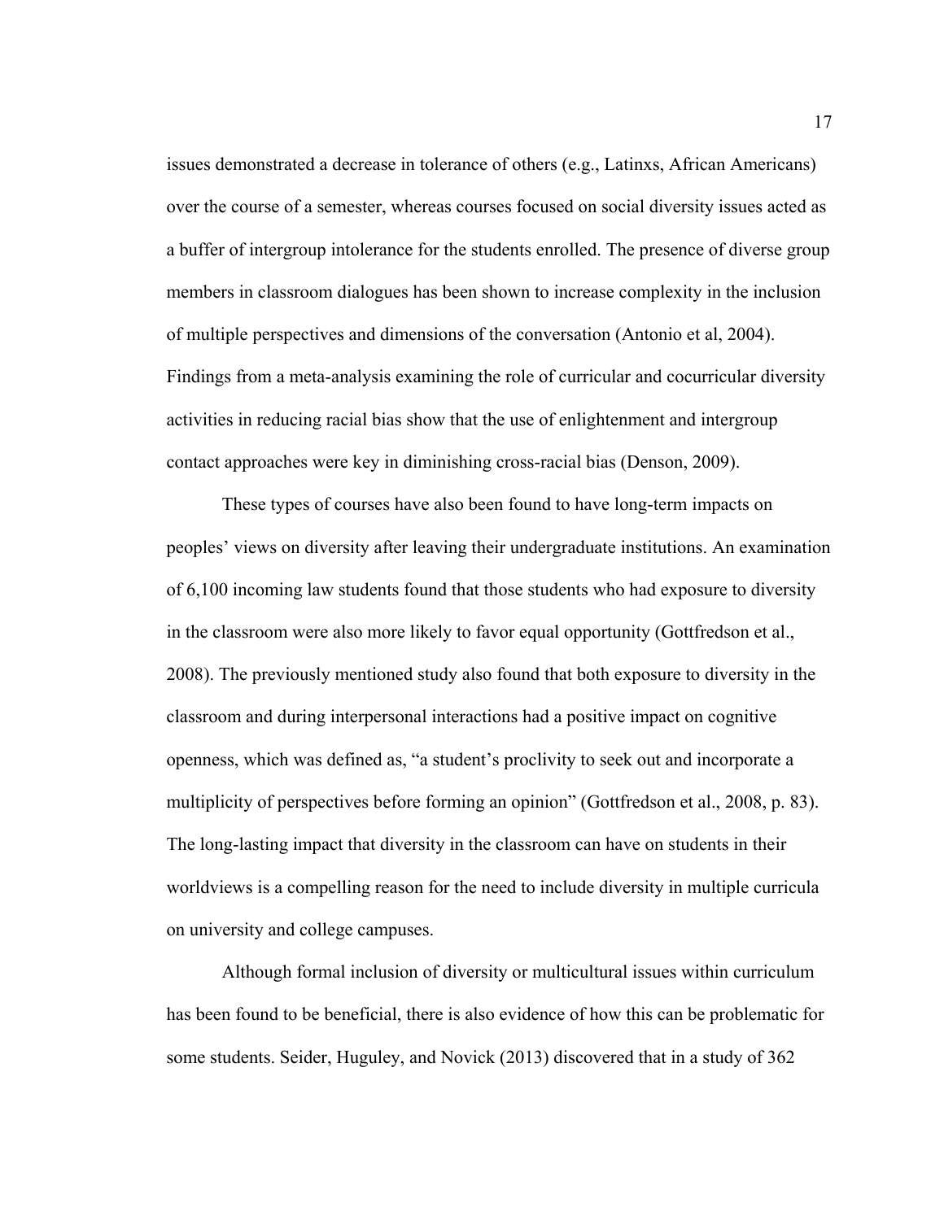issues demonstrated a decrease in tolerance of others (e.g., Latinxs, African Americans) over the course of a semester, whereas courses focused on social diversity issues acted as a buffer of intergroup intolerance for the students enrolled. The presence of diverse group members in classroom dialogues has been shown to increase complexity in the inclusion of multiple perspectives and dimensions of the conversation (Antonio et al, 2004). Findings from a meta-analysis examining the role of curricular and cocurricular diversity activities in reducing racial bias show that the use of enlightenment and intergroup contact approaches were key in diminishing cross-racial bias (Denson, 2009).

These types of courses have also been found to have long-term impacts on peoples' views on diversity after leaving their undergraduate institutions. An examination of 6,100 incoming law students found that those students who had exposure to diversity in the classroom were also more likely to favor equal opportunity (Gottfredson et al., 2008). The previously mentioned study also found that both exposure to diversity in the classroom and during interpersonal interactions had a positive impact on cognitive openness, which was defined as, "a student's proclivity to seek out and incorporate a multiplicity of perspectives before forming an opinion" (Gottfredson et al., 2008, p. 83). The long-lasting impact that diversity in the classroom can have on students in their worldviews is a compelling reason for the need to include diversity in multiple curricula on university and college campuses.

Although formal inclusion of diversity or multicultural issues within curriculum has been found to be beneficial, there is also evidence of how this can be problematic for some students. Seider, Huguley, and Novick (2013) discovered that in a study of 362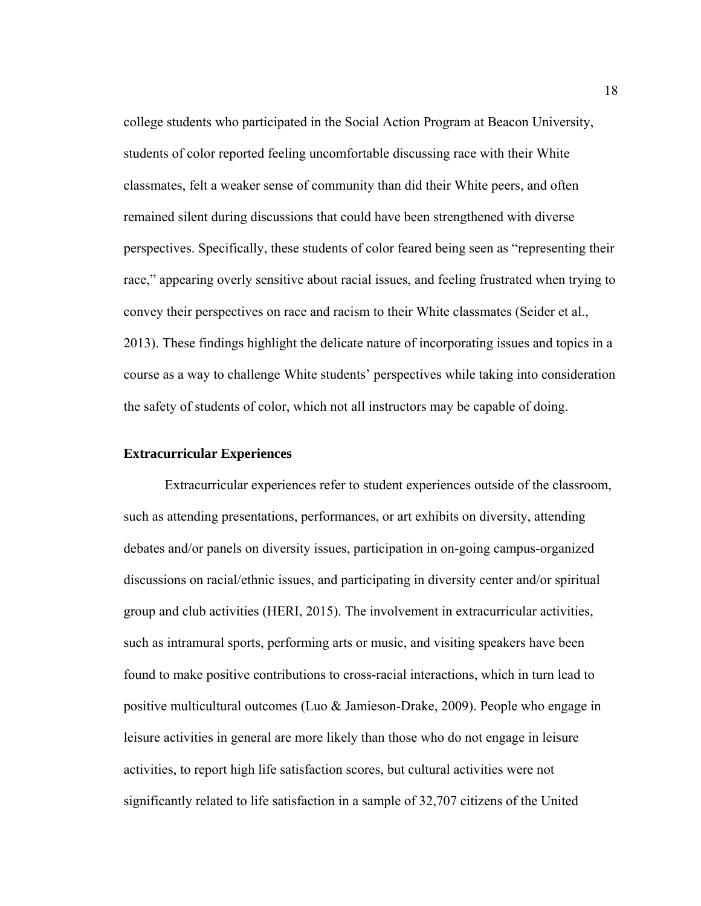college students who participated in the Social Action Program at Beacon University, students of color reported feeling uncomfortable discussing race with their White classmates, felt a weaker sense of community than did their White peers, and often remained silent during discussions that could have been strengthened with diverse perspectives. Specifically, these students of color feared being seen as "representing their race," appearing overly sensitive about racial issues, and feeling frustrated when trying to convey their perspectives on race and racism to their White classmates (Seider et al., 2013). These findings highlight the delicate nature of incorporating issues and topics in a course as a way to challenge White students' perspectives while taking into consideration the safety of students of color, which not all instructors may be capable of doing.

## Extracurricular Experiences

Extracurricular experiences refer to student experiences outside of the classroom, such as attending presentations, performances, or art exhibits on diversity, attending debates and/or panels on diversity issues, participation in on-going campus-organized discussions on racial/ethnic issues, and participating in diversity center and/or spiritual group and club activities (HERI, 2015). The involvement in extracurricular activities, such as intramural sports, performing arts or music, and visiting speakers have been found to make positive contributions to cross-racial interactions, which in turn lead to positive multicultural outcomes (Luo & Jamieson-Drake, 2009). People who engage in leisure activities in general are more likely than those who do not engage in leisure activities, to report high life satisfaction scores, but cultural activities were not significantly related to life satisfaction in a sample of 32,707 citizens of the United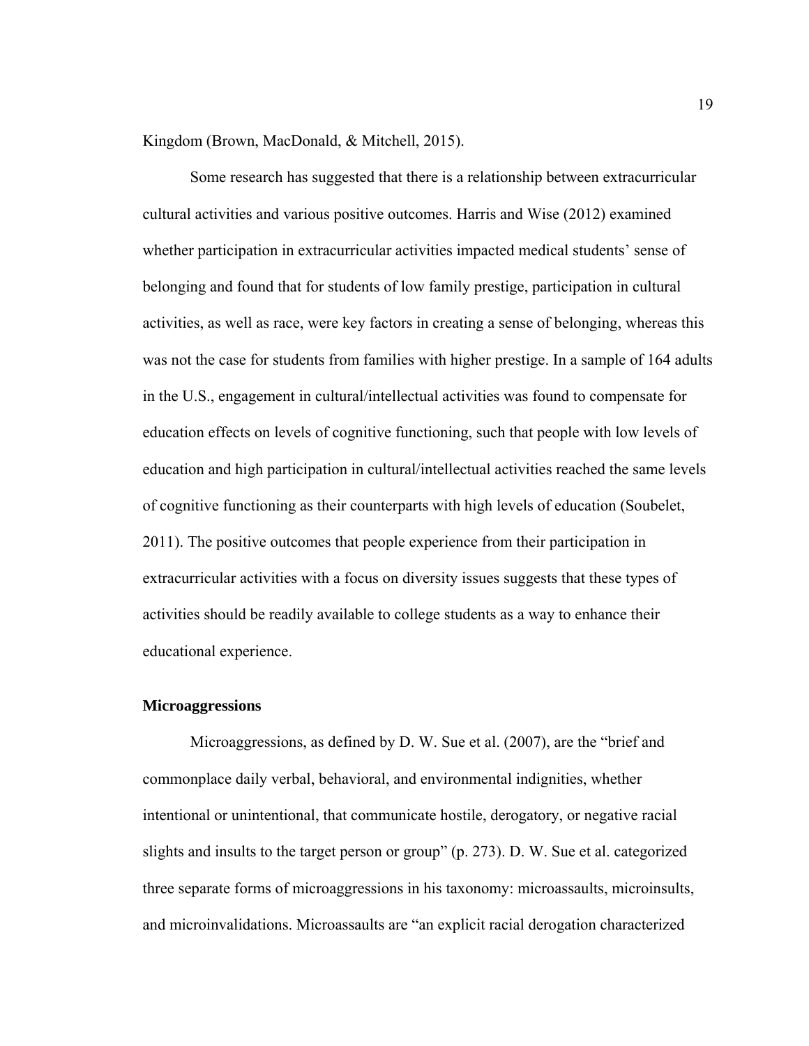Kingdom (Brown, MacDonald, & Mitchell, 2015).

Some research has suggested that there is a relationship between extracurricular cultural activities and various positive outcomes. Harris and Wise (2012) examined whether participation in extracurricular activities impacted medical students' sense of belonging and found that for students of low family prestige, participation in cultural activities, as well as race, were key factors in creating a sense of belonging, whereas this was not the case for students from families with higher prestige. In a sample of 164 adults in the U.S., engagement in cultural/intellectual activities was found to compensate for education effects on levels of cognitive functioning, such that people with low levels of education and high participation in cultural/intellectual activities reached the same levels of cognitive functioning as their counterparts with high levels of education (Soubelet, 2011). The positive outcomes that people experience from their participation in extracurricular activities with a focus on diversity issues suggests that these types of activities should be readily available to college students as a way to enhance their educational experience.

### Microaggressions

Microaggressions, as defined by D. W. Sue et al. (2007), are the "brief and commonplace daily verbal, behavioral, and environmental indignities, whether intentional or unintentional, that communicate hostile, derogatory, or negative racial slights and insults to the target person or group" (p. 273). D. W. Sue et al. categorized three separate forms of microaggressions in his taxonomy: microassaults, microinsults, and microinvalidations. Microassaults are "an explicit racial derogation characterized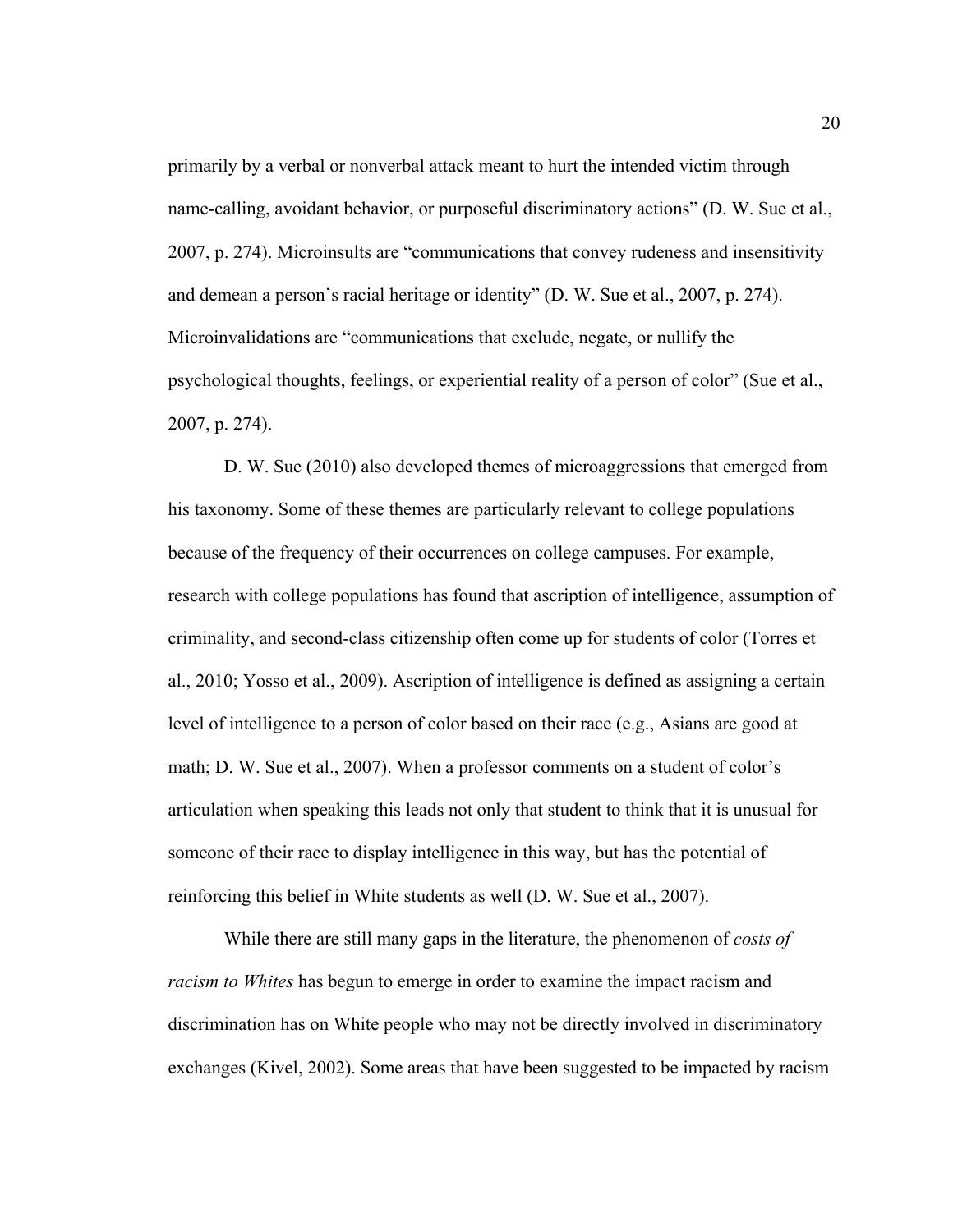primarily by a verbal or nonverbal attack meant to hurt the intended victim through name-calling, avoidant behavior, or purposeful discriminatory actions" (D. W. Sue et al., 2007, p. 274). Microinsults are "communications that convey rudeness and insensitivity and demean a person's racial heritage or identity" (D. W. Sue et al., 2007, p. 274). Microinvalidations are "communications that exclude, negate, or nullify the psychological thoughts, feelings, or experiential reality of a person of color" (Sue et al., 2007, p. 274).

D. W. Sue (2010) also developed themes of microaggressions that emerged from his taxonomy. Some of these themes are particularly relevant to college populations because of the frequency of their occurrences on college campuses. For example, research with college populations has found that ascription of intelligence, assumption of criminality, and second-class citizenship often come up for students of color (Torres et al., 2010; Yosso et al., 2009). Ascription of intelligence is defined as assigning a certain level of intelligence to a person of color based on their race (e.g., Asians are good at math; D. W. Sue et al., 2007). When a professor comments on a student of color's articulation when speaking this leads not only that student to think that it is unusual for someone of their race to display intelligence in this way, but has the potential of reinforcing this belief in White students as well (D. W. Sue et al., 2007).

While there are still many gaps in the literature, the phenomenon of *costs of racism to Whites* has begun to emerge in order to examine the impact racism and discrimination has on White people who may not be directly involved in discriminatory exchanges (Kivel, 2002). Some areas that have been suggested to be impacted by racism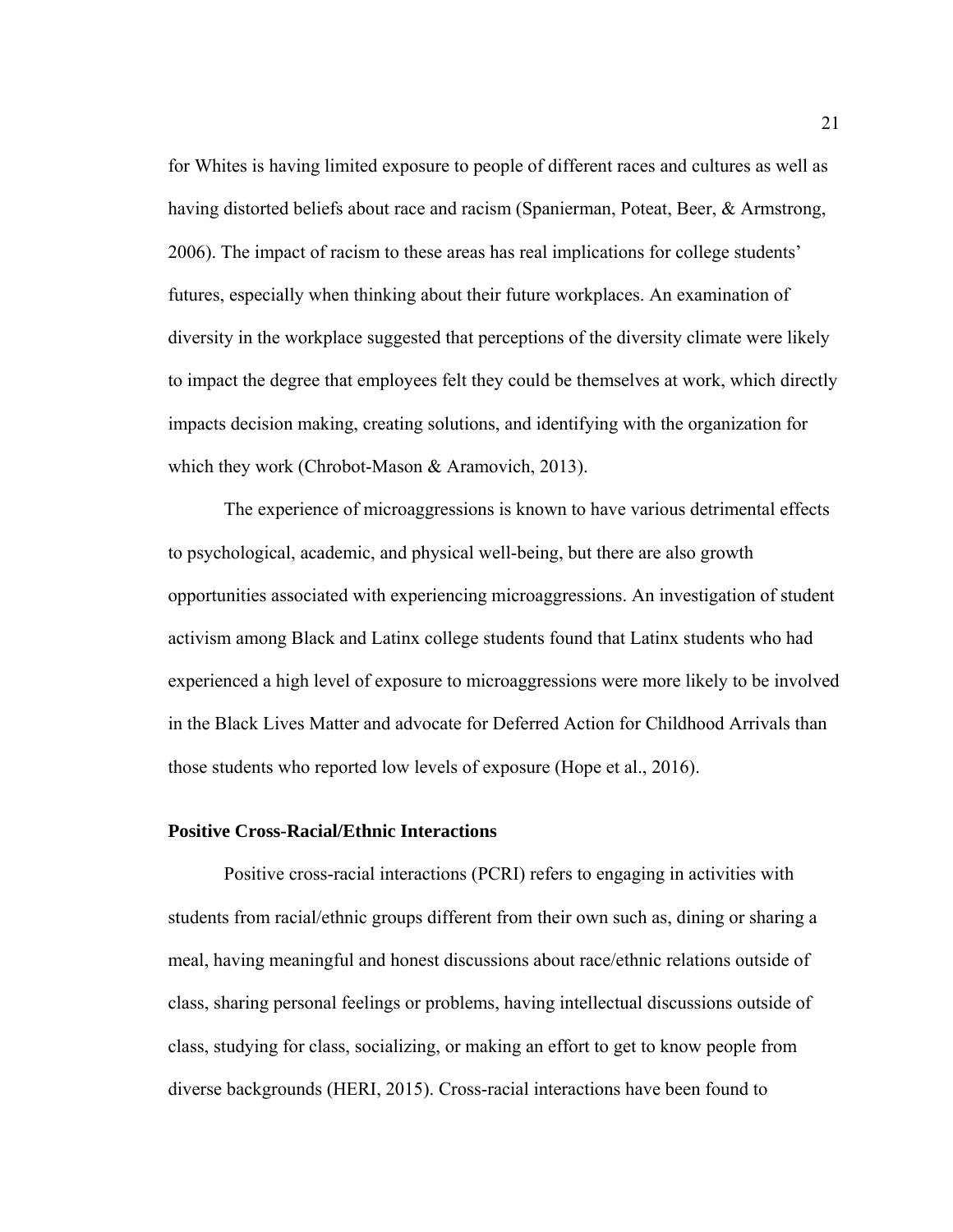for Whites is having limited exposure to people of different races and cultures as well as having distorted beliefs about race and racism (Spanierman, Poteat, Beer, & Armstrong, 2006). The impact of racism to these areas has real implications for college students' futures, especially when thinking about their future workplaces. An examination of diversity in the workplace suggested that perceptions of the diversity climate were likely to impact the degree that employees felt they could be themselves at work, which directly impacts decision making, creating solutions, and identifying with the organization for which they work (Chrobot-Mason & Aramovich, 2013).

The experience of microaggressions is known to have various detrimental effects to psychological, academic, and physical well-being, but there are also growth opportunities associated with experiencing microaggressions. An investigation of student activism among Black and Latinx college students found that Latinx students who had experienced a high level of exposure to microaggressions were more likely to be involved in the Black Lives Matter and advocate for Deferred Action for Childhood Arrivals than those students who reported low levels of exposure (Hope et al., 2016).

### Positive Cross-Racial/Ethnic Interactions

Positive cross-racial interactions (PCRI) refers to engaging in activities with students from racial/ethnic groups different from their own such as, dining or sharing a meal, having meaningful and honest discussions about race/ethnic relations outside of class, sharing personal feelings or problems, having intellectual discussions outside of class, studying for class, socializing, or making an effort to get to know people from diverse backgrounds (HERI, 2015). Cross-racial interactions have been found to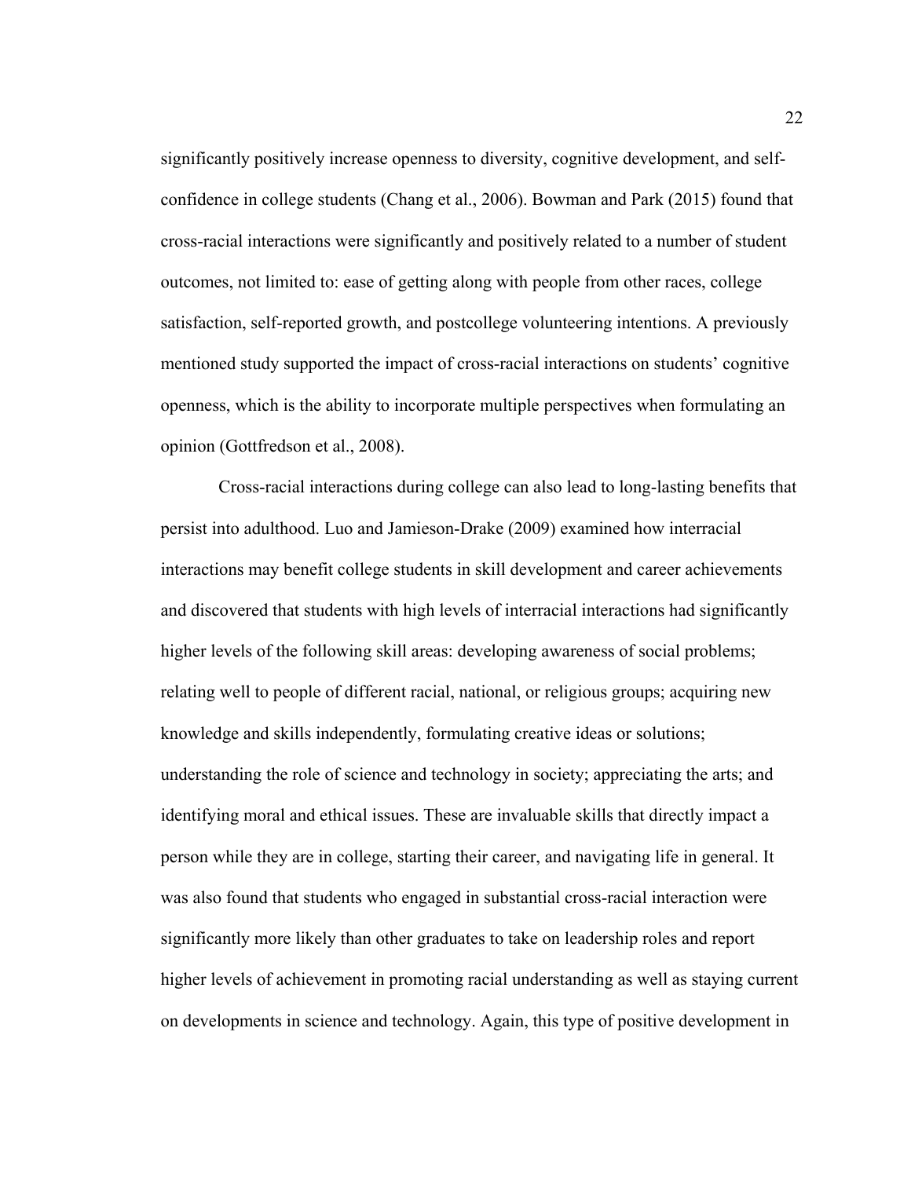significantly positively increase openness to diversity, cognitive development, and self-confidence in college students (Chang et al., 2006). Bowman and Park (2015) found that cross-racial interactions were significantly and positively related to a number of student outcomes, not limited to: ease of getting along with people from other races, college satisfaction, self-reported growth, and postcollege volunteering intentions. A previously mentioned study supported the impact of cross-racial interactions on students' cognitive openness, which is the ability to incorporate multiple perspectives when formulating an opinion (Gottfredson et al., 2008).

Cross-racial interactions during college can also lead to long-lasting benefits that persist into adulthood. Luo and Jamieson-Drake (2009) examined how interracial interactions may benefit college students in skill development and career achievements and discovered that students with high levels of interracial interactions had significantly higher levels of the following skill areas: developing awareness of social problems; relating well to people of different racial, national, or religious groups; acquiring new knowledge and skills independently, formulating creative ideas or solutions; understanding the role of science and technology in society; appreciating the arts; and identifying moral and ethical issues. These are invaluable skills that directly impact a person while they are in college, starting their career, and navigating life in general. It was also found that students who engaged in substantial cross-racial interaction were significantly more likely than other graduates to take on leadership roles and report higher levels of achievement in promoting racial understanding as well as staying current on developments in science and technology. Again, this type of positive development in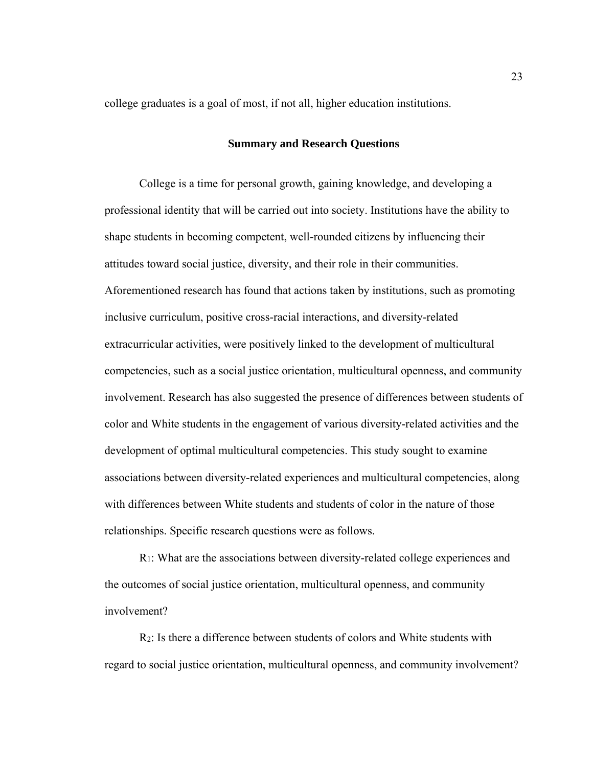college graduates is a goal of most, if not all, higher education institutions.

## Summary and Research Questions

College is a time for personal growth, gaining knowledge, and developing a professional identity that will be carried out into society. Institutions have the ability to shape students in becoming competent, well-rounded citizens by influencing their attitudes toward social justice, diversity, and their role in their communities. Aforementioned research has found that actions taken by institutions, such as promoting inclusive curriculum, positive cross-racial interactions, and diversity-related extracurricular activities, were positively linked to the development of multicultural competencies, such as a social justice orientation, multicultural openness, and community involvement. Research has also suggested the presence of differences between students of color and White students in the engagement of various diversity-related activities and the development of optimal multicultural competencies. This study sought to examine associations between diversity-related experiences and multicultural competencies, along with differences between White students and students of color in the nature of those relationships. Specific research questions were as follows.

$R_1$: What are the associations between diversity-related college experiences and the outcomes of social justice orientation, multicultural openness, and community involvement?

$R_2$: Is there a difference between students of colors and White students with regard to social justice orientation, multicultural openness, and community involvement?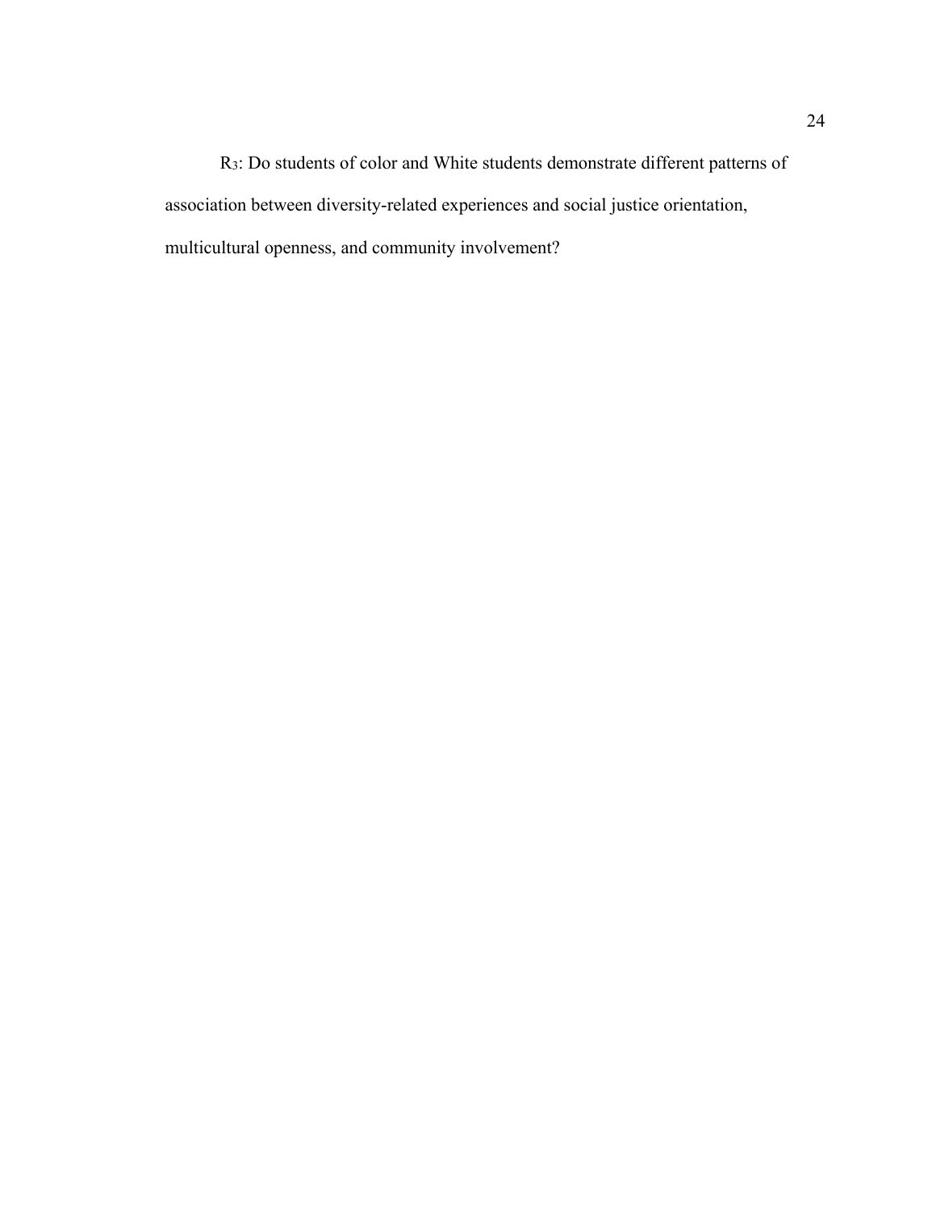$R_3$: Do students of color and White students demonstrate different patterns of association between diversity-related experiences and social justice orientation, multicultural openness, and community involvement?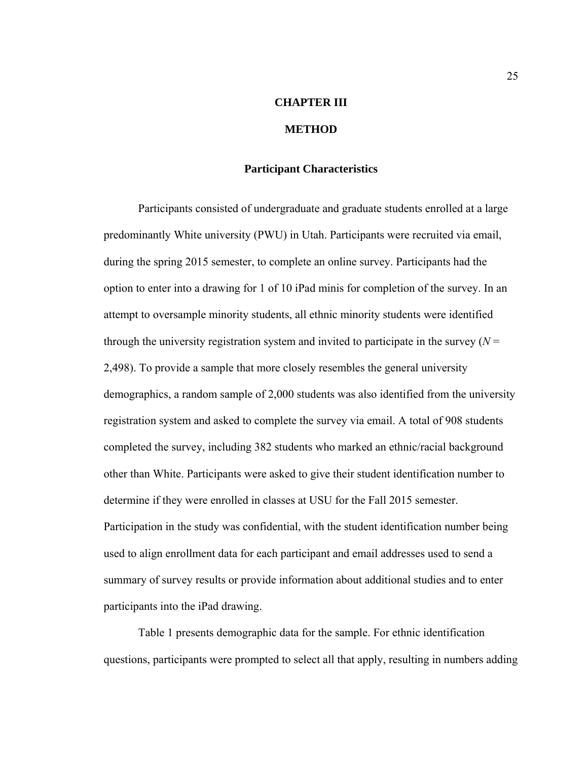# CHAPTER III

# METHOD

## Participant Characteristics

Participants consisted of undergraduate and graduate students enrolled at a large predominantly White university (PWU) in Utah. Participants were recruited via email, during the spring 2015 semester, to complete an online survey. Participants had the option to enter into a drawing for 1 of 10 iPad minis for completion of the survey. In an attempt to oversample minority students, all ethnic minority students were identified through the university registration system and invited to participate in the survey ($N$ = 2,498). To provide a sample that more closely resembles the general university demographics, a random sample of 2,000 students was also identified from the university registration system and asked to complete the survey via email. A total of 908 students completed the survey, including 382 students who marked an ethnic/racial background other than White. Participants were asked to give their student identification number to determine if they were enrolled in classes at USU for the Fall 2015 semester. Participation in the study was confidential, with the student identification number being used to align enrollment data for each participant and email addresses used to send a summary of survey results or provide information about additional studies and to enter participants into the iPad drawing.

Table 1 presents demographic data for the sample. For ethnic identification questions, participants were prompted to select all that apply, resulting in numbers adding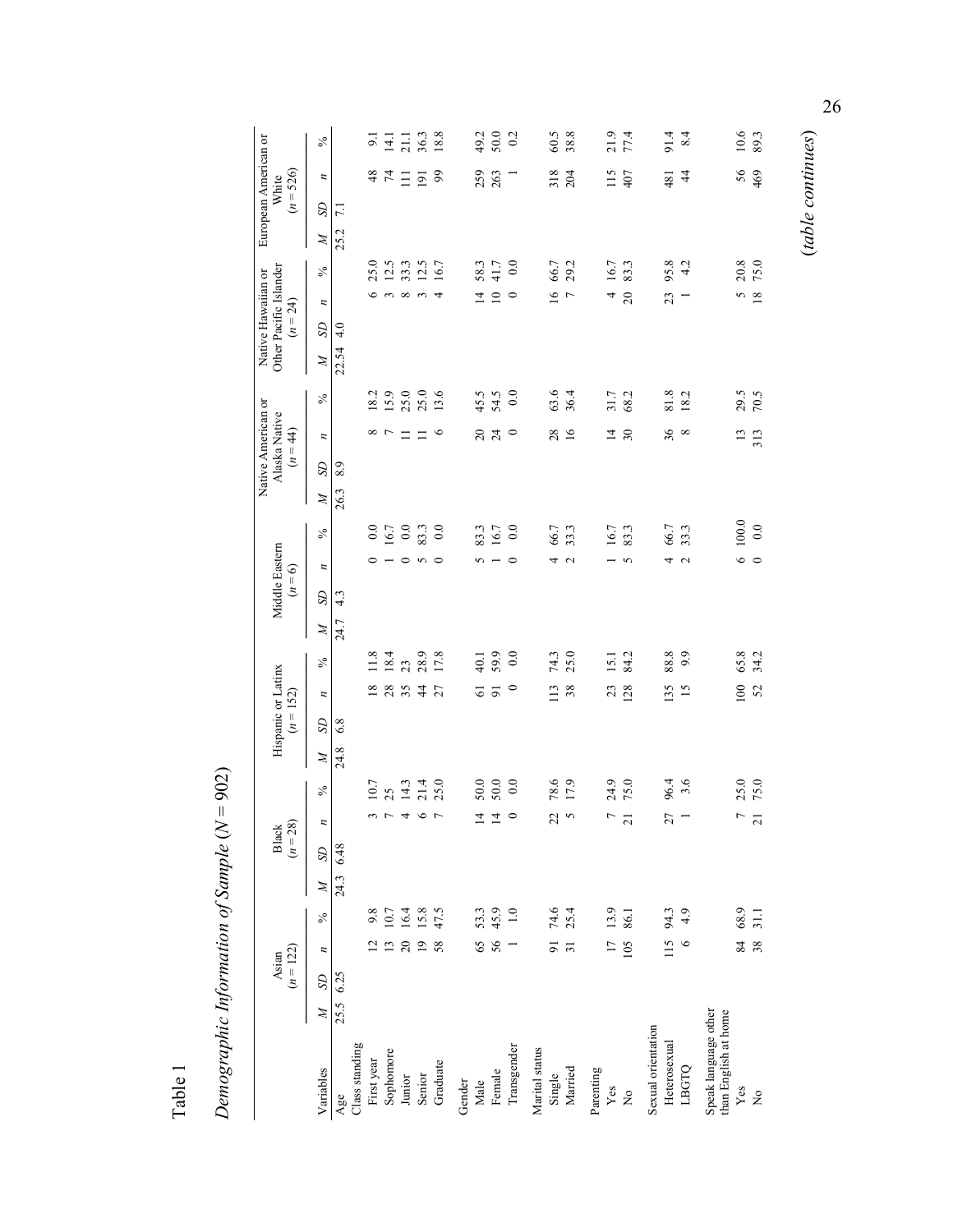Table 1

*Demographic Information of Sample* ($N = 902$)

| Variables | Asian ($n = 122$) | | | Black ($n = 28$) | | | | Hispanic or Latinx ($n = 152$) | | | | Middle Eastern ($n = 6$) | | | | Native American or Alaska Native ($n = 44$) | | | | Native Hawaiian or Other Pacific Islander ($n = 24$) | | | | European American or White ($n = 526$) | | | |
|---|---|---|---|---|---|---|---|---|---|---|---|---|---|---|---|---|---|---|---|---|---|---|---|---|---|---|---|
| | *M* *SD* | *n* | % | *M* | *SD* | *n* | % | *M* | *SD* | *n* | % | *M* | *SD* | *n* | % | *M* | *SD* | *n* | % | *M* | *SD* | *n* | % | *M* | *SD* | *n* | % |
| Age | 25.5 6.25 | | | 24.3 | 6.48 | | | 24.8 | 6.8 | | | 24.7 | 4.3 | | | 26.3 | 8.9 | | | 22.54 | 4.0 | | | 25.2 | 7.1 | | |
| Class standing | | | | | | | | | | | | | | | | | | | | | | | | | | | |
| First year | | 12 | 9.8 | | | 3 | 10.7 | | | 18 | 11.8 | | | 0 | 0.0 | | | 8 | 18.2 | | | 6 | 25.0 | | | 48 | 9.1 |
| Sophomore | | 13 | 10.7 | | | 7 | 25 | | | 28 | 18.4 | | | 1 | 16.7 | | | 7 | 15.9 | | | 3 | 12.5 | | | 74 | 14.1 |
| Junior | | 20 | 16.4 | | | 4 | 14.3 | | | 35 | 23 | | | 0 | 0.0 | | | 11 | 25.0 | | | 8 | 33.3 | | | 111 | 21.1 |
| Senior | | 19 | 15.8 | | | 6 | 21.4 | | | 44 | 28.9 | | | 5 | 83.3 | | | 11 | 25.0 | | | 3 | 12.5 | | | 191 | 36.3 |
| Graduate | | 58 | 47.5 | | | 7 | 25.0 | | | 27 | 17.8 | | | 0 | 0.0 | | | 6 | 13.6 | | | 4 | 16.7 | | | 99 | 18.8 |
| Gender | | | | | | | | | | | | | | | | | | | | | | | | | | | |
| Male | | 65 | 53.3 | | | 14 | 50.0 | | | 61 | 40.1 | | | 5 | 83.3 | | | 20 | 45.5 | | | 14 | 58.3 | | | 259 | 49.2 |
| Female | | 56 | 45.9 | | | 14 | 50.0 | | | 91 | 59.9 | | | 1 | 16.7 | | | 24 | 54.5 | | | 10 | 41.7 | | | 263 | 50.0 |
| Transgender | | 1 | 1.0 | | | 0 | 0.0 | | | 0 | 0.0 | | | 0 | 0.0 | | | 0 | 0.0 | | | 0 | 0.0 | | | 1 | 0.2 |
| Marital status | | | | | | | | | | | | | | | | | | | | | | | | | | | |
| Single | | 91 | 74.6 | | | 22 | 78.6 | | | 113 | 74.3 | | | 4 | 66.7 | | | 28 | 63.6 | | | 16 | 66.7 | | | 318 | 60.5 |
| Married | | 31 | 25.4 | | | 5 | 17.9 | | | 38 | 25.0 | | | 2 | 33.3 | | | 16 | 36.4 | | | 7 | 29.2 | | | 204 | 38.8 |
| Parenting | | | | | | | | | | | | | | | | | | | | | | | | | | | |
| Yes | | 17 | 13.9 | | | 7 | 24.9 | | | 23 | 15.1 | | | 1 | 16.7 | | | 14 | 31.7 | | | 4 | 16.7 | | | 115 | 21.9 |
| No | | 105 | 86.1 | | | 21 | 75.0 | | | 128 | 84.2 | | | 5 | 83.3 | | | 30 | 68.2 | | | 20 | 83.3 | | | 407 | 77.4 |
| Sexual orientation | | | | | | | | | | | | | | | | | | | | | | | | | | | |
| Heterosexual | | 115 | 94.3 | | | 27 | 96.4 | | | 135 | 88.8 | | | 4 | 66.7 | | | 36 | 81.8 | | | 23 | 95.8 | | | 481 | 91.4 |
| LBGTQ | | 6 | 4.9 | | | 1 | 3.6 | | | 15 | 9.9 | | | 2 | 33.3 | | | 8 | 18.2 | | | 1 | 4.2 | | | 44 | 8.4 |
| Speak language other than English at home | | | | | | | | | | | | | | | | | | | | | | | | | | | |
| Yes | | 84 | 68.9 | | | 7 | 25.0 | | | 100 | 65.8 | | | 6 | 100.0 | | | 13 | 29.5 | | | 5 | 20.8 | | | 56 | 10.6 |
| No | | 38 | 31.1 | | | 21 | 75.0 | | | 52 | 34.2 | | | 0 | 0.0 | | | 313 | 70.5 | | | 18 | 75.0 | | | 469 | 89.3 |

(*table continues*)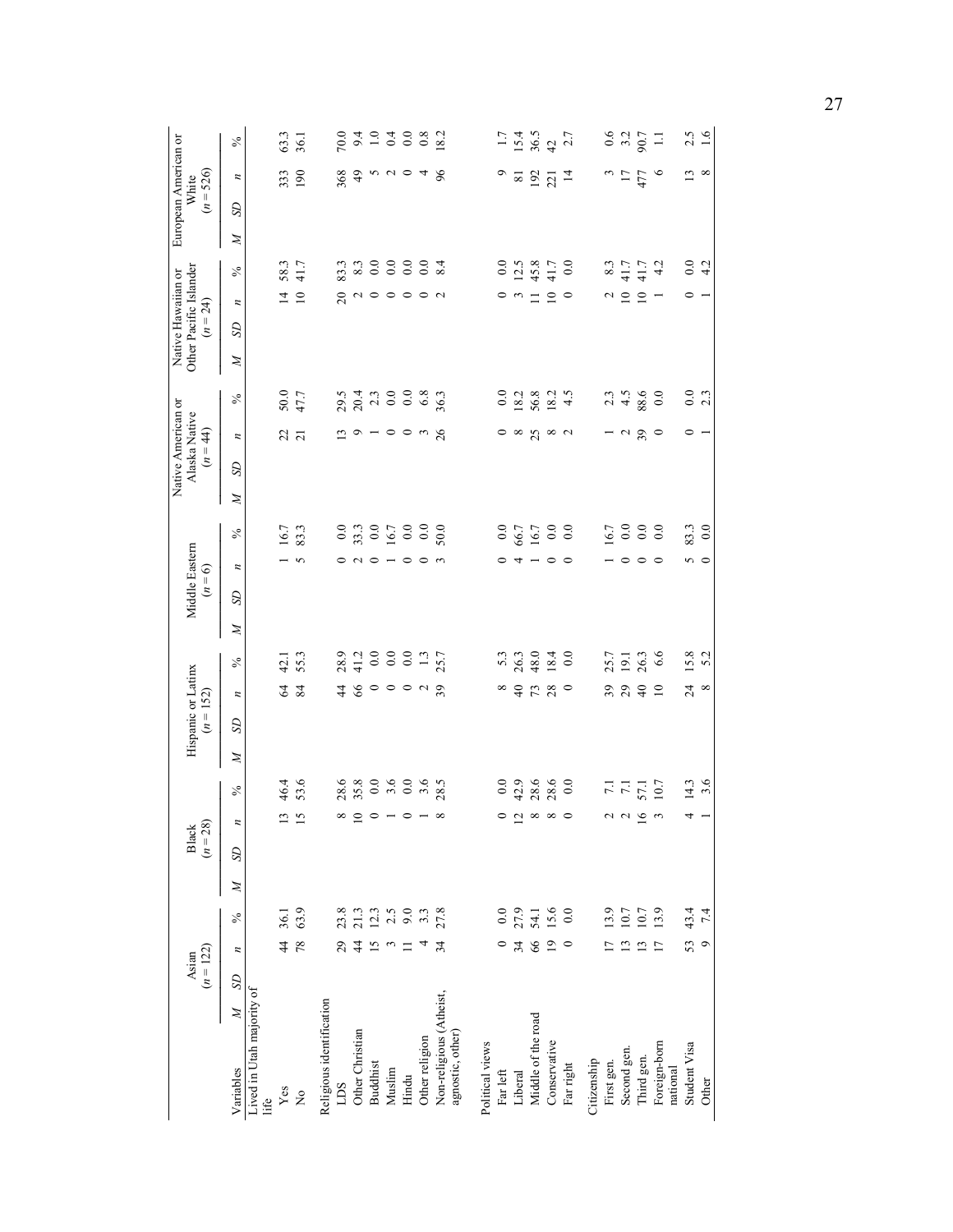| Variables | Asian (*n* = 122) | | | | Black (*n* = 28) | | | | Hispanic or Latinx (*n* = 152) | | | | Middle Eastern (*n* = 6) | | | | Native American or Alaska Native (*n* = 44) | | | | Native Hawaiian or Other Pacific Islander (*n* = 24) | | | | European American or White (*n* = 526) | | | |
|---|---|---|---|---|---|---|---|---|---|---|---|---|---|---|---|---|---|---|---|---|---|---|---|---|---|---|---|---|
| | *M* | *SD* | *n* | % | *M* | *SD* | *n* | % | *M* | *SD* | *n* | % | *M* | *SD* | *n* | % | *M* | *SD* | *n* | % | *M* | *SD* | *n* | % | *M* | *SD* | *n* | % |
| Lived in Utah majority of life | | | | | | | | | | | | | | | | | | | | | | | | | | | | |
| Yes | | | 44 | 36.1 | | | 13 | 46.4 | | | 64 | 42.1 | | | 1 | 16.7 | | | 22 | 50.0 | | | 14 | 58.3 | | | 333 | 63.3 |
| No | | | 78 | 63.9 | | | 15 | 53.6 | | | 84 | 55.3 | | | 5 | 83.3 | | | 21 | 47.7 | | | 10 | 41.7 | | | 190 | 36.1 |
| Religious identification | | | | | | | | | | | | | | | | | | | | | | | | | | | | |
| LDS | | | 29 | 23.8 | | | 8 | 28.6 | | | 44 | 28.9 | | | 0 | 0.0 | | | 13 | 29.5 | | | 20 | 83.3 | | | 368 | 70.0 |
| Other Christian | | | 44 | 21.3 | | | 10 | 35.8 | | | 66 | 41.2 | | | 2 | 33.3 | | | 9 | 20.4 | | | 2 | 8.3 | | | 49 | 9.4 |
| Buddhist | | | 15 | 12.3 | | | 0 | 0.0 | | | 0 | 0.0 | | | 0 | 0.0 | | | 1 | 2.3 | | | 0 | 0.0 | | | 5 | 1.0 |
| Muslim | | | 3 | 2.5 | | | 1 | 3.6 | | | 0 | 0.0 | | | 1 | 16.7 | | | 0 | 0.0 | | | 0 | 0.0 | | | 2 | 0.4 |
| Hindu | | | 11 | 9.0 | | | 0 | 0.0 | | | 0 | 0.0 | | | 0 | 0.0 | | | 0 | 0.0 | | | 0 | 0.0 | | | 0 | 0.0 |
| Other religion | | | 4 | 3.3 | | | 1 | 3.6 | | | 2 | 1.3 | | | 0 | 0.0 | | | 3 | 6.8 | | | 0 | 0.0 | | | 4 | 0.8 |
| Non-religious (Atheist, agnostic, other) | | | 34 | 27.8 | | | 8 | 28.5 | | | 39 | 25.7 | | | 3 | 50.0 | | | 26 | 36.3 | | | 2 | 8.4 | | | 96 | 18.2 |
| Political views | | | | | | | | | | | | | | | | | | | | | | | | | | | | |
| Far left | | | 0 | 0.0 | | | 0 | 0.0 | | | 8 | 5.3 | | | 0 | 0.0 | | | 0 | 0.0 | | | 0 | 0.0 | | | 9 | 1.7 |
| Liberal | | | 34 | 27.9 | | | 12 | 42.9 | | | 40 | 26.3 | | | 4 | 66.7 | | | 8 | 18.2 | | | 3 | 12.5 | | | 81 | 15.4 |
| Middle of the road | | | 66 | 54.1 | | | 8 | 28.6 | | | 73 | 48.0 | | | 1 | 16.7 | | | 25 | 56.8 | | | 11 | 45.8 | | | 192 | 36.5 |
| Conservative | | | 19 | 15.6 | | | 8 | 28.6 | | | 28 | 18.4 | | | 0 | 0.0 | | | 8 | 18.2 | | | 10 | 41.7 | | | 221 | 42 |
| Far right | | | 0 | 0.0 | | | 0 | 0.0 | | | 0 | 0.0 | | | 0 | 0.0 | | | 2 | 4.5 | | | 0 | 0.0 | | | 14 | 2.7 |
| Citizenship | | | | | | | | | | | | | | | | | | | | | | | | | | | | |
| First gen. | | | 17 | 13.9 | | | 2 | 7.1 | | | 39 | 25.7 | | | 1 | 16.7 | | | 1 | 2.3 | | | 2 | 8.3 | | | 3 | 0.6 |
| Second gen. | | | 13 | 10.7 | | | 2 | 7.1 | | | 29 | 19.1 | | | 0 | 0.0 | | | 2 | 4.5 | | | 10 | 41.7 | | | 17 | 3.2 |
| Third gen. | | | 13 | 10.7 | | | 16 | 57.1 | | | 40 | 26.3 | | | 0 | 0.0 | | | 39 | 88.6 | | | 10 | 41.7 | | | 477 | 90.7 |
| Foreign-born national | | | 17 | 13.9 | | | 3 | 10.7 | | | 10 | 6.6 | | | 0 | 0.0 | | | 0 | 0.0 | | | 1 | 4.2 | | | 6 | 1.1 |
| Student Visa | | | 53 | 43.4 | | | 4 | 14.3 | | | 24 | 15.8 | | | 5 | 83.3 | | | 0 | 0.0 | | | 0 | 0.0 | | | 13 | 2.5 |
| Other | | | 9 | 7.4 | | | 1 | 3.6 | | | 8 | 5.2 | | | 0 | 0.0 | | | 1 | 2.3 | | | 1 | 4.2 | | | 8 | 1.6 |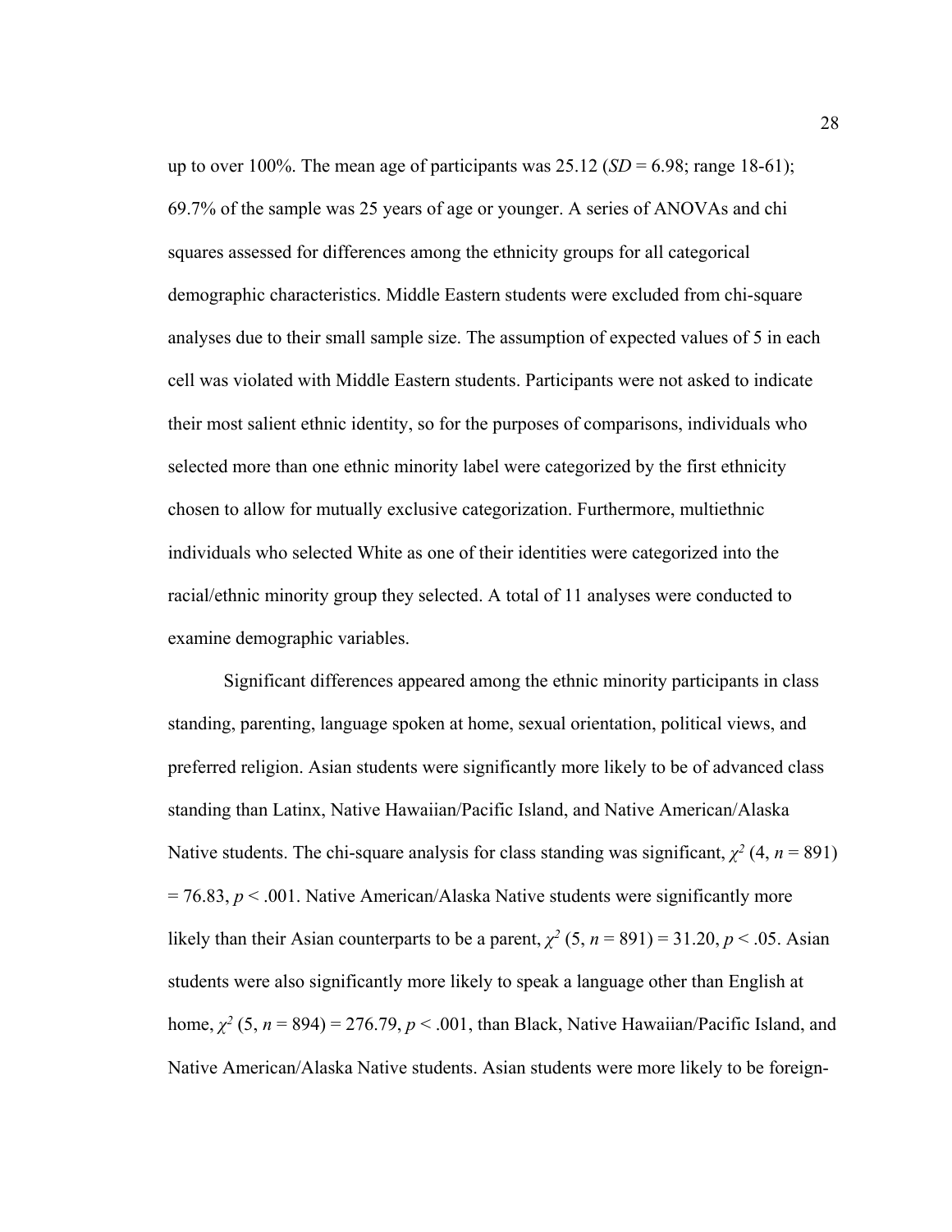up to over 100%. The mean age of participants was 25.12 (*SD* = 6.98; range 18-61); 69.7% of the sample was 25 years of age or younger. A series of ANOVAs and chi squares assessed for differences among the ethnicity groups for all categorical demographic characteristics. Middle Eastern students were excluded from chi-square analyses due to their small sample size. The assumption of expected values of 5 in each cell was violated with Middle Eastern students. Participants were not asked to indicate their most salient ethnic identity, so for the purposes of comparisons, individuals who selected more than one ethnic minority label were categorized by the first ethnicity chosen to allow for mutually exclusive categorization. Furthermore, multiethnic individuals who selected White as one of their identities were categorized into the racial/ethnic minority group they selected. A total of 11 analyses were conducted to examine demographic variables.

Significant differences appeared among the ethnic minority participants in class standing, parenting, language spoken at home, sexual orientation, political views, and preferred religion. Asian students were significantly more likely to be of advanced class standing than Latinx, Native Hawaiian/Pacific Island, and Native American/Alaska Native students. The chi-square analysis for class standing was significant, $\chi^2$ (4, $n$ = 891) = 76.83, $p < .001$. Native American/Alaska Native students were significantly more likely than their Asian counterparts to be a parent, $\chi^2$ (5, $n$ = 891) = 31.20, $p < .05$. Asian students were also significantly more likely to speak a language other than English at home, $\chi^2$ (5, $n$ = 894) = 276.79, $p < .001$, than Black, Native Hawaiian/Pacific Island, and Native American/Alaska Native students. Asian students were more likely to be foreign-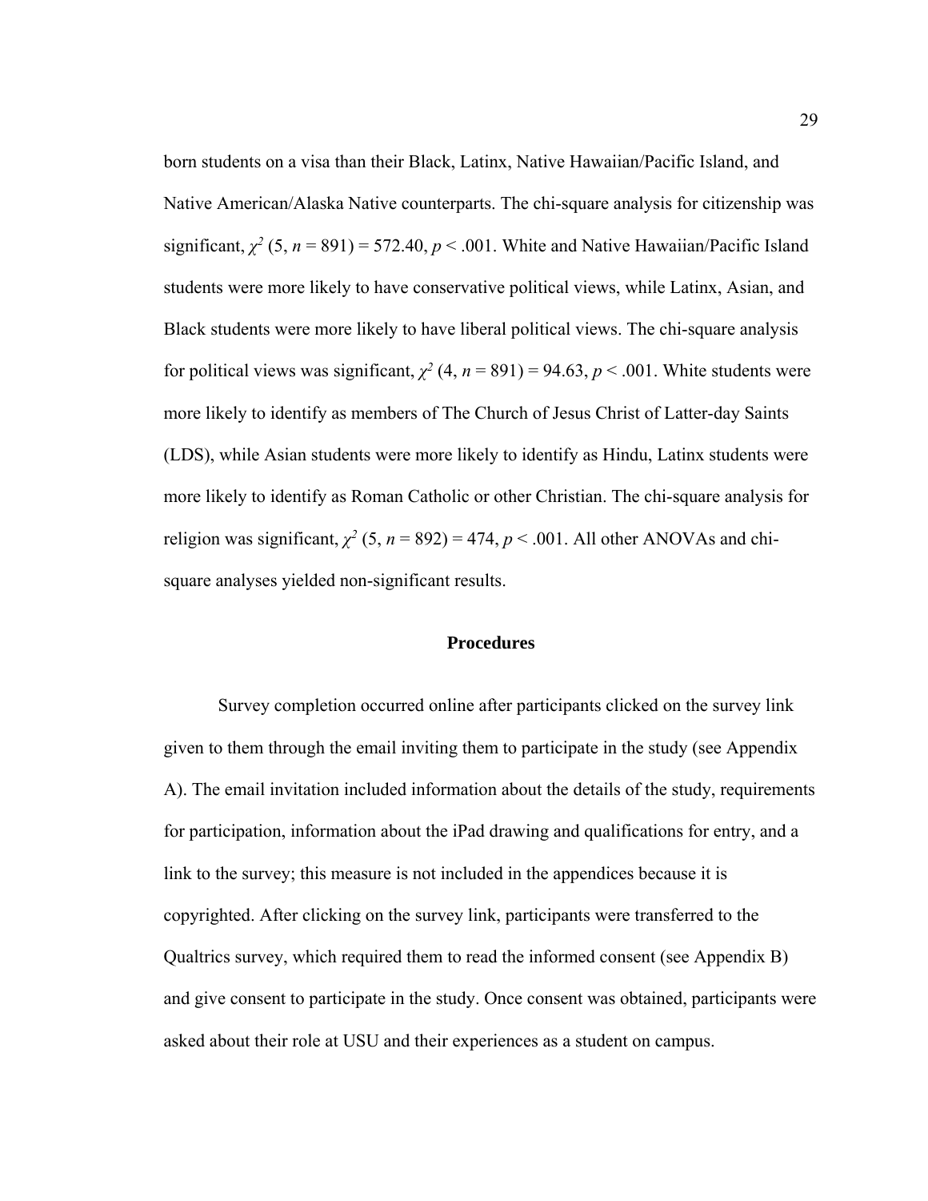born students on a visa than their Black, Latinx, Native Hawaiian/Pacific Island, and Native American/Alaska Native counterparts. The chi-square analysis for citizenship was significant, $\chi^2$ (5, $n$ = 891) = 572.40, $p$ < .001. White and Native Hawaiian/Pacific Island students were more likely to have conservative political views, while Latinx, Asian, and Black students were more likely to have liberal political views. The chi-square analysis for political views was significant, $\chi^2$ (4, $n$ = 891) = 94.63, $p$ < .001. White students were more likely to identify as members of The Church of Jesus Christ of Latter-day Saints (LDS), while Asian students were more likely to identify as Hindu, Latinx students were more likely to identify as Roman Catholic or other Christian. The chi-square analysis for religion was significant, $\chi^2$ (5, $n$ = 892) = 474, $p$ < .001. All other ANOVAs and chi-square analyses yielded non-significant results.

## Procedures

Survey completion occurred online after participants clicked on the survey link given to them through the email inviting them to participate in the study (see Appendix A). The email invitation included information about the details of the study, requirements for participation, information about the iPad drawing and qualifications for entry, and a link to the survey; this measure is not included in the appendices because it is copyrighted. After clicking on the survey link, participants were transferred to the Qualtrics survey, which required them to read the informed consent (see Appendix B) and give consent to participate in the study. Once consent was obtained, participants were asked about their role at USU and their experiences as a student on campus.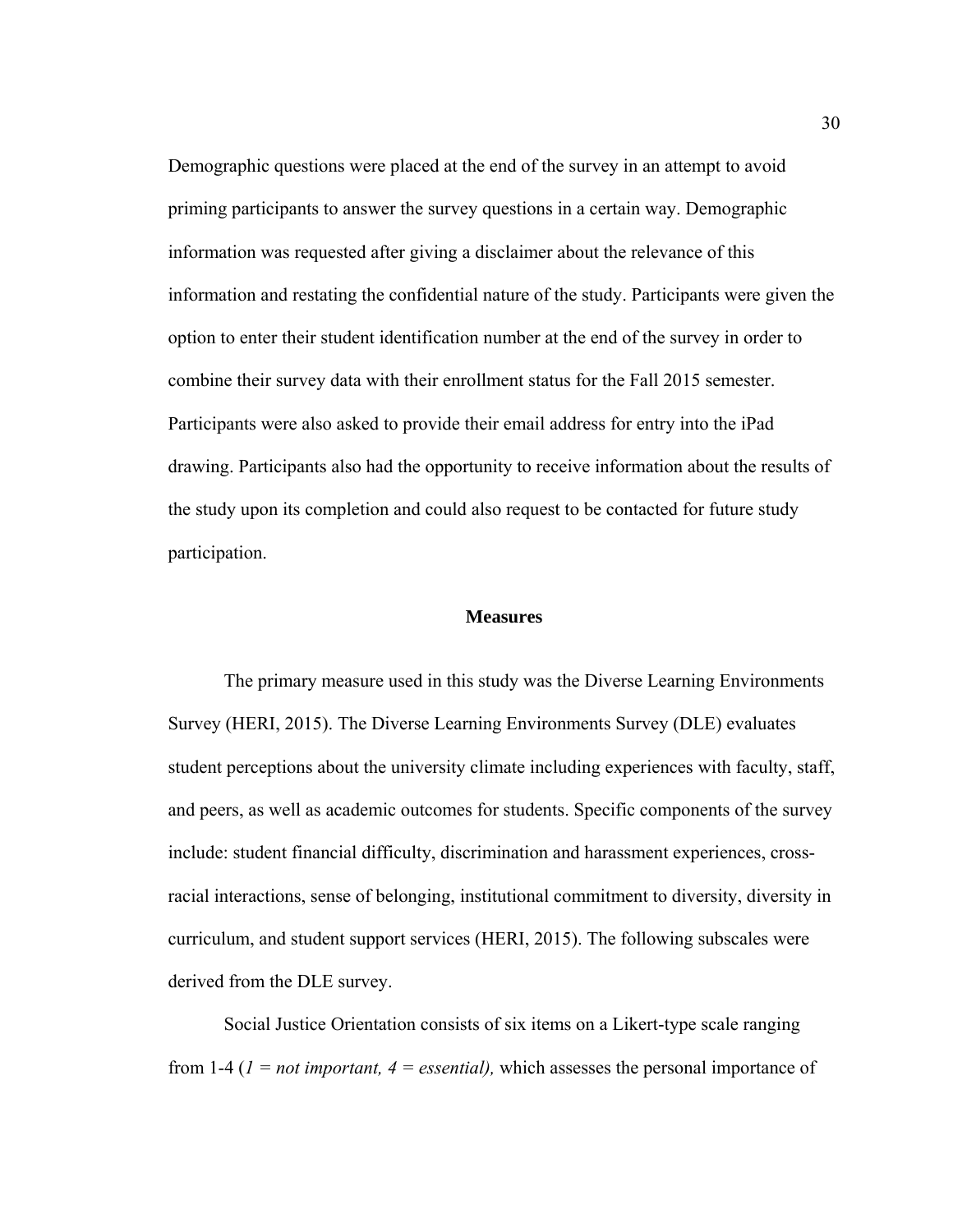Demographic questions were placed at the end of the survey in an attempt to avoid priming participants to answer the survey questions in a certain way. Demographic information was requested after giving a disclaimer about the relevance of this information and restating the confidential nature of the study. Participants were given the option to enter their student identification number at the end of the survey in order to combine their survey data with their enrollment status for the Fall 2015 semester. Participants were also asked to provide their email address for entry into the iPad drawing. Participants also had the opportunity to receive information about the results of the study upon its completion and could also request to be contacted for future study participation.

## Measures

The primary measure used in this study was the Diverse Learning Environments Survey (HERI, 2015). The Diverse Learning Environments Survey (DLE) evaluates student perceptions about the university climate including experiences with faculty, staff, and peers, as well as academic outcomes for students. Specific components of the survey include: student financial difficulty, discrimination and harassment experiences, cross-racial interactions, sense of belonging, institutional commitment to diversity, diversity in curriculum, and student support services (HERI, 2015). The following subscales were derived from the DLE survey.

Social Justice Orientation consists of six items on a Likert-type scale ranging from 1-4 (*1 = not important, 4 = essential),* which assesses the personal importance of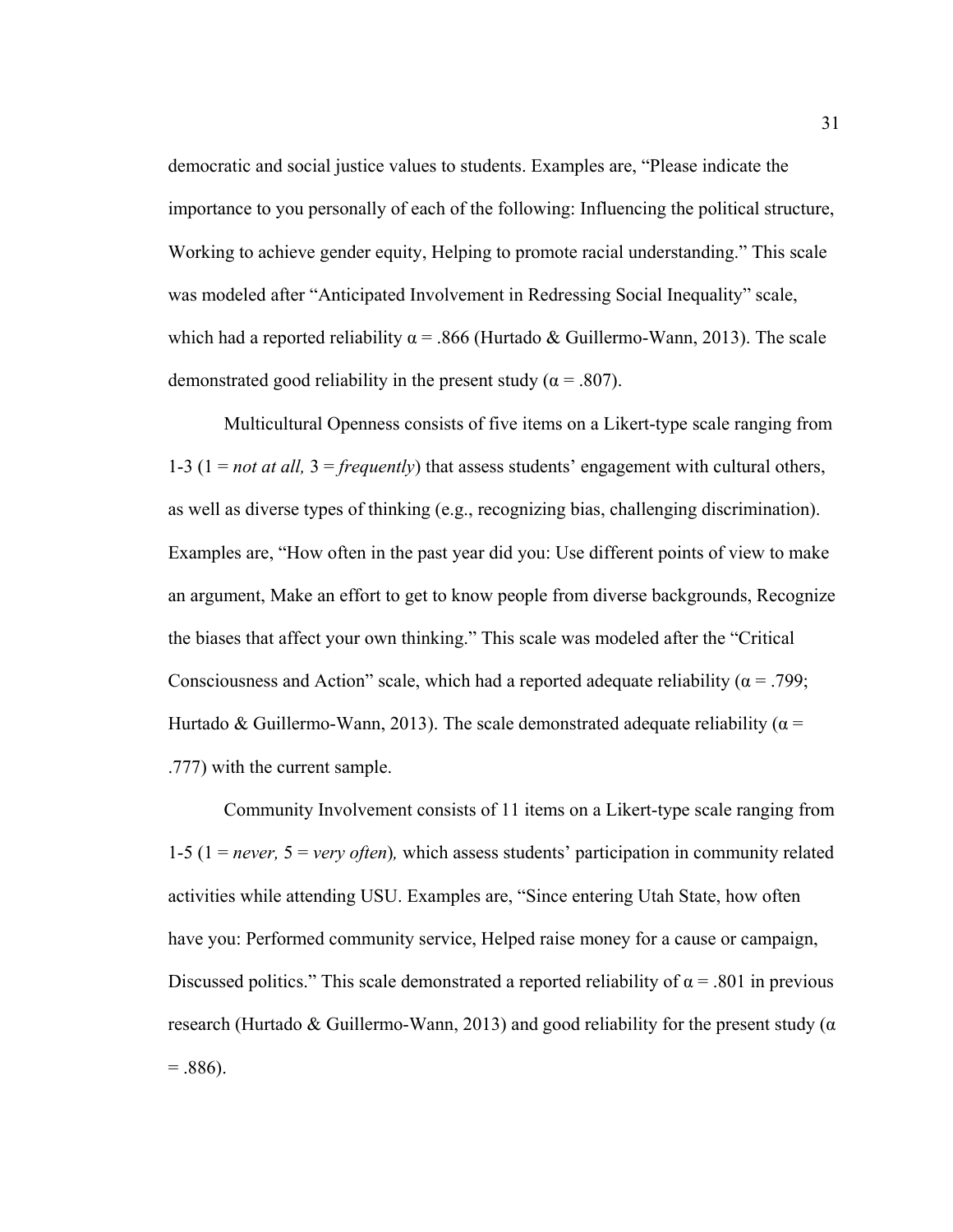democratic and social justice values to students. Examples are, "Please indicate the importance to you personally of each of the following: Influencing the political structure, Working to achieve gender equity, Helping to promote racial understanding." This scale was modeled after "Anticipated Involvement in Redressing Social Inequality" scale, which had a reported reliability $\alpha = .866$ (Hurtado & Guillermo-Wann, 2013). The scale demonstrated good reliability in the present study ($\alpha = .807$).

Multicultural Openness consists of five items on a Likert-type scale ranging from 1-3 (1 = *not at all,* 3 = *frequently*) that assess students' engagement with cultural others, as well as diverse types of thinking (e.g., recognizing bias, challenging discrimination). Examples are, "How often in the past year did you: Use different points of view to make an argument, Make an effort to get to know people from diverse backgrounds, Recognize the biases that affect your own thinking." This scale was modeled after the "Critical Consciousness and Action" scale, which had a reported adequate reliability ($\alpha = .799$; Hurtado & Guillermo-Wann, 2013). The scale demonstrated adequate reliability ($\alpha = .777$) with the current sample.

Community Involvement consists of 11 items on a Likert-type scale ranging from 1-5 (1 = *never,* 5 = *very often*)*,* which assess students' participation in community related activities while attending USU. Examples are, "Since entering Utah State, how often have you: Performed community service, Helped raise money for a cause or campaign, Discussed politics." This scale demonstrated a reported reliability of $\alpha = .801$ in previous research (Hurtado & Guillermo-Wann, 2013) and good reliability for the present study ($\alpha = .886$).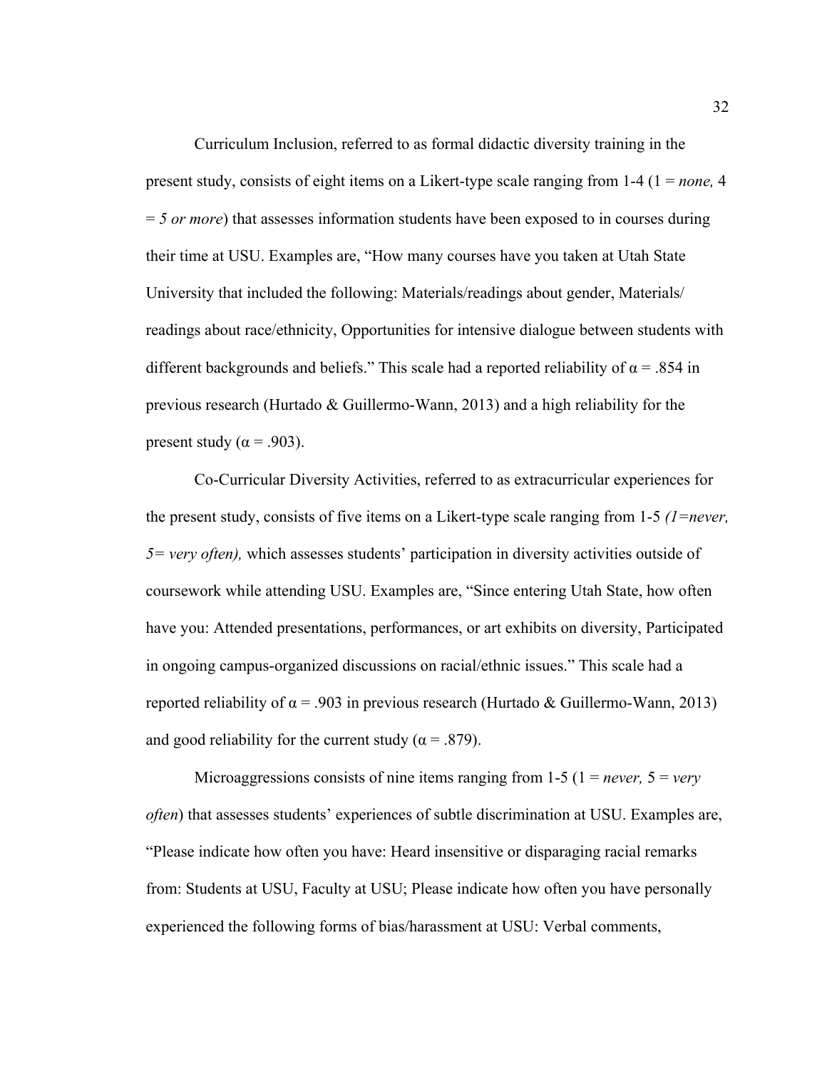Curriculum Inclusion, referred to as formal didactic diversity training in the present study, consists of eight items on a Likert-type scale ranging from 1-4 (1 = *none,* 4 = *5 or more*) that assesses information students have been exposed to in courses during their time at USU. Examples are, "How many courses have you taken at Utah State University that included the following: Materials/readings about gender, Materials/ readings about race/ethnicity, Opportunities for intensive dialogue between students with different backgrounds and beliefs." This scale had a reported reliability of $\alpha = .854$ in previous research (Hurtado & Guillermo-Wann, 2013) and a high reliability for the present study ($\alpha = .903$).

Co-Curricular Diversity Activities, referred to as extracurricular experiences for the present study, consists of five items on a Likert-type scale ranging from 1-5 *(1=never, 5= very often),* which assesses students' participation in diversity activities outside of coursework while attending USU. Examples are, "Since entering Utah State, how often have you: Attended presentations, performances, or art exhibits on diversity, Participated in ongoing campus-organized discussions on racial/ethnic issues." This scale had a reported reliability of $\alpha = .903$ in previous research (Hurtado & Guillermo-Wann, 2013) and good reliability for the current study ($\alpha = .879$).

Microaggressions consists of nine items ranging from 1-5 (1 = *never,* 5 = *very often*) that assesses students' experiences of subtle discrimination at USU. Examples are, "Please indicate how often you have: Heard insensitive or disparaging racial remarks from: Students at USU, Faculty at USU; Please indicate how often you have personally experienced the following forms of bias/harassment at USU: Verbal comments,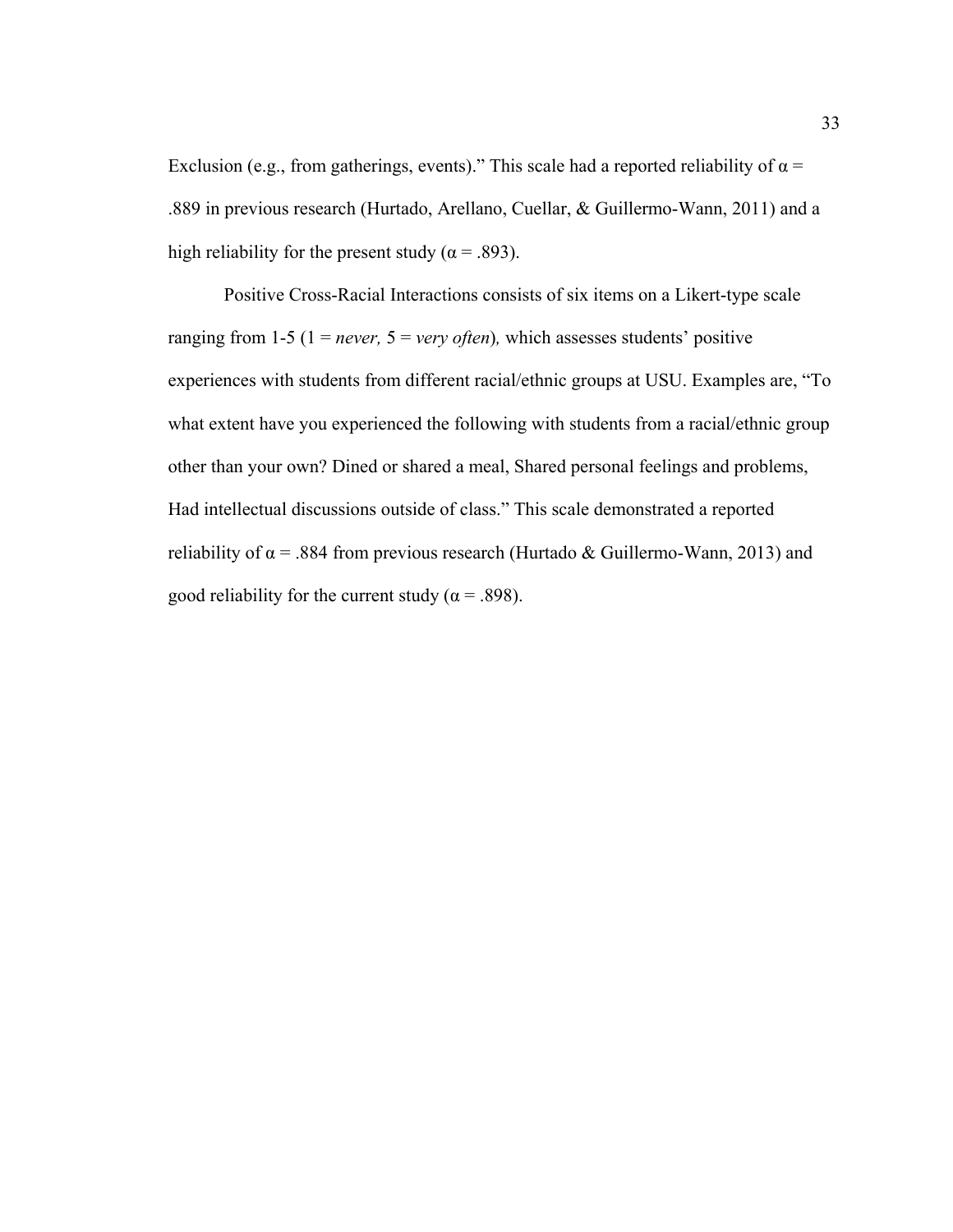Exclusion (e.g., from gatherings, events).” This scale had a reported reliability of $\alpha$ = .889 in previous research (Hurtado, Arellano, Cuellar, & Guillermo-Wann, 2011) and a high reliability for the present study ($\alpha$ = .893).

Positive Cross-Racial Interactions consists of six items on a Likert-type scale ranging from 1-5 (1 = *never,* 5 = *very often*)*,* which assesses students’ positive experiences with students from different racial/ethnic groups at USU. Examples are, “To what extent have you experienced the following with students from a racial/ethnic group other than your own? Dined or shared a meal, Shared personal feelings and problems, Had intellectual discussions outside of class.” This scale demonstrated a reported reliability of $\alpha$ = .884 from previous research (Hurtado & Guillermo-Wann, 2013) and good reliability for the current study ($\alpha$ = .898).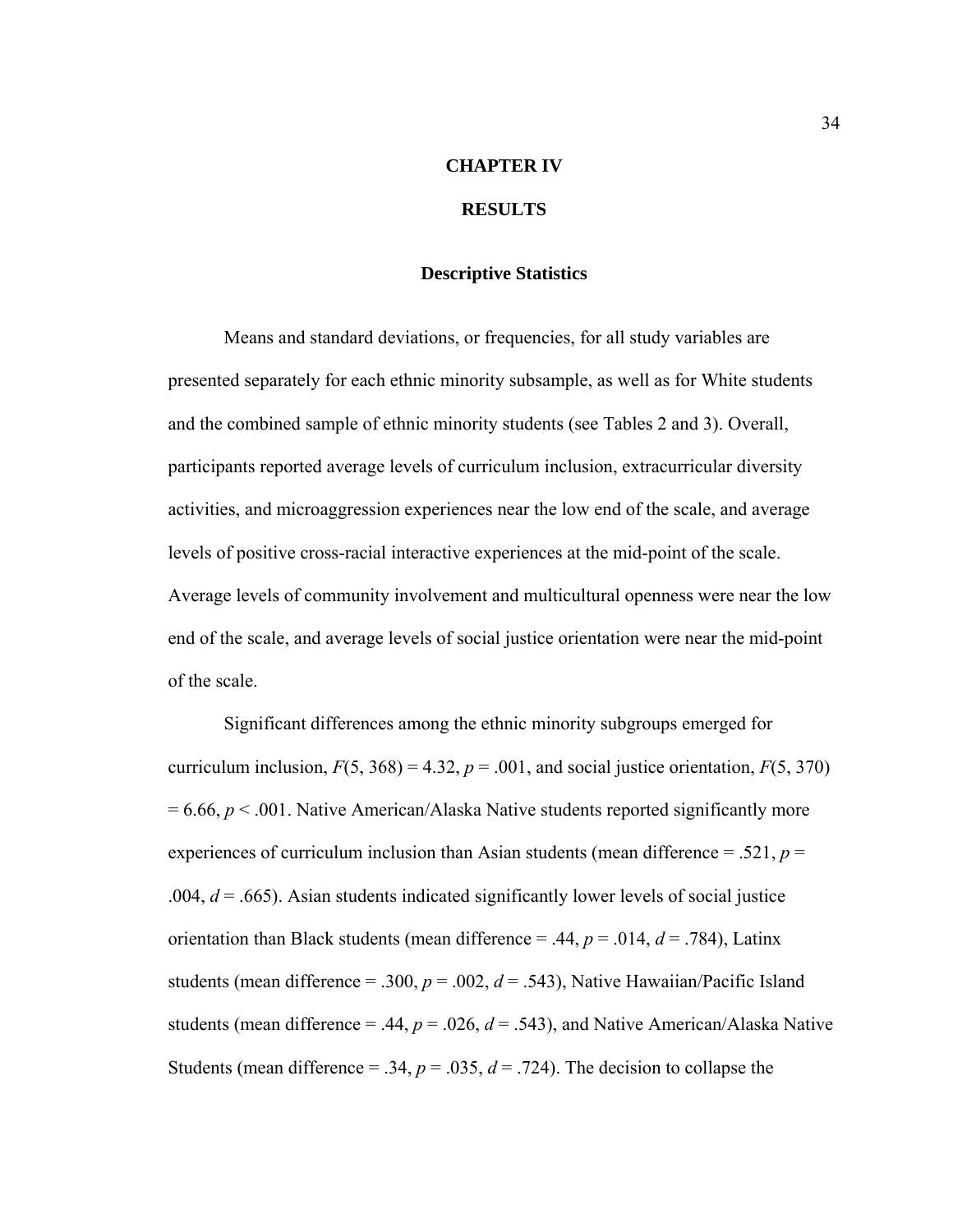# CHAPTER IV

# RESULTS

## Descriptive Statistics

Means and standard deviations, or frequencies, for all study variables are presented separately for each ethnic minority subsample, as well as for White students and the combined sample of ethnic minority students (see Tables 2 and 3). Overall, participants reported average levels of curriculum inclusion, extracurricular diversity activities, and microaggression experiences near the low end of the scale, and average levels of positive cross-racial interactive experiences at the mid-point of the scale. Average levels of community involvement and multicultural openness were near the low end of the scale, and average levels of social justice orientation were near the mid-point of the scale.

Significant differences among the ethnic minority subgroups emerged for curriculum inclusion, $F(5, 368) = 4.32$, $p = .001$, and social justice orientation, $F(5, 370) = 6.66$, $p < .001$. Native American/Alaska Native students reported significantly more experiences of curriculum inclusion than Asian students (mean difference = .521, $p = .004$, $d = .665$). Asian students indicated significantly lower levels of social justice orientation than Black students (mean difference = .44, $p = .014$, $d = .784$), Latinx students (mean difference = .300, $p = .002$, $d = .543$), Native Hawaiian/Pacific Island students (mean difference = .44, $p = .026$, $d = .543$), and Native American/Alaska Native Students (mean difference = .34, $p = .035$, $d = .724$). The decision to collapse the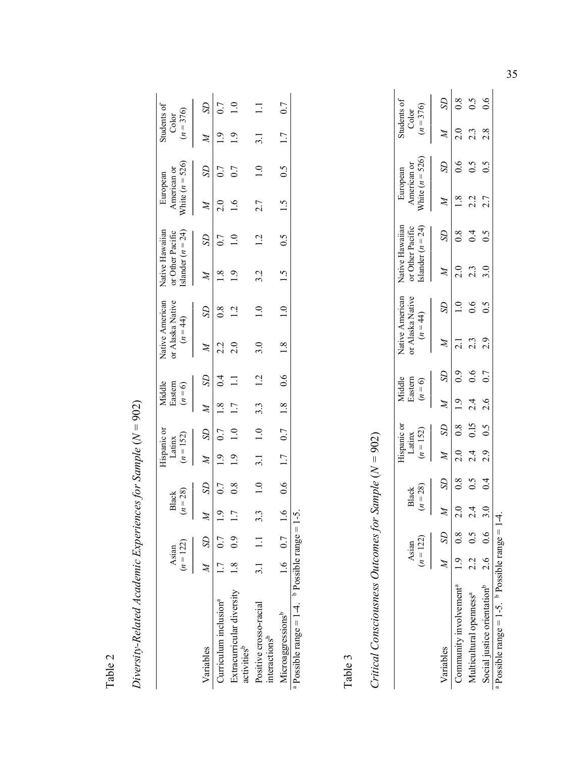Table 2

*Diversity-Related Academic Experiences for Sample* (*N* = 902)

| Variables | Asian ($n$ = 122) | | Black ($n$ = 28) | | Hispanic or Latinx ($n$ = 152) | | Middle Eastern ($n$ = 6) | | Native American or Alaska Native ($n$ = 44) | | Native Hawaiian or Other Pacific Islander ($n$ = 24) | | European American or White ($n$ = 526) | | Students of Color ($n$ = 376) | |
|---|---|---|---|---|---|---|---|---|---|---|---|---|---|---|---|---|
| | *M* | *SD* | *M* | *SD* | *M* | *SD* | *M* | *SD* | *M* | *SD* | *M* | *SD* | *M* | *SD* | *M* | *SD* |
| Curriculum inclusion[a] | 1.7 | 0.7 | 1.9 | 0.7 | 1.9 | 0.7 | 1.8 | 0.4 | 2.2 | 0.8 | 1.8 | 0.7 | 2.0 | 0.7 | 1.9 | 0.7 |
| Extracurricular diversity activities[b] | 1.8 | 0.9 | 1.7 | 0.8 | 1.9 | 1.0 | 1.7 | 1.1 | 2.0 | 1.2 | 1.9 | 1.0 | 1.6 | 0.7 | 1.9 | 1.0 |
| Positive crosso-racial interactions[b] | 3.1 | 1.1 | 3.3 | 1.0 | 3.1 | 1.0 | 3.3 | 1.2 | 3.0 | 1.0 | 3.2 | 1.2 | 2.7 | 1.0 | 3.1 | 1.1 |
| Microaggressions[b] | 1.6 | 0.7 | 1.6 | 0.6 | 1.7 | 0.7 | 1.8 | 0.6 | 1.8 | 1.0 | 1.5 | 0.5 | 1.5 | 0.5 | 1.7 | 0.7 |

[a] Possible range = 1-4. [b] Possible range = 1-5.

Table 3

*Critical Consciousness Outcomes for Sample* (*N* = 902)

| Variables | Asian ($n$ = 122) | | Black ($n$ = 28) | | Hispanic or Latinx ($n$ = 152) | | Middle Eastern ($n$ = 6) | | Native American or Alaska Native ($n$ = 44) | | Native Hawaiian or Other Pacific Islander ($n$ = 24) | | European American or White ($n$ = 526) | | Students of Color ($n$ = 376) | |
|---|---|---|---|---|---|---|---|---|---|---|---|---|---|---|---|---|
| | *M* | *SD* | *M* | *SD* | *M* | *SD* | *M* | *SD* | *M* | *SD* | *M* | *SD* | *M* | *SD* | *M* | *SD* |
| Community involvement[a] | 1.9 | 0.8 | 2.0 | 0.8 | 2.0 | 0.8 | 1.9 | 0.9 | 2.1 | 1.0 | 2.0 | 0.8 | 1.8 | 0.6 | 2.0 | 0.8 |
| Multicultural openness[a] | 2.2 | 0.5 | 2.4 | 0.5 | 2.4 | 0.15 | 2.4 | 0.6 | 2.3 | 0.6 | 2.3 | 0.4 | 2.2 | 0.5 | 2.3 | 0.5 |
| Social justice orientation[b] | 2.6 | 0.6 | 3.0 | 0.4 | 2.9 | 0.5 | 2.6 | 0.7 | 2.9 | 0.5 | 3.0 | 0.5 | 2.7 | 0.5 | 2.8 | 0.6 |

[a] Possible range = 1-5. [b] Possible range = 1-4.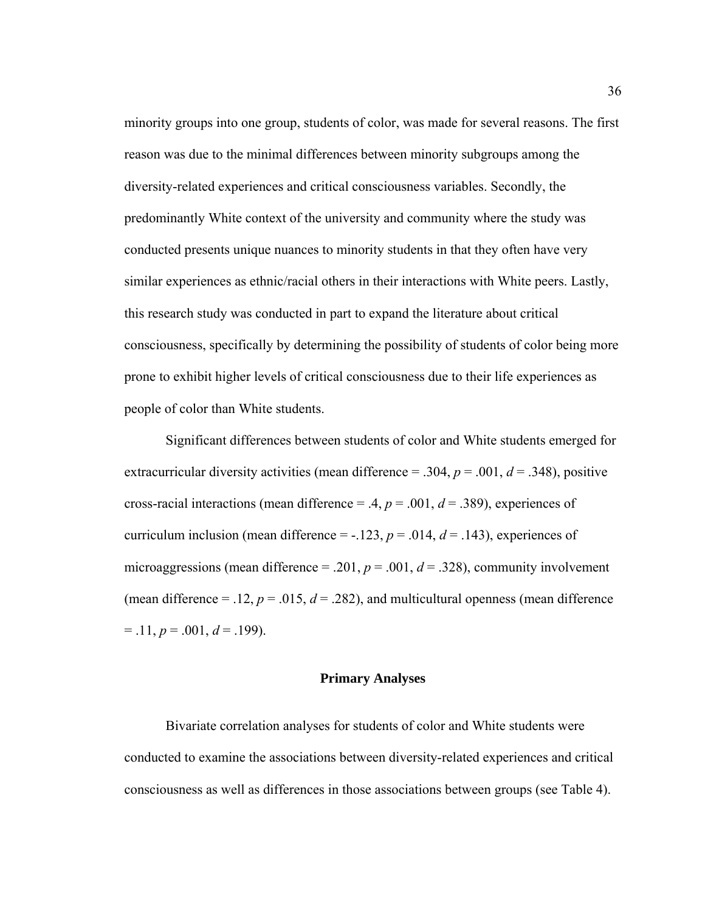minority groups into one group, students of color, was made for several reasons. The first reason was due to the minimal differences between minority subgroups among the diversity-related experiences and critical consciousness variables. Secondly, the predominantly White context of the university and community where the study was conducted presents unique nuances to minority students in that they often have very similar experiences as ethnic/racial others in their interactions with White peers. Lastly, this research study was conducted in part to expand the literature about critical consciousness, specifically by determining the possibility of students of color being more prone to exhibit higher levels of critical consciousness due to their life experiences as people of color than White students.

Significant differences between students of color and White students emerged for extracurricular diversity activities (mean difference = .304, $p$ = .001, $d$ = .348), positive cross-racial interactions (mean difference = .4, $p$ = .001, $d$ = .389), experiences of curriculum inclusion (mean difference = -.123, $p$ = .014, $d$ = .143), experiences of microaggressions (mean difference = .201, $p$ = .001, $d$ = .328), community involvement (mean difference = .12, $p$ = .015, $d$ = .282), and multicultural openness (mean difference = .11, $p$ = .001, $d$ = .199).

## Primary Analyses

Bivariate correlation analyses for students of color and White students were conducted to examine the associations between diversity-related experiences and critical consciousness as well as differences in those associations between groups (see Table 4).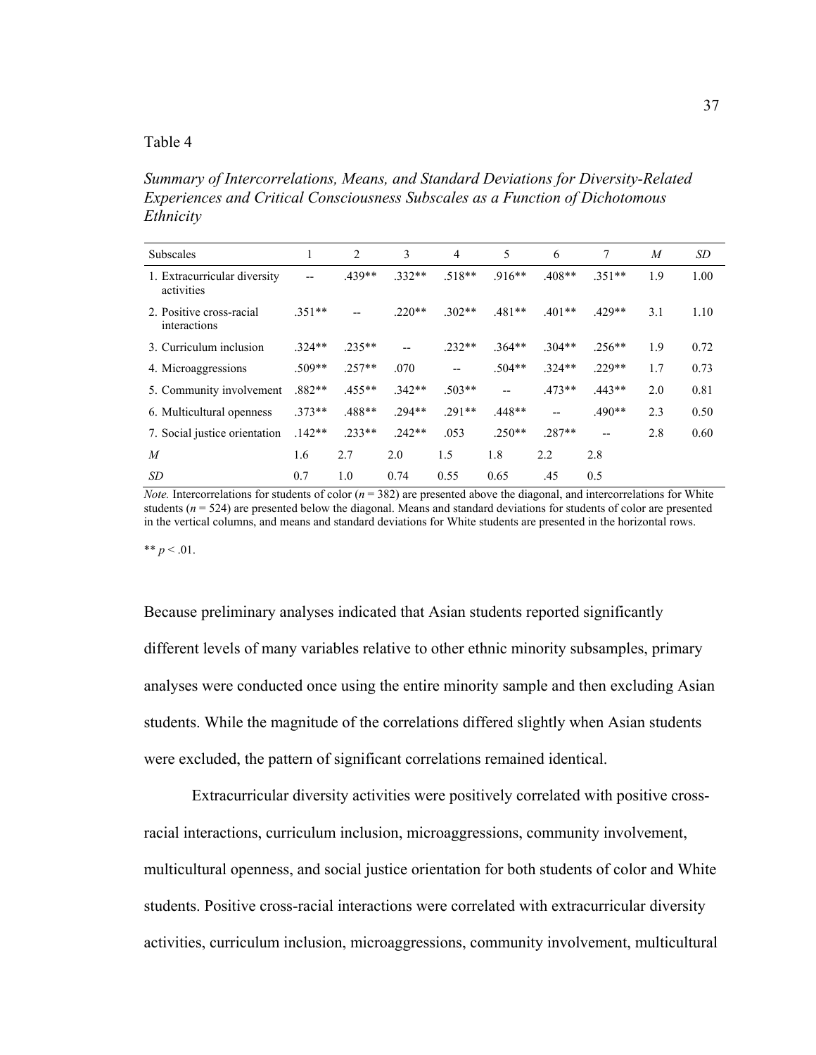Table 4

*Summary of Intercorrelations, Means, and Standard Deviations for Diversity-Related Experiences and Critical Consciousness Subscales as a Function of Dichotomous Ethnicity*

| Subscales | 1 | 2 | 3 | 4 | 5 | 6 | 7 | *M* | *SD* |
|---|---|---|---|---|---|---|---|---|---|
| 1. Extracurricular diversity activities | -- | .439** | .332** | .518** | .916** | .408** | .351** | 1.9 | 1.00 |
| 2. Positive cross-racial interactions | .351** | -- | .220** | .302** | .481** | .401** | .429** | 3.1 | 1.10 |
| 3. Curriculum inclusion | .324** | .235** | -- | .232** | .364** | .304** | .256** | 1.9 | 0.72 |
| 4. Microaggressions | .509** | .257** | .070 | -- | .504** | .324** | .229** | 1.7 | 0.73 |
| 5. Community involvement | .882** | .455** | .342** | .503** | -- | .473** | .443** | 2.0 | 0.81 |
| 6. Multicultural openness | .373** | .488** | .294** | .291** | .448** | -- | .490** | 2.3 | 0.50 |
| 7. Social justice orientation | .142** | .233** | .242** | .053 | .250** | .287** | -- | 2.8 | 0.60 |
| *M* | 1.6 | 2.7 | 2.0 | 1.5 | 1.8 | 2.2 | 2.8 | | |
| *SD* | 0.7 | 1.0 | 0.74 | 0.55 | 0.65 | .45 | 0.5 | | |

*Note.* Intercorrelations for students of color ($n = 382$) are presented above the diagonal, and intercorrelations for White students ($n = 524$) are presented below the diagonal. Means and standard deviations for students of color are presented in the vertical columns, and means and standard deviations for White students are presented in the horizontal rows.

** $p < .01$.

Because preliminary analyses indicated that Asian students reported significantly different levels of many variables relative to other ethnic minority subsamples, primary analyses were conducted once using the entire minority sample and then excluding Asian students. While the magnitude of the correlations differed slightly when Asian students were excluded, the pattern of significant correlations remained identical.

Extracurricular diversity activities were positively correlated with positive cross-racial interactions, curriculum inclusion, microaggressions, community involvement, multicultural openness, and social justice orientation for both students of color and White students. Positive cross-racial interactions were correlated with extracurricular diversity activities, curriculum inclusion, microaggressions, community involvement, multicultural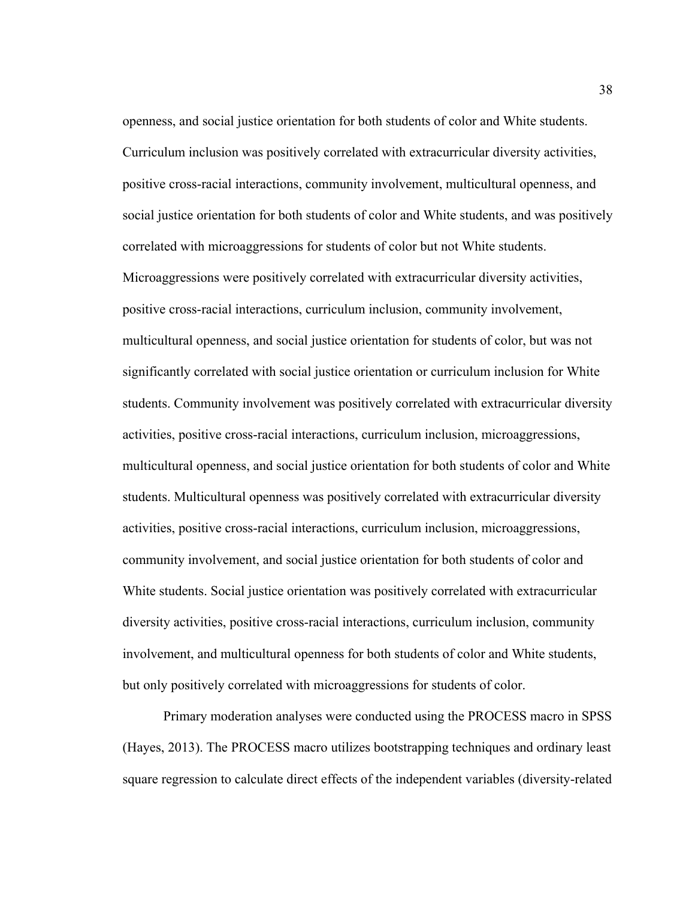openness, and social justice orientation for both students of color and White students. Curriculum inclusion was positively correlated with extracurricular diversity activities, positive cross-racial interactions, community involvement, multicultural openness, and social justice orientation for both students of color and White students, and was positively correlated with microaggressions for students of color but not White students. Microaggressions were positively correlated with extracurricular diversity activities, positive cross-racial interactions, curriculum inclusion, community involvement, multicultural openness, and social justice orientation for students of color, but was not significantly correlated with social justice orientation or curriculum inclusion for White students. Community involvement was positively correlated with extracurricular diversity activities, positive cross-racial interactions, curriculum inclusion, microaggressions, multicultural openness, and social justice orientation for both students of color and White students. Multicultural openness was positively correlated with extracurricular diversity activities, positive cross-racial interactions, curriculum inclusion, microaggressions, community involvement, and social justice orientation for both students of color and White students. Social justice orientation was positively correlated with extracurricular diversity activities, positive cross-racial interactions, curriculum inclusion, community involvement, and multicultural openness for both students of color and White students, but only positively correlated with microaggressions for students of color.

Primary moderation analyses were conducted using the PROCESS macro in SPSS (Hayes, 2013). The PROCESS macro utilizes bootstrapping techniques and ordinary least square regression to calculate direct effects of the independent variables (diversity-related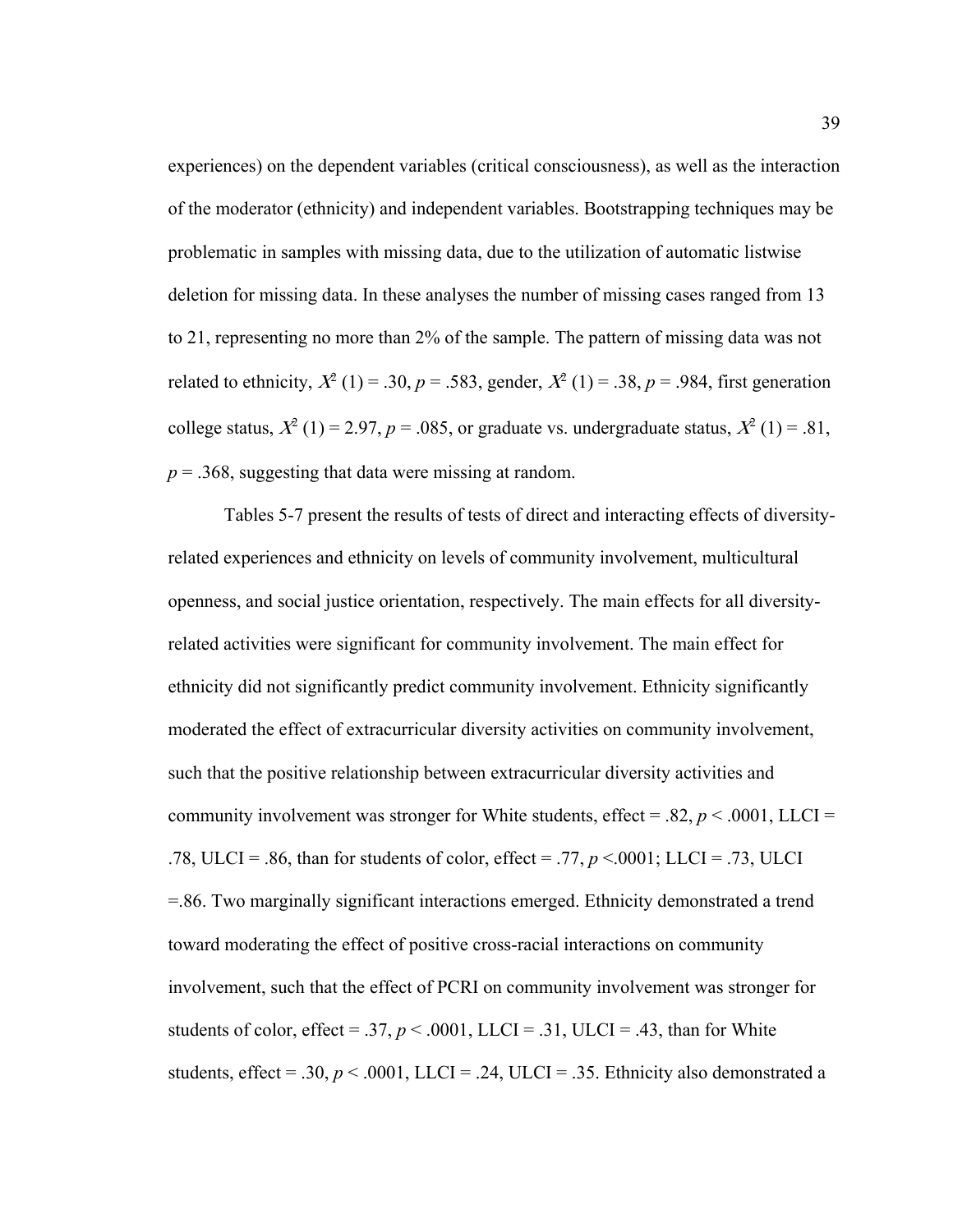experiences) on the dependent variables (critical consciousness), as well as the interaction of the moderator (ethnicity) and independent variables. Bootstrapping techniques may be problematic in samples with missing data, due to the utilization of automatic listwise deletion for missing data. In these analyses the number of missing cases ranged from 13 to 21, representing no more than 2% of the sample. The pattern of missing data was not related to ethnicity, $X^2$ (1) = .30, $p$ = .583, gender, $X^2$ (1) = .38, $p$ = .984, first generation college status, $X^2$ (1) = 2.97, $p$ = .085, or graduate vs. undergraduate status, $X^2$ (1) = .81, $p$ = .368, suggesting that data were missing at random.

Tables 5-7 present the results of tests of direct and interacting effects of diversity-related experiences and ethnicity on levels of community involvement, multicultural openness, and social justice orientation, respectively. The main effects for all diversity-related activities were significant for community involvement. The main effect for ethnicity did not significantly predict community involvement. Ethnicity significantly moderated the effect of extracurricular diversity activities on community involvement, such that the positive relationship between extracurricular diversity activities and community involvement was stronger for White students, effect = .82, $p$ < .0001, LLCI = .78, ULCI = .86, than for students of color, effect = .77, $p$ <.0001; LLCI = .73, ULCI =.86. Two marginally significant interactions emerged. Ethnicity demonstrated a trend toward moderating the effect of positive cross-racial interactions on community involvement, such that the effect of PCRI on community involvement was stronger for students of color, effect = .37, $p$ < .0001, LLCI = .31, ULCI = .43, than for White students, effect = .30, $p$ < .0001, LLCI = .24, ULCI = .35. Ethnicity also demonstrated a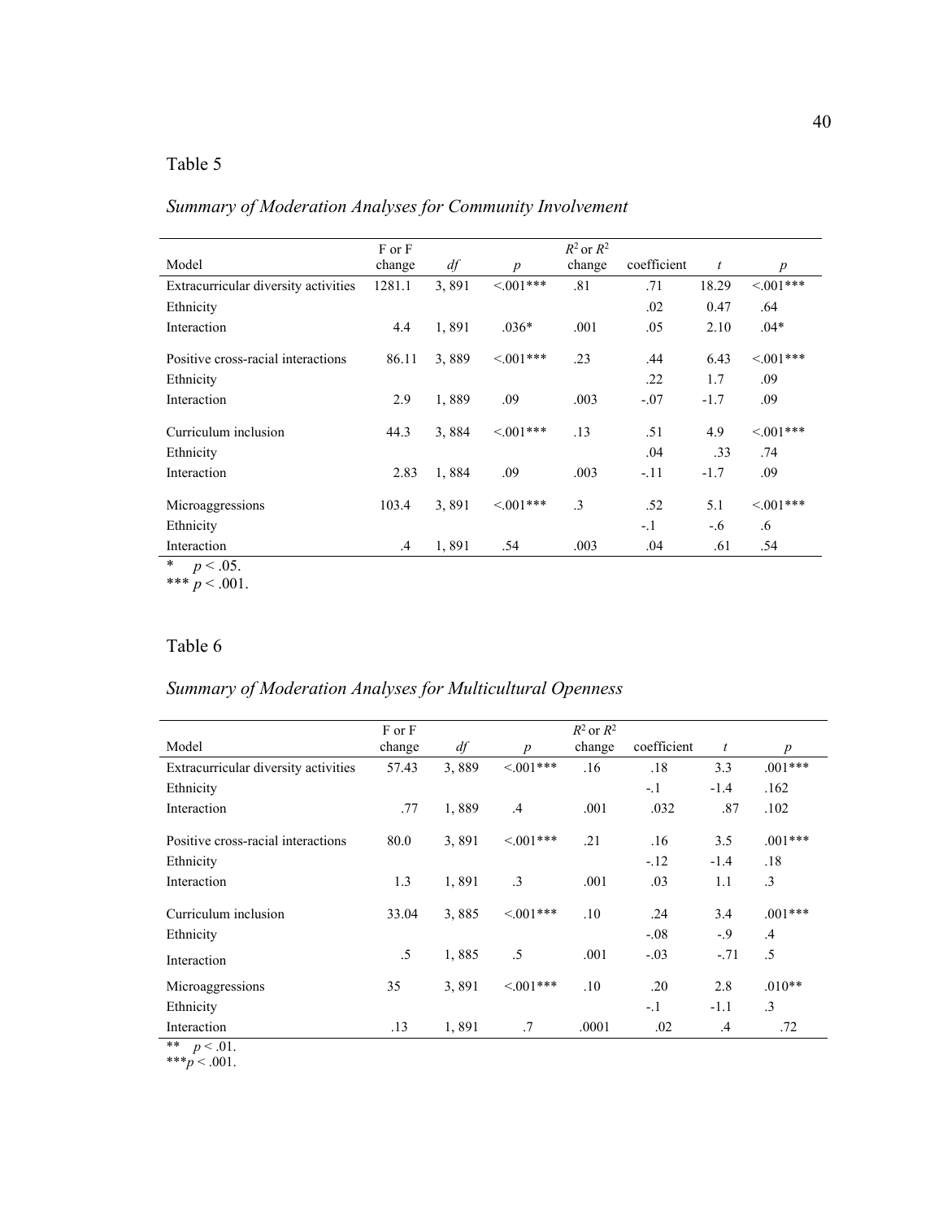Table 5

*Summary of Moderation Analyses for Community Involvement*

| Model | F or F change | *df* | *p* | $R^2$ or $R^2$ change | coefficient | *t* | *p* |
|---|---|---|---|---|---|---|---|
| Extracurricular diversity activities | 1281.1 | 3, 891 | <.001*** | .81 | .71 | 18.29 | <.001*** |
| Ethnicity | | | | | .02 | 0.47 | .64 |
| Interaction | 4.4 | 1, 891 | .036* | .001 | .05 | 2.10 | .04* |
| Positive cross-racial interactions | 86.11 | 3, 889 | <.001*** | .23 | .44 | 6.43 | <.001*** |
| Ethnicity | | | | | .22 | 1.7 | .09 |
| Interaction | 2.9 | 1, 889 | .09 | .003 | -.07 | -1.7 | .09 |
| Curriculum inclusion | 44.3 | 3, 884 | <.001*** | .13 | .51 | 4.9 | <.001*** |
| Ethnicity | | | | | .04 | .33 | .74 |
| Interaction | 2.83 | 1, 884 | .09 | .003 | -.11 | -1.7 | .09 |
| Microaggressions | 103.4 | 3, 891 | <.001*** | .3 | .52 | 5.1 | <.001*** |
| Ethnicity | | | | | -.1 | -.6 | .6 |
| Interaction | .4 | 1, 891 | .54 | .003 | .04 | .61 | .54 |

\* $p < .05$.
\*\*\* $p < .001$.

Table 6

*Summary of Moderation Analyses for Multicultural Openness*

| Model | F or F change | *df* | *p* | $R^2$ or $R^2$ change | coefficient | *t* | *p* |
|---|---|---|---|---|---|---|---|
| Extracurricular diversity activities | 57.43 | 3, 889 | <.001*** | .16 | .18 | 3.3 | .001*** |
| Ethnicity | | | | | -.1 | -1.4 | .162 |
| Interaction | .77 | 1, 889 | .4 | .001 | .032 | .87 | .102 |
| Positive cross-racial interactions | 80.0 | 3, 891 | <.001*** | .21 | .16 | 3.5 | .001*** |
| Ethnicity | | | | | -.12 | -1.4 | .18 |
| Interaction | 1.3 | 1, 891 | .3 | .001 | .03 | 1.1 | .3 |
| Curriculum inclusion | 33.04 | 3, 885 | <.001*** | .10 | .24 | 3.4 | .001*** |
| Ethnicity | | | | | -.08 | -.9 | .4 |
| Interaction | .5 | 1, 885 | .5 | .001 | -.03 | -.71 | .5 |
| Microaggressions | 35 | 3, 891 | <.001*** | .10 | .20 | 2.8 | .010** |
| Ethnicity | | | | | -.1 | -1.1 | .3 |
| Interaction | .13 | 1, 891 | .7 | .0001 | .02 | .4 | .72 |

\*\* $p < .01$.
\*\*\*$p < .001$.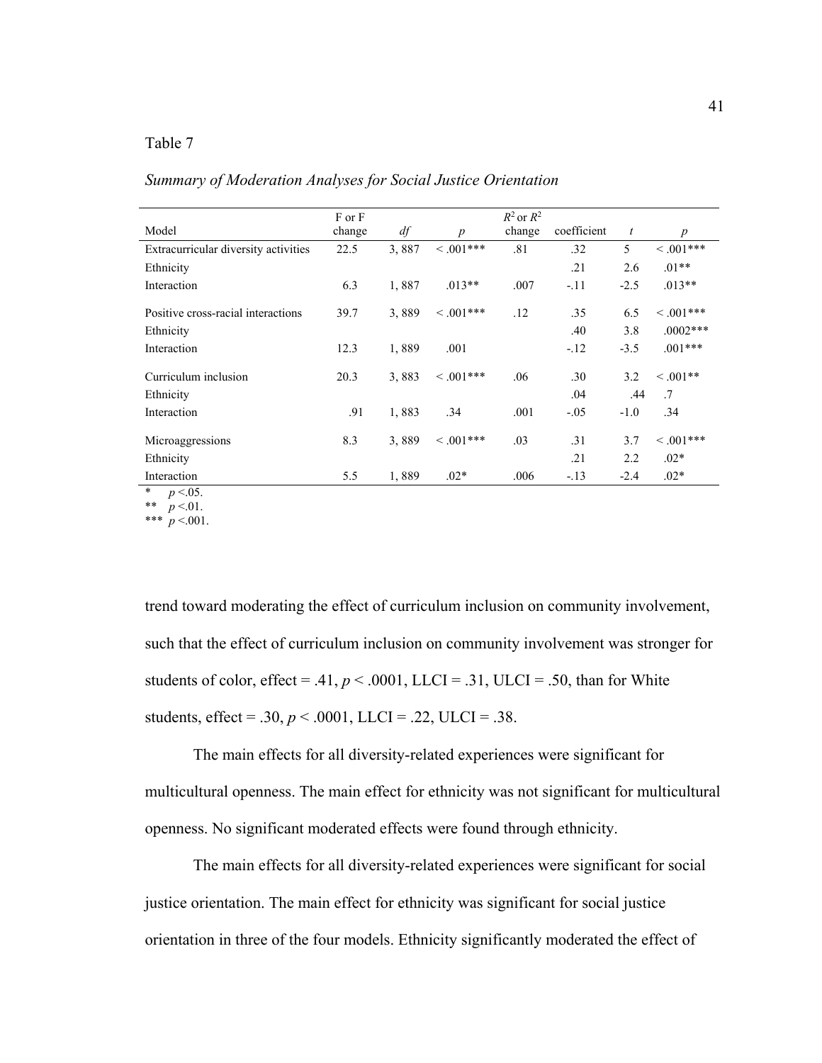Table 7

*Summary of Moderation Analyses for Social Justice Orientation*

| Model | F or F change | *df* | *p* | $R^2$ or $R^2$ change | coefficient | *t* | *p* |
|---|---|---|---|---|---|---|---|
| Extracurricular diversity activities | 22.5 | 3, 887 | < .001*** | .81 | .32 | 5 | < .001*** |
| Ethnicity | | | | | .21 | 2.6 | .01** |
| Interaction | 6.3 | 1, 887 | .013** | .007 | -.11 | -2.5 | .013** |
| Positive cross-racial interactions | 39.7 | 3, 889 | < .001*** | .12 | .35 | 6.5 | < .001*** |
| Ethnicity | | | | | .40 | 3.8 | .0002*** |
| Interaction | 12.3 | 1, 889 | .001 | | -.12 | -3.5 | .001*** |
| Curriculum inclusion | 20.3 | 3, 883 | < .001*** | .06 | .30 | 3.2 | < .001** |
| Ethnicity | | | | | .04 | .44 | .7 |
| Interaction | .91 | 1, 883 | .34 | .001 | -.05 | -1.0 | .34 |
| Microaggressions | 8.3 | 3, 889 | < .001*** | .03 | .31 | 3.7 | < .001*** |
| Ethnicity | | | | | .21 | 2.2 | .02* |
| Interaction | 5.5 | 1, 889 | .02* | .006 | -.13 | -2.4 | .02* |

\* $p < .05$.
\** $p < .01$.
\*** $p < .001$.

trend toward moderating the effect of curriculum inclusion on community involvement, such that the effect of curriculum inclusion on community involvement was stronger for students of color, effect = .41, $p < .0001$, LLCI = .31, ULCI = .50, than for White students, effect = .30, $p < .0001$, LLCI = .22, ULCI = .38.

The main effects for all diversity-related experiences were significant for multicultural openness. The main effect for ethnicity was not significant for multicultural openness. No significant moderated effects were found through ethnicity.

The main effects for all diversity-related experiences were significant for social justice orientation. The main effect for ethnicity was significant for social justice orientation in three of the four models. Ethnicity significantly moderated the effect of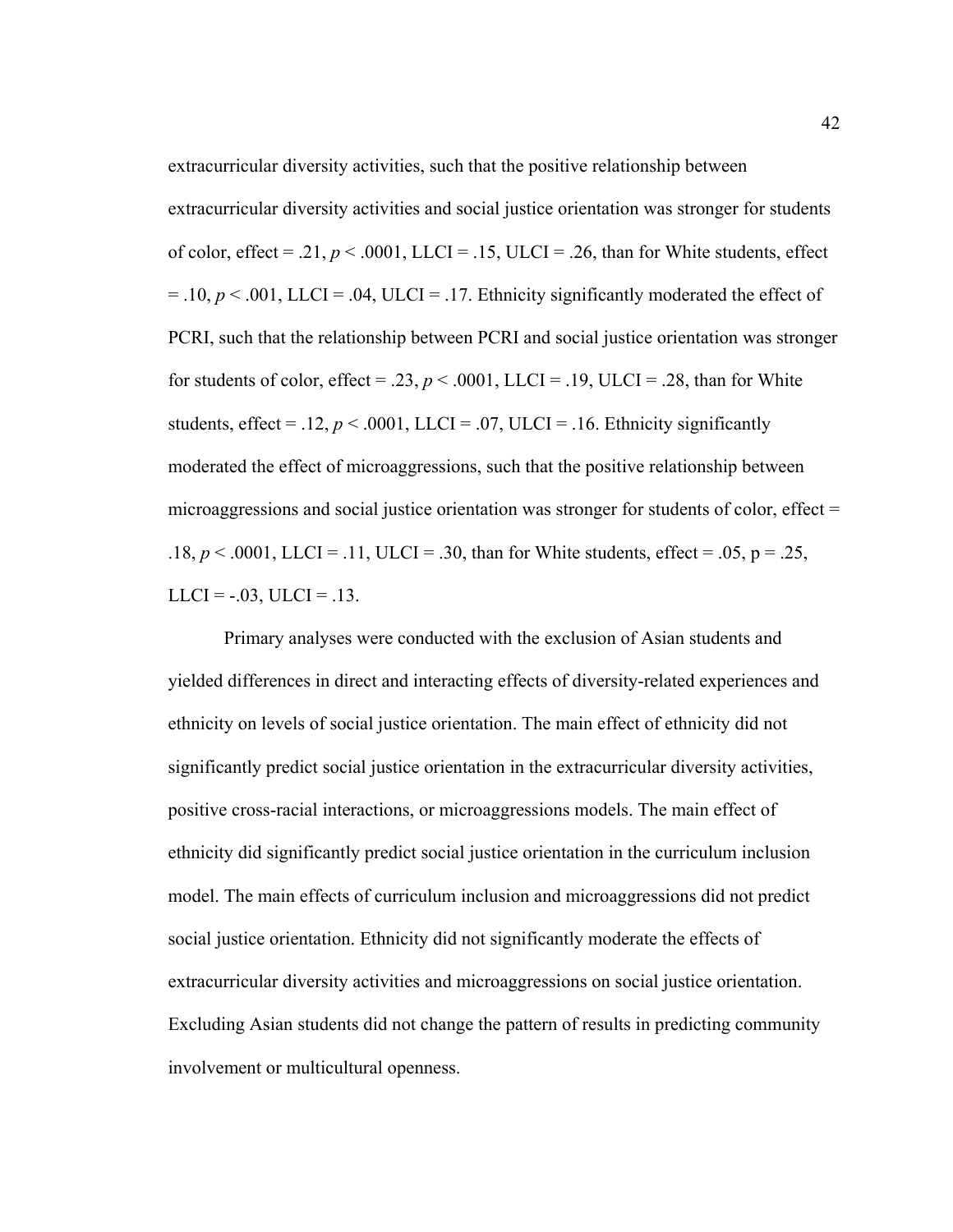extracurricular diversity activities, such that the positive relationship between extracurricular diversity activities and social justice orientation was stronger for students of color, effect = .21, $p < .0001$, LLCI = .15, ULCI = .26, than for White students, effect = .10, $p < .001$, LLCI = .04, ULCI = .17. Ethnicity significantly moderated the effect of PCRI, such that the relationship between PCRI and social justice orientation was stronger for students of color, effect = .23, $p < .0001$, LLCI = .19, ULCI = .28, than for White students, effect = .12, $p < .0001$, LLCI = .07, ULCI = .16. Ethnicity significantly moderated the effect of microaggressions, such that the positive relationship between microaggressions and social justice orientation was stronger for students of color, effect = .18, $p < .0001$, LLCI = .11, ULCI = .30, than for White students, effect = .05, $p = .25$, LLCI = -.03, ULCI = .13.

Primary analyses were conducted with the exclusion of Asian students and yielded differences in direct and interacting effects of diversity-related experiences and ethnicity on levels of social justice orientation. The main effect of ethnicity did not significantly predict social justice orientation in the extracurricular diversity activities, positive cross-racial interactions, or microaggressions models. The main effect of ethnicity did significantly predict social justice orientation in the curriculum inclusion model. The main effects of curriculum inclusion and microaggressions did not predict social justice orientation. Ethnicity did not significantly moderate the effects of extracurricular diversity activities and microaggressions on social justice orientation. Excluding Asian students did not change the pattern of results in predicting community involvement or multicultural openness.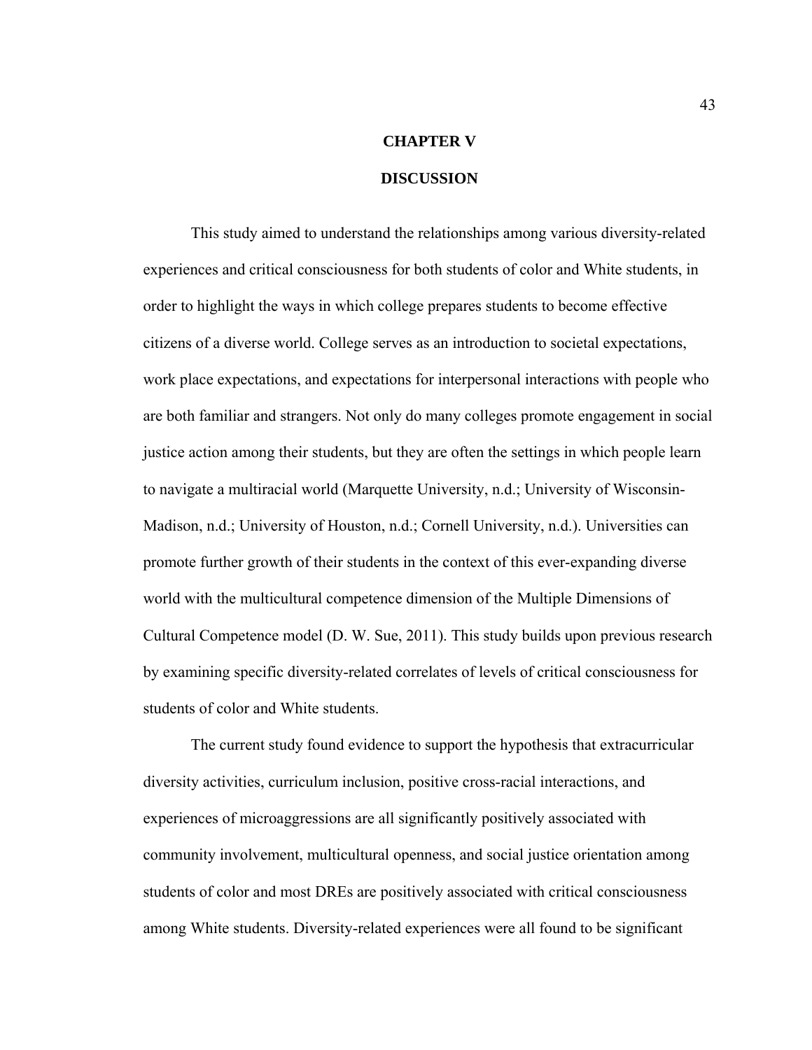# CHAPTER V

# DISCUSSION

This study aimed to understand the relationships among various diversity-related experiences and critical consciousness for both students of color and White students, in order to highlight the ways in which college prepares students to become effective citizens of a diverse world. College serves as an introduction to societal expectations, work place expectations, and expectations for interpersonal interactions with people who are both familiar and strangers. Not only do many colleges promote engagement in social justice action among their students, but they are often the settings in which people learn to navigate a multiracial world (Marquette University, n.d.; University of Wisconsin-Madison, n.d.; University of Houston, n.d.; Cornell University, n.d.). Universities can promote further growth of their students in the context of this ever-expanding diverse world with the multicultural competence dimension of the Multiple Dimensions of Cultural Competence model (D. W. Sue, 2011). This study builds upon previous research by examining specific diversity-related correlates of levels of critical consciousness for students of color and White students.

The current study found evidence to support the hypothesis that extracurricular diversity activities, curriculum inclusion, positive cross-racial interactions, and experiences of microaggressions are all significantly positively associated with community involvement, multicultural openness, and social justice orientation among students of color and most DREs are positively associated with critical consciousness among White students. Diversity-related experiences were all found to be significant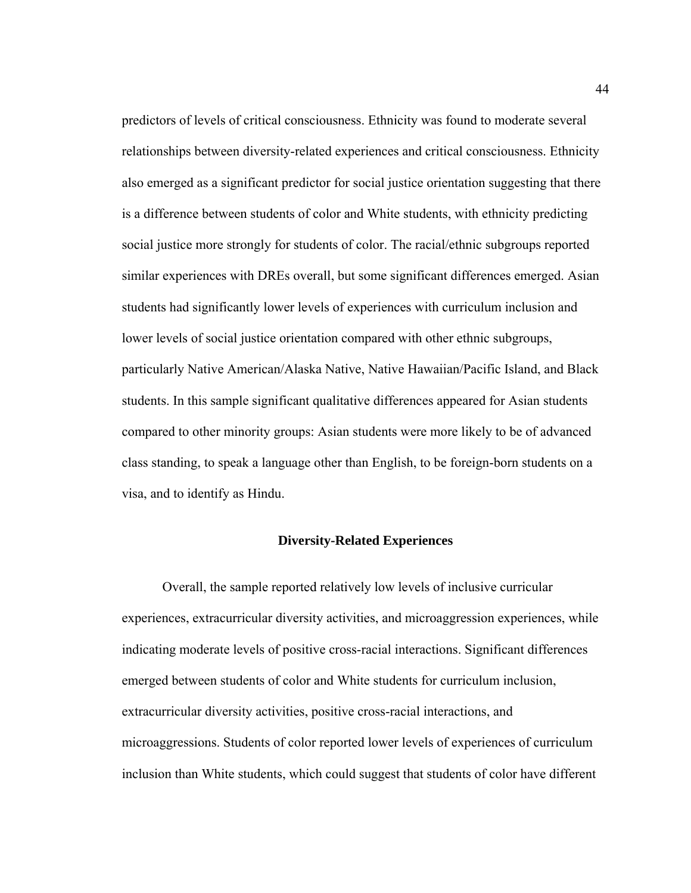predictors of levels of critical consciousness. Ethnicity was found to moderate several relationships between diversity-related experiences and critical consciousness. Ethnicity also emerged as a significant predictor for social justice orientation suggesting that there is a difference between students of color and White students, with ethnicity predicting social justice more strongly for students of color. The racial/ethnic subgroups reported similar experiences with DREs overall, but some significant differences emerged. Asian students had significantly lower levels of experiences with curriculum inclusion and lower levels of social justice orientation compared with other ethnic subgroups, particularly Native American/Alaska Native, Native Hawaiian/Pacific Island, and Black students. In this sample significant qualitative differences appeared for Asian students compared to other minority groups: Asian students were more likely to be of advanced class standing, to speak a language other than English, to be foreign-born students on a visa, and to identify as Hindu.

## Diversity-Related Experiences

Overall, the sample reported relatively low levels of inclusive curricular experiences, extracurricular diversity activities, and microaggression experiences, while indicating moderate levels of positive cross-racial interactions. Significant differences emerged between students of color and White students for curriculum inclusion, extracurricular diversity activities, positive cross-racial interactions, and microaggressions. Students of color reported lower levels of experiences of curriculum inclusion than White students, which could suggest that students of color have different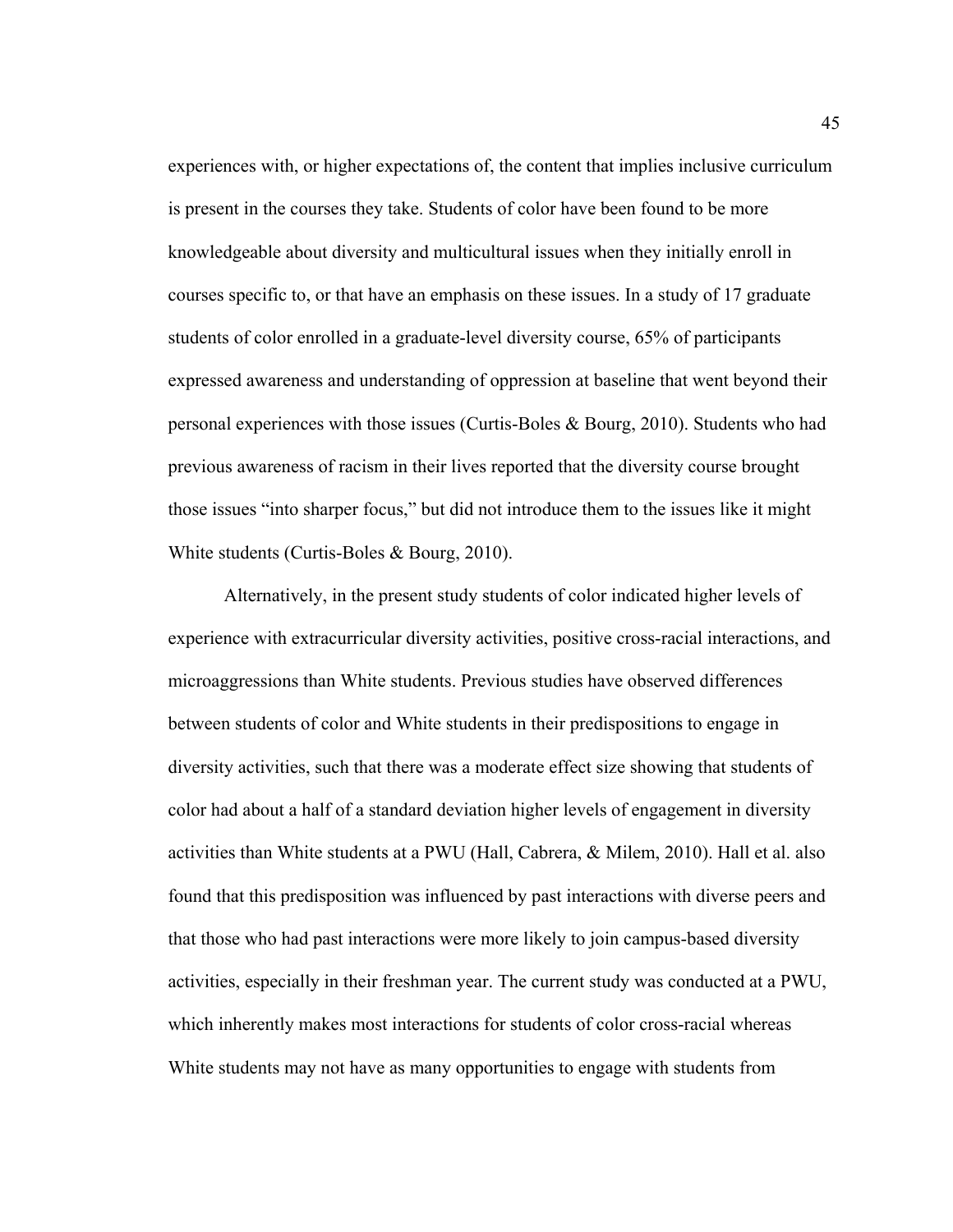experiences with, or higher expectations of, the content that implies inclusive curriculum is present in the courses they take. Students of color have been found to be more knowledgeable about diversity and multicultural issues when they initially enroll in courses specific to, or that have an emphasis on these issues. In a study of 17 graduate students of color enrolled in a graduate-level diversity course, 65% of participants expressed awareness and understanding of oppression at baseline that went beyond their personal experiences with those issues (Curtis-Boles & Bourg, 2010). Students who had previous awareness of racism in their lives reported that the diversity course brought those issues "into sharper focus," but did not introduce them to the issues like it might White students (Curtis-Boles & Bourg, 2010).

Alternatively, in the present study students of color indicated higher levels of experience with extracurricular diversity activities, positive cross-racial interactions, and microaggressions than White students. Previous studies have observed differences between students of color and White students in their predispositions to engage in diversity activities, such that there was a moderate effect size showing that students of color had about a half of a standard deviation higher levels of engagement in diversity activities than White students at a PWU (Hall, Cabrera, & Milem, 2010). Hall et al. also found that this predisposition was influenced by past interactions with diverse peers and that those who had past interactions were more likely to join campus-based diversity activities, especially in their freshman year. The current study was conducted at a PWU, which inherently makes most interactions for students of color cross-racial whereas White students may not have as many opportunities to engage with students from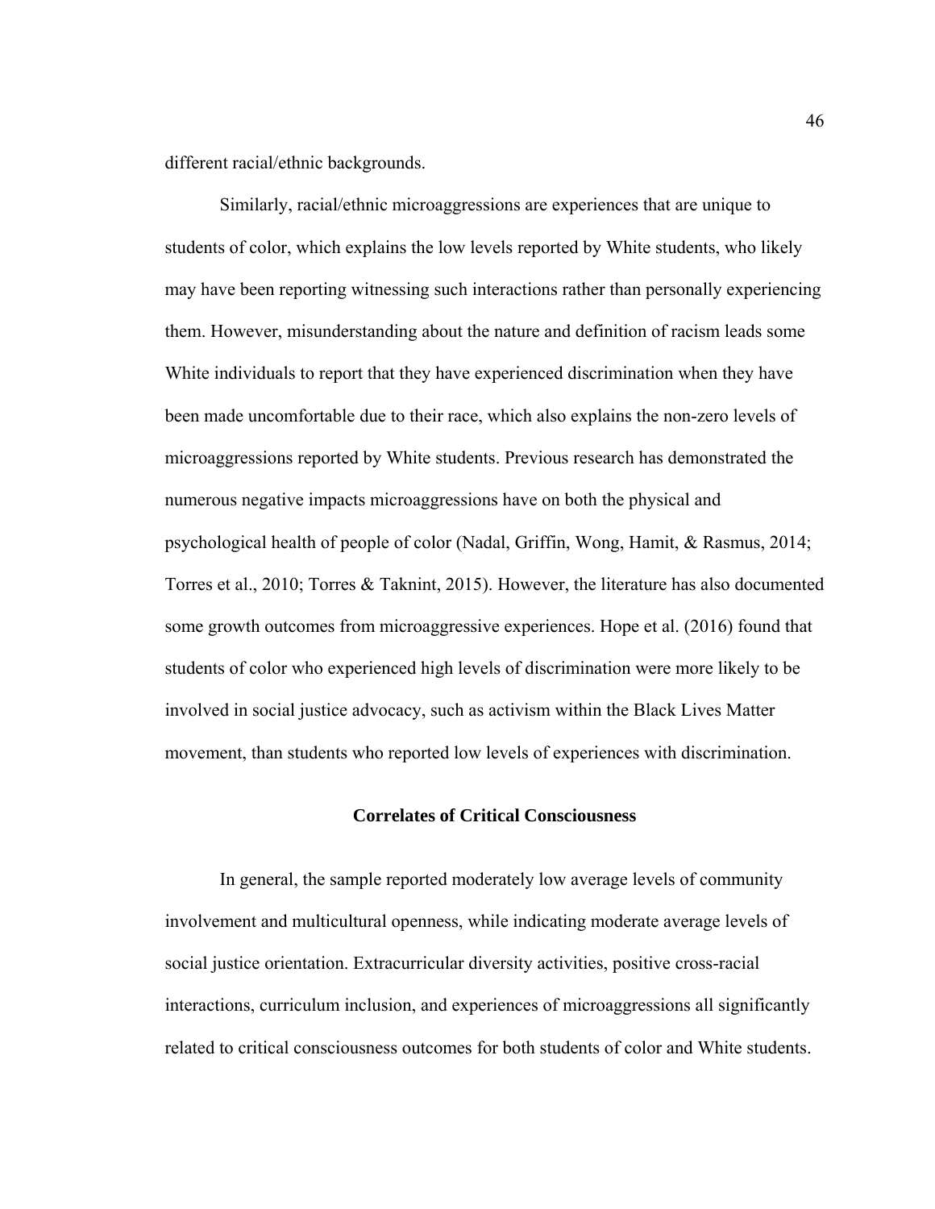different racial/ethnic backgrounds.

Similarly, racial/ethnic microaggressions are experiences that are unique to students of color, which explains the low levels reported by White students, who likely may have been reporting witnessing such interactions rather than personally experiencing them. However, misunderstanding about the nature and definition of racism leads some White individuals to report that they have experienced discrimination when they have been made uncomfortable due to their race, which also explains the non-zero levels of microaggressions reported by White students. Previous research has demonstrated the numerous negative impacts microaggressions have on both the physical and psychological health of people of color (Nadal, Griffin, Wong, Hamit, & Rasmus, 2014; Torres et al., 2010; Torres & Taknint, 2015). However, the literature has also documented some growth outcomes from microaggressive experiences. Hope et al. (2016) found that students of color who experienced high levels of discrimination were more likely to be involved in social justice advocacy, such as activism within the Black Lives Matter movement, than students who reported low levels of experiences with discrimination.

## Correlates of Critical Consciousness

In general, the sample reported moderately low average levels of community involvement and multicultural openness, while indicating moderate average levels of social justice orientation. Extracurricular diversity activities, positive cross-racial interactions, curriculum inclusion, and experiences of microaggressions all significantly related to critical consciousness outcomes for both students of color and White students.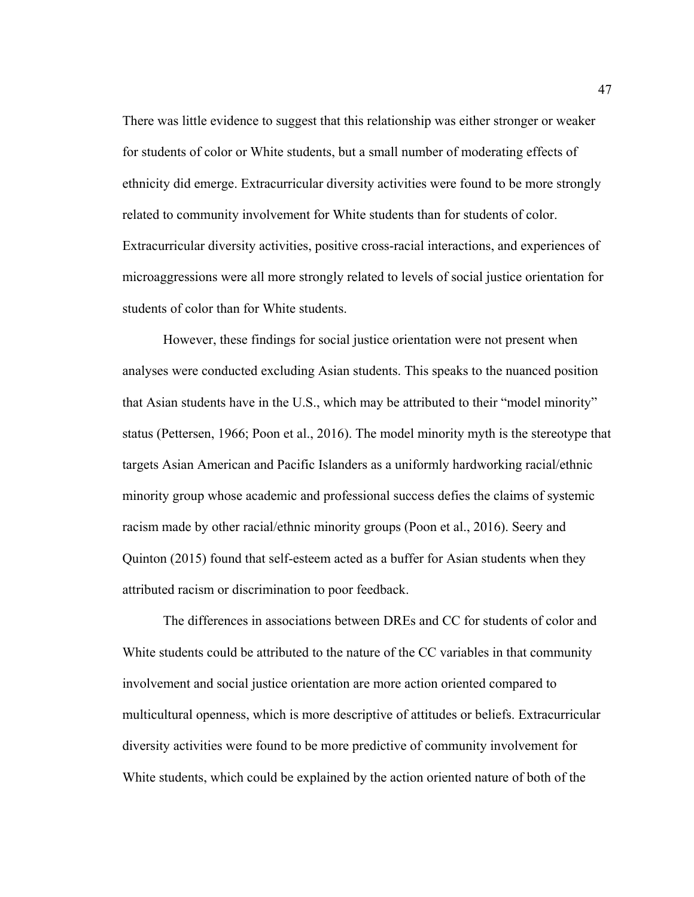There was little evidence to suggest that this relationship was either stronger or weaker for students of color or White students, but a small number of moderating effects of ethnicity did emerge. Extracurricular diversity activities were found to be more strongly related to community involvement for White students than for students of color. Extracurricular diversity activities, positive cross-racial interactions, and experiences of microaggressions were all more strongly related to levels of social justice orientation for students of color than for White students.

However, these findings for social justice orientation were not present when analyses were conducted excluding Asian students. This speaks to the nuanced position that Asian students have in the U.S., which may be attributed to their "model minority" status (Pettersen, 1966; Poon et al., 2016). The model minority myth is the stereotype that targets Asian American and Pacific Islanders as a uniformly hardworking racial/ethnic minority group whose academic and professional success defies the claims of systemic racism made by other racial/ethnic minority groups (Poon et al., 2016). Seery and Quinton (2015) found that self-esteem acted as a buffer for Asian students when they attributed racism or discrimination to poor feedback.

The differences in associations between DREs and CC for students of color and White students could be attributed to the nature of the CC variables in that community involvement and social justice orientation are more action oriented compared to multicultural openness, which is more descriptive of attitudes or beliefs. Extracurricular diversity activities were found to be more predictive of community involvement for White students, which could be explained by the action oriented nature of both of the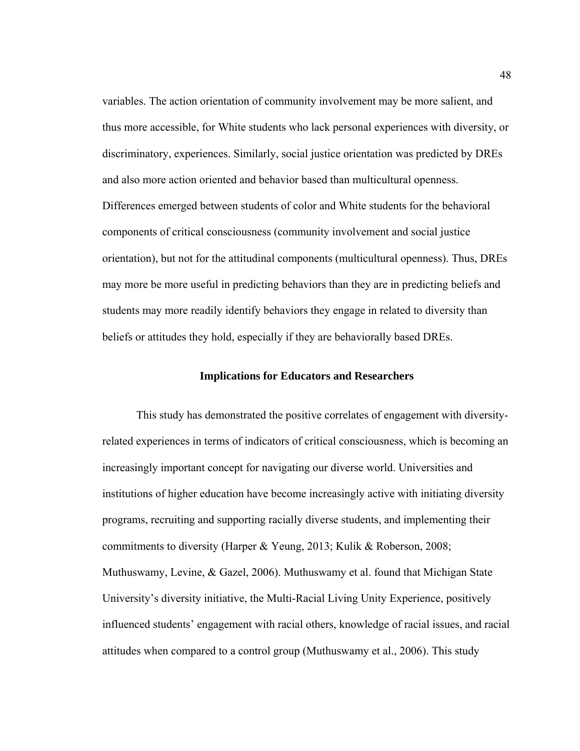variables. The action orientation of community involvement may be more salient, and thus more accessible, for White students who lack personal experiences with diversity, or discriminatory, experiences. Similarly, social justice orientation was predicted by DREs and also more action oriented and behavior based than multicultural openness. Differences emerged between students of color and White students for the behavioral components of critical consciousness (community involvement and social justice orientation), but not for the attitudinal components (multicultural openness). Thus, DREs may more be more useful in predicting behaviors than they are in predicting beliefs and students may more readily identify behaviors they engage in related to diversity than beliefs or attitudes they hold, especially if they are behaviorally based DREs.

## Implications for Educators and Researchers

This study has demonstrated the positive correlates of engagement with diversity-related experiences in terms of indicators of critical consciousness, which is becoming an increasingly important concept for navigating our diverse world. Universities and institutions of higher education have become increasingly active with initiating diversity programs, recruiting and supporting racially diverse students, and implementing their commitments to diversity (Harper & Yeung, 2013; Kulik & Roberson, 2008; Muthuswamy, Levine, & Gazel, 2006). Muthuswamy et al. found that Michigan State University's diversity initiative, the Multi-Racial Living Unity Experience, positively influenced students' engagement with racial others, knowledge of racial issues, and racial attitudes when compared to a control group (Muthuswamy et al., 2006). This study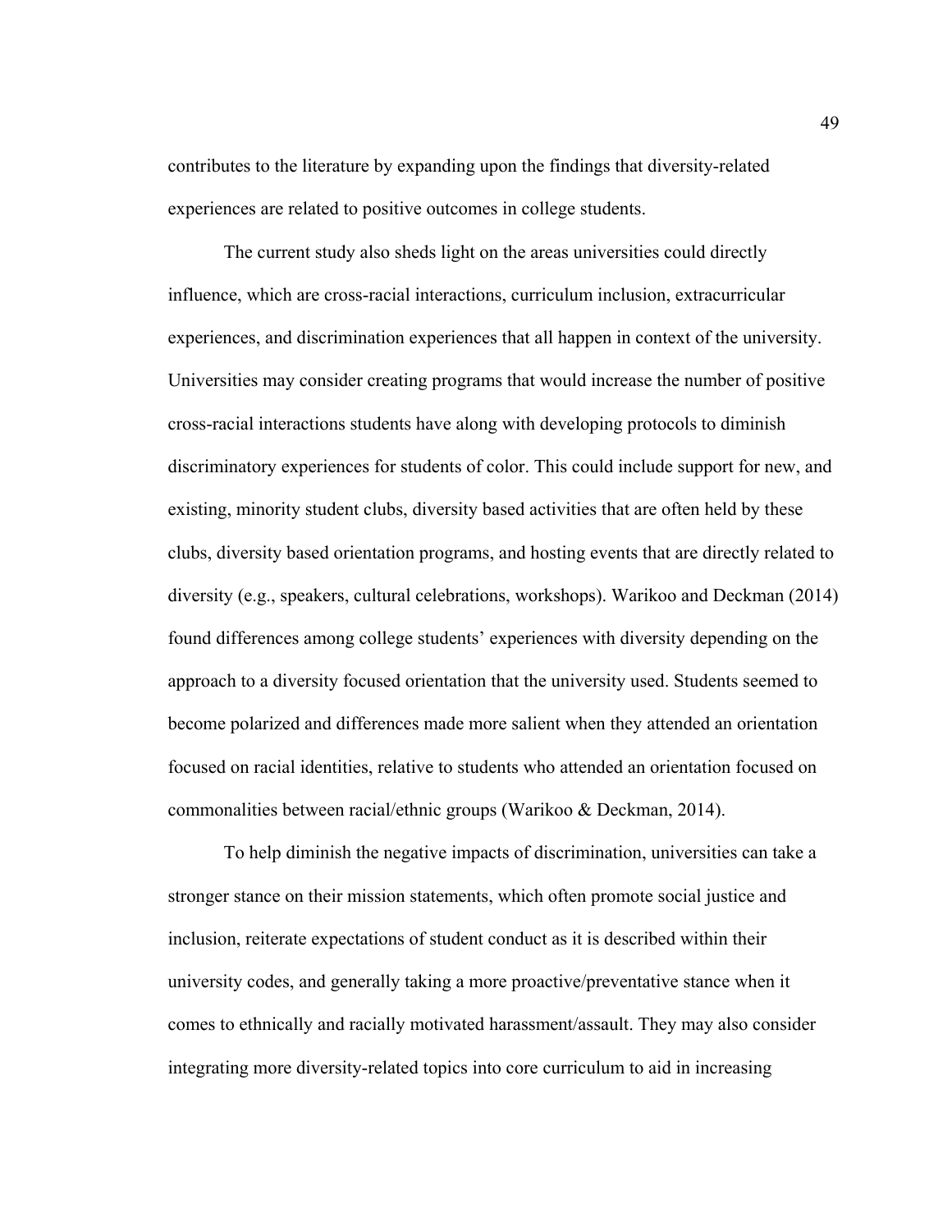contributes to the literature by expanding upon the findings that diversity-related experiences are related to positive outcomes in college students.

The current study also sheds light on the areas universities could directly influence, which are cross-racial interactions, curriculum inclusion, extracurricular experiences, and discrimination experiences that all happen in context of the university. Universities may consider creating programs that would increase the number of positive cross-racial interactions students have along with developing protocols to diminish discriminatory experiences for students of color. This could include support for new, and existing, minority student clubs, diversity based activities that are often held by these clubs, diversity based orientation programs, and hosting events that are directly related to diversity (e.g., speakers, cultural celebrations, workshops). Warikoo and Deckman (2014) found differences among college students' experiences with diversity depending on the approach to a diversity focused orientation that the university used. Students seemed to become polarized and differences made more salient when they attended an orientation focused on racial identities, relative to students who attended an orientation focused on commonalities between racial/ethnic groups (Warikoo & Deckman, 2014).

To help diminish the negative impacts of discrimination, universities can take a stronger stance on their mission statements, which often promote social justice and inclusion, reiterate expectations of student conduct as it is described within their university codes, and generally taking a more proactive/preventative stance when it comes to ethnically and racially motivated harassment/assault. They may also consider integrating more diversity-related topics into core curriculum to aid in increasing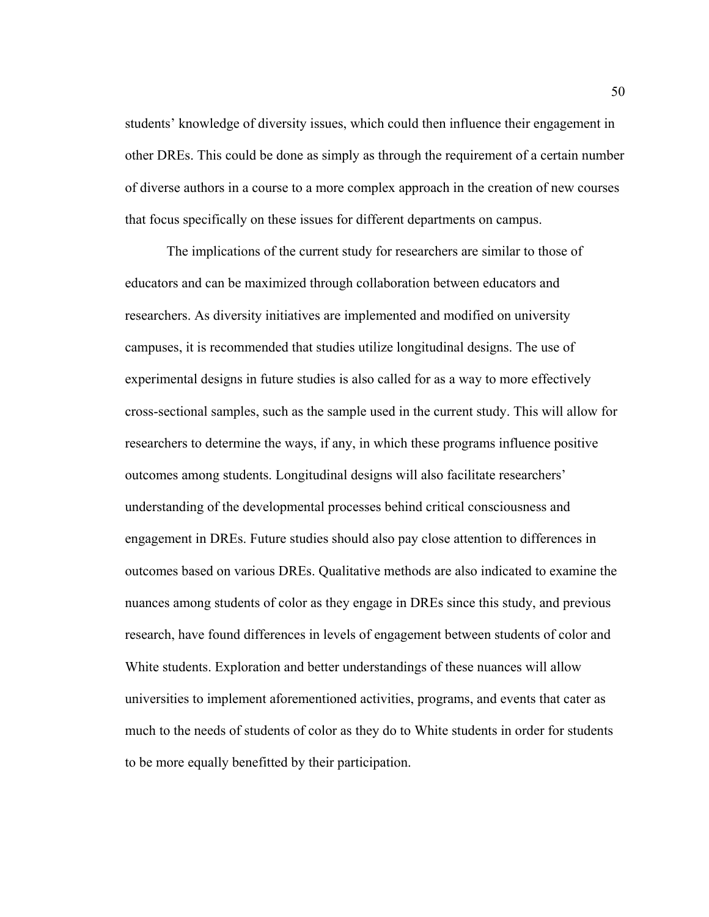students' knowledge of diversity issues, which could then influence their engagement in other DREs. This could be done as simply as through the requirement of a certain number of diverse authors in a course to a more complex approach in the creation of new courses that focus specifically on these issues for different departments on campus.

The implications of the current study for researchers are similar to those of educators and can be maximized through collaboration between educators and researchers. As diversity initiatives are implemented and modified on university campuses, it is recommended that studies utilize longitudinal designs. The use of experimental designs in future studies is also called for as a way to more effectively cross-sectional samples, such as the sample used in the current study. This will allow for researchers to determine the ways, if any, in which these programs influence positive outcomes among students. Longitudinal designs will also facilitate researchers' understanding of the developmental processes behind critical consciousness and engagement in DREs. Future studies should also pay close attention to differences in outcomes based on various DREs. Qualitative methods are also indicated to examine the nuances among students of color as they engage in DREs since this study, and previous research, have found differences in levels of engagement between students of color and White students. Exploration and better understandings of these nuances will allow universities to implement aforementioned activities, programs, and events that cater as much to the needs of students of color as they do to White students in order for students to be more equally benefitted by their participation.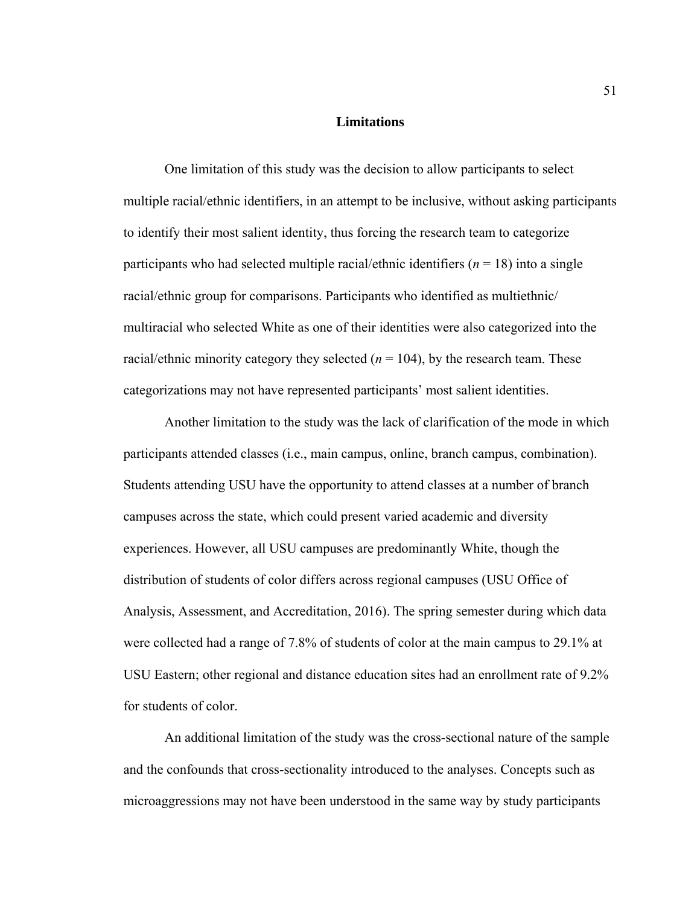## Limitations

One limitation of this study was the decision to allow participants to select multiple racial/ethnic identifiers, in an attempt to be inclusive, without asking participants to identify their most salient identity, thus forcing the research team to categorize participants who had selected multiple racial/ethnic identifiers ($n = 18$) into a single racial/ethnic group for comparisons. Participants who identified as multiethnic/ multiracial who selected White as one of their identities were also categorized into the racial/ethnic minority category they selected ($n = 104$), by the research team. These categorizations may not have represented participants' most salient identities.

Another limitation to the study was the lack of clarification of the mode in which participants attended classes (i.e., main campus, online, branch campus, combination). Students attending USU have the opportunity to attend classes at a number of branch campuses across the state, which could present varied academic and diversity experiences. However, all USU campuses are predominantly White, though the distribution of students of color differs across regional campuses (USU Office of Analysis, Assessment, and Accreditation, 2016). The spring semester during which data were collected had a range of 7.8% of students of color at the main campus to 29.1% at USU Eastern; other regional and distance education sites had an enrollment rate of 9.2% for students of color.

An additional limitation of the study was the cross-sectional nature of the sample and the confounds that cross-sectionality introduced to the analyses. Concepts such as microaggressions may not have been understood in the same way by study participants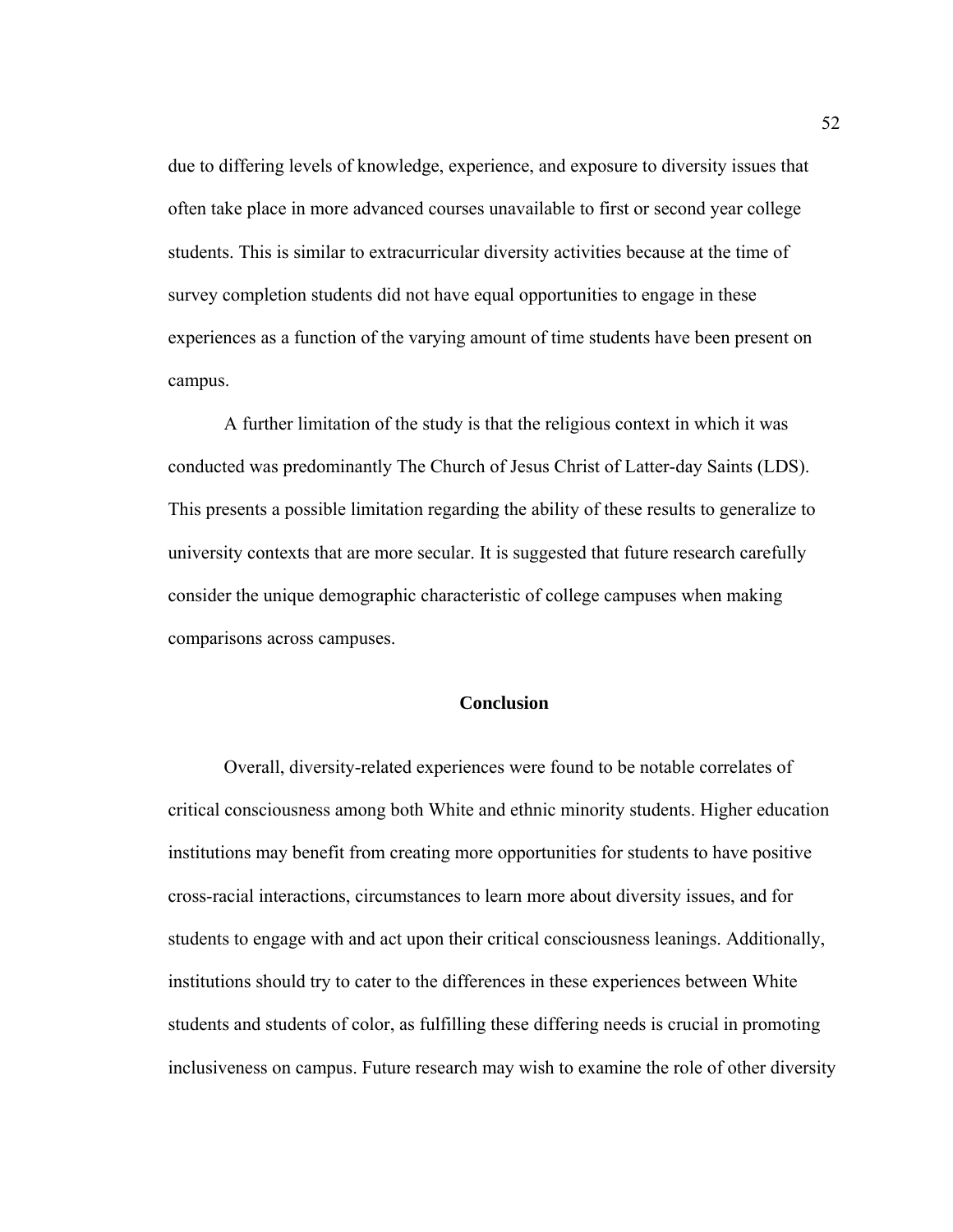due to differing levels of knowledge, experience, and exposure to diversity issues that often take place in more advanced courses unavailable to first or second year college students. This is similar to extracurricular diversity activities because at the time of survey completion students did not have equal opportunities to engage in these experiences as a function of the varying amount of time students have been present on campus.

A further limitation of the study is that the religious context in which it was conducted was predominantly The Church of Jesus Christ of Latter-day Saints (LDS). This presents a possible limitation regarding the ability of these results to generalize to university contexts that are more secular. It is suggested that future research carefully consider the unique demographic characteristic of college campuses when making comparisons across campuses.

## Conclusion

Overall, diversity-related experiences were found to be notable correlates of critical consciousness among both White and ethnic minority students. Higher education institutions may benefit from creating more opportunities for students to have positive cross-racial interactions, circumstances to learn more about diversity issues, and for students to engage with and act upon their critical consciousness leanings. Additionally, institutions should try to cater to the differences in these experiences between White students and students of color, as fulfilling these differing needs is crucial in promoting inclusiveness on campus. Future research may wish to examine the role of other diversity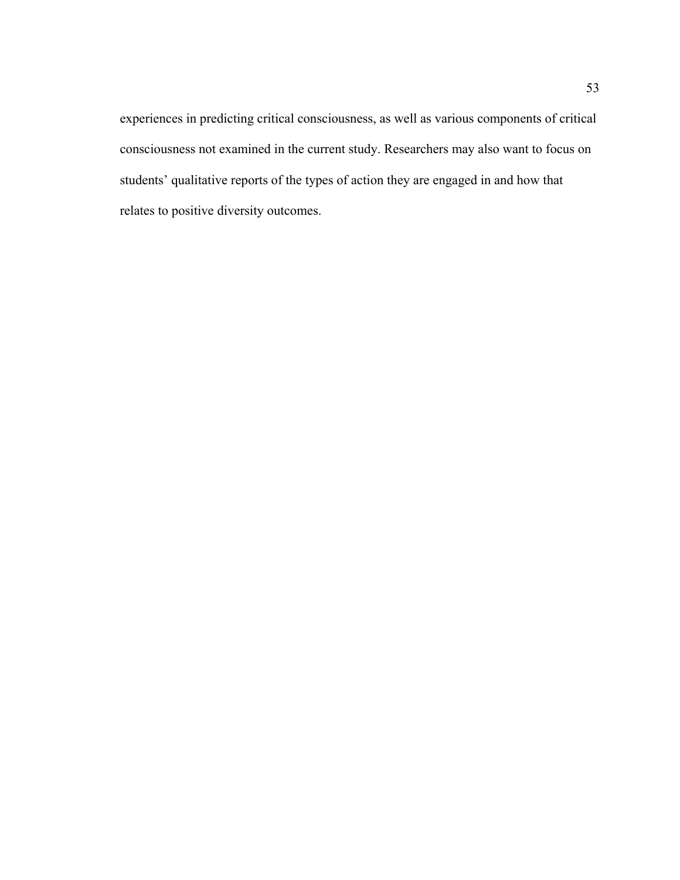experiences in predicting critical consciousness, as well as various components of critical consciousness not examined in the current study. Researchers may also want to focus on students' qualitative reports of the types of action they are engaged in and how that relates to positive diversity outcomes.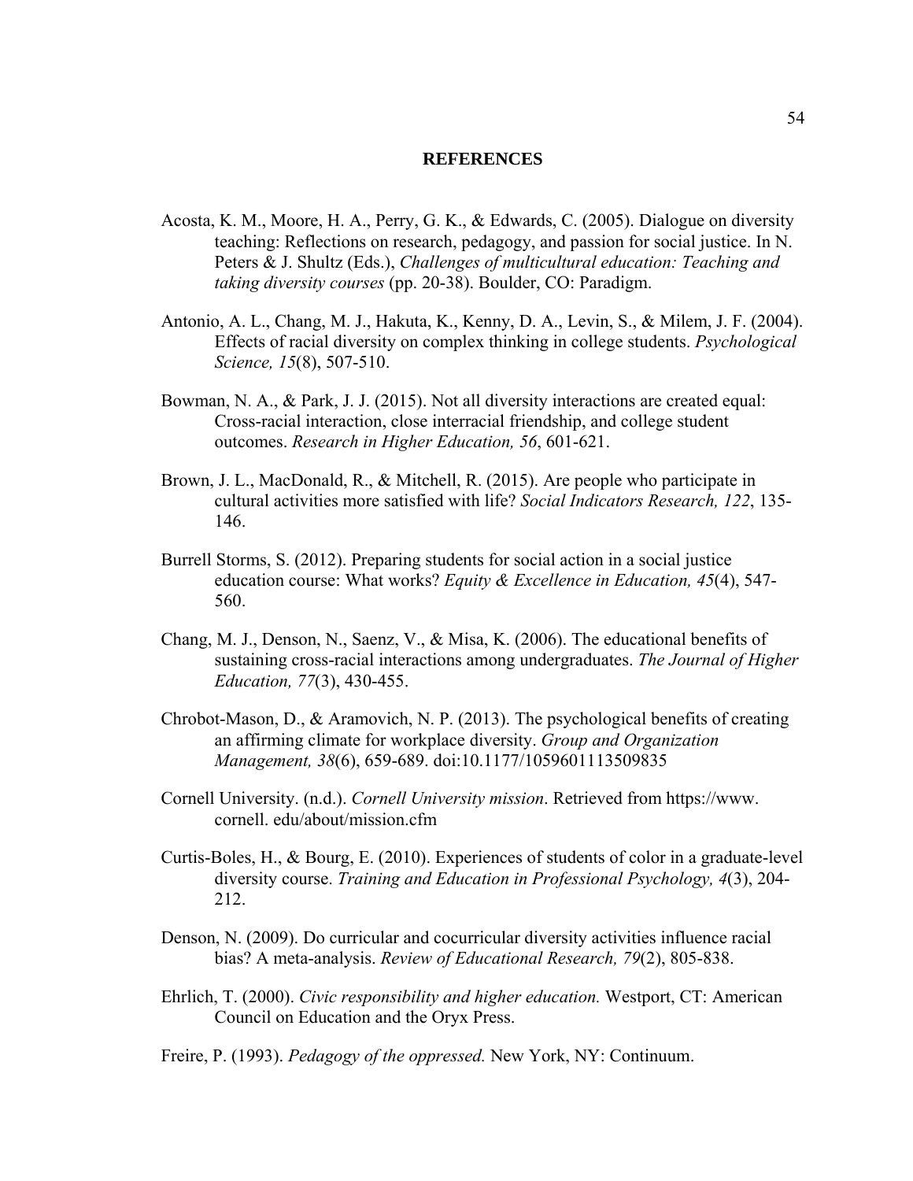# REFERENCES

Acosta, K. M., Moore, H. A., Perry, G. K., & Edwards, C. (2005). Dialogue on diversity teaching: Reflections on research, pedagogy, and passion for social justice. In N. Peters & J. Shultz (Eds.), *Challenges of multicultural education: Teaching and taking diversity courses* (pp. 20-38). Boulder, CO: Paradigm.

Antonio, A. L., Chang, M. J., Hakuta, K., Kenny, D. A., Levin, S., & Milem, J. F. (2004). Effects of racial diversity on complex thinking in college students. *Psychological Science, 15*(8), 507-510.

Bowman, N. A., & Park, J. J. (2015). Not all diversity interactions are created equal: Cross-racial interaction, close interracial friendship, and college student outcomes. *Research in Higher Education, 56*, 601-621.

Brown, J. L., MacDonald, R., & Mitchell, R. (2015). Are people who participate in cultural activities more satisfied with life? *Social Indicators Research, 122*, 135-146.

Burrell Storms, S. (2012). Preparing students for social action in a social justice education course: What works? *Equity & Excellence in Education, 45*(4), 547-560.

Chang, M. J., Denson, N., Saenz, V., & Misa, K. (2006). The educational benefits of sustaining cross-racial interactions among undergraduates. *The Journal of Higher Education, 77*(3), 430-455.

Chrobot-Mason, D., & Aramovich, N. P. (2013). The psychological benefits of creating an affirming climate for workplace diversity. *Group and Organization Management, 38*(6), 659-689. doi:10.1177/1059601113509835

Cornell University. (n.d.). *Cornell University mission*. Retrieved from https://www. cornell. edu/about/mission.cfm

Curtis-Boles, H., & Bourg, E. (2010). Experiences of students of color in a graduate-level diversity course. *Training and Education in Professional Psychology, 4*(3), 204-212.

Denson, N. (2009). Do curricular and cocurricular diversity activities influence racial bias? A meta-analysis. *Review of Educational Research, 79*(2), 805-838.

Ehrlich, T. (2000). *Civic responsibility and higher education.* Westport, CT: American Council on Education and the Oryx Press.

Freire, P. (1993). *Pedagogy of the oppressed.* New York, NY: Continuum.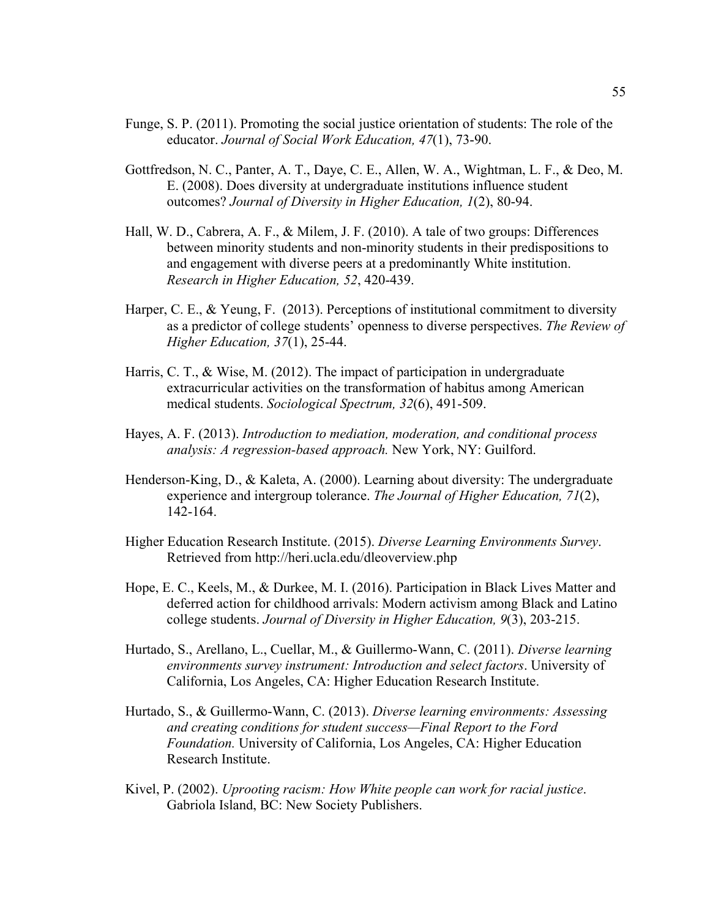Funge, S. P. (2011). Promoting the social justice orientation of students: The role of the educator. *Journal of Social Work Education, 47*(1), 73-90.

Gottfredson, N. C., Panter, A. T., Daye, C. E., Allen, W. A., Wightman, L. F., & Deo, M. E. (2008). Does diversity at undergraduate institutions influence student outcomes? *Journal of Diversity in Higher Education, 1*(2), 80-94.

Hall, W. D., Cabrera, A. F., & Milem, J. F. (2010). A tale of two groups: Differences between minority students and non-minority students in their predispositions to and engagement with diverse peers at a predominantly White institution. *Research in Higher Education, 52*, 420-439.

Harper, C. E., & Yeung, F. (2013). Perceptions of institutional commitment to diversity as a predictor of college students' openness to diverse perspectives. *The Review of Higher Education, 37*(1), 25-44.

Harris, C. T., & Wise, M. (2012). The impact of participation in undergraduate extracurricular activities on the transformation of habitus among American medical students. *Sociological Spectrum, 32*(6), 491-509.

Hayes, A. F. (2013). *Introduction to mediation, moderation, and conditional process analysis: A regression-based approach.* New York, NY: Guilford.

Henderson-King, D., & Kaleta, A. (2000). Learning about diversity: The undergraduate experience and intergroup tolerance. *The Journal of Higher Education, 71*(2), 142-164.

Higher Education Research Institute. (2015). *Diverse Learning Environments Survey*. Retrieved from http://heri.ucla.edu/dleoverview.php

Hope, E. C., Keels, M., & Durkee, M. I. (2016). Participation in Black Lives Matter and deferred action for childhood arrivals: Modern activism among Black and Latino college students. *Journal of Diversity in Higher Education, 9*(3), 203-215.

Hurtado, S., Arellano, L., Cuellar, M., & Guillermo-Wann, C. (2011). *Diverse learning environments survey instrument: Introduction and select factors*. University of California, Los Angeles, CA: Higher Education Research Institute.

Hurtado, S., & Guillermo-Wann, C. (2013). *Diverse learning environments: Assessing and creating conditions for student success—Final Report to the Ford Foundation.* University of California, Los Angeles, CA: Higher Education Research Institute.

Kivel, P. (2002). *Uprooting racism: How White people can work for racial justice*. Gabriola Island, BC: New Society Publishers.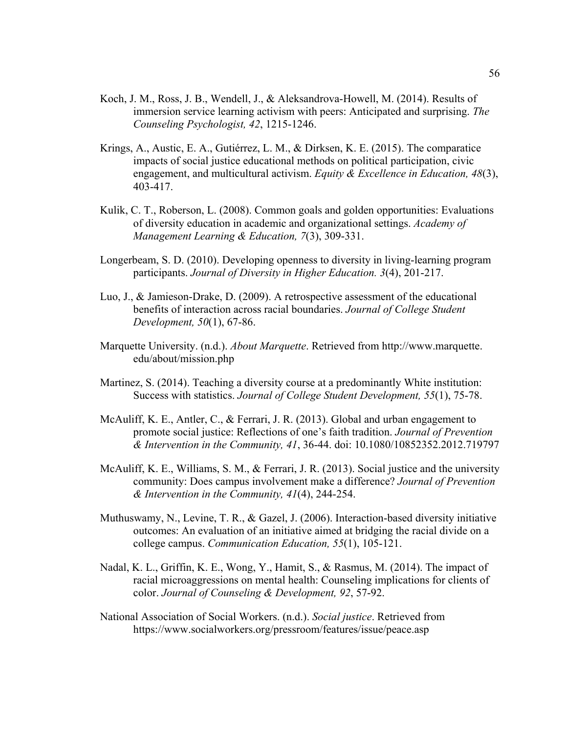Koch, J. M., Ross, J. B., Wendell, J., & Aleksandrova-Howell, M. (2014). Results of immersion service learning activism with peers: Anticipated and surprising. *The Counseling Psychologist, 42*, 1215-1246.

Krings, A., Austic, E. A., Gutiérrez, L. M., & Dirksen, K. E. (2015). The comparatice impacts of social justice educational methods on political participation, civic engagement, and multicultural activism. *Equity & Excellence in Education, 48*(3), 403-417.

Kulik, C. T., Roberson, L. (2008). Common goals and golden opportunities: Evaluations of diversity education in academic and organizational settings. *Academy of Management Learning & Education, 7*(3), 309-331.

Longerbeam, S. D. (2010). Developing openness to diversity in living-learning program participants. *Journal of Diversity in Higher Education. 3*(4), 201-217.

Luo, J., & Jamieson-Drake, D. (2009). A retrospective assessment of the educational benefits of interaction across racial boundaries. *Journal of College Student Development, 50*(1), 67-86.

Marquette University. (n.d.). *About Marquette*. Retrieved from http://www.marquette.edu/about/mission.php

Martinez, S. (2014). Teaching a diversity course at a predominantly White institution: Success with statistics. *Journal of College Student Development, 55*(1), 75-78.

McAuliff, K. E., Antler, C., & Ferrari, J. R. (2013). Global and urban engagement to promote social justice: Reflections of one's faith tradition. *Journal of Prevention & Intervention in the Community, 41*, 36-44. doi: 10.1080/10852352.2012.719797

McAuliff, K. E., Williams, S. M., & Ferrari, J. R. (2013). Social justice and the university community: Does campus involvement make a difference? *Journal of Prevention & Intervention in the Community, 41*(4), 244-254.

Muthuswamy, N., Levine, T. R., & Gazel, J. (2006). Interaction-based diversity initiative outcomes: An evaluation of an initiative aimed at bridging the racial divide on a college campus. *Communication Education, 55*(1), 105-121.

Nadal, K. L., Griffin, K. E., Wong, Y., Hamit, S., & Rasmus, M. (2014). The impact of racial microaggressions on mental health: Counseling implications for clients of color. *Journal of Counseling & Development, 92*, 57-92.

National Association of Social Workers. (n.d.). *Social justice*. Retrieved from https://www.socialworkers.org/pressroom/features/issue/peace.asp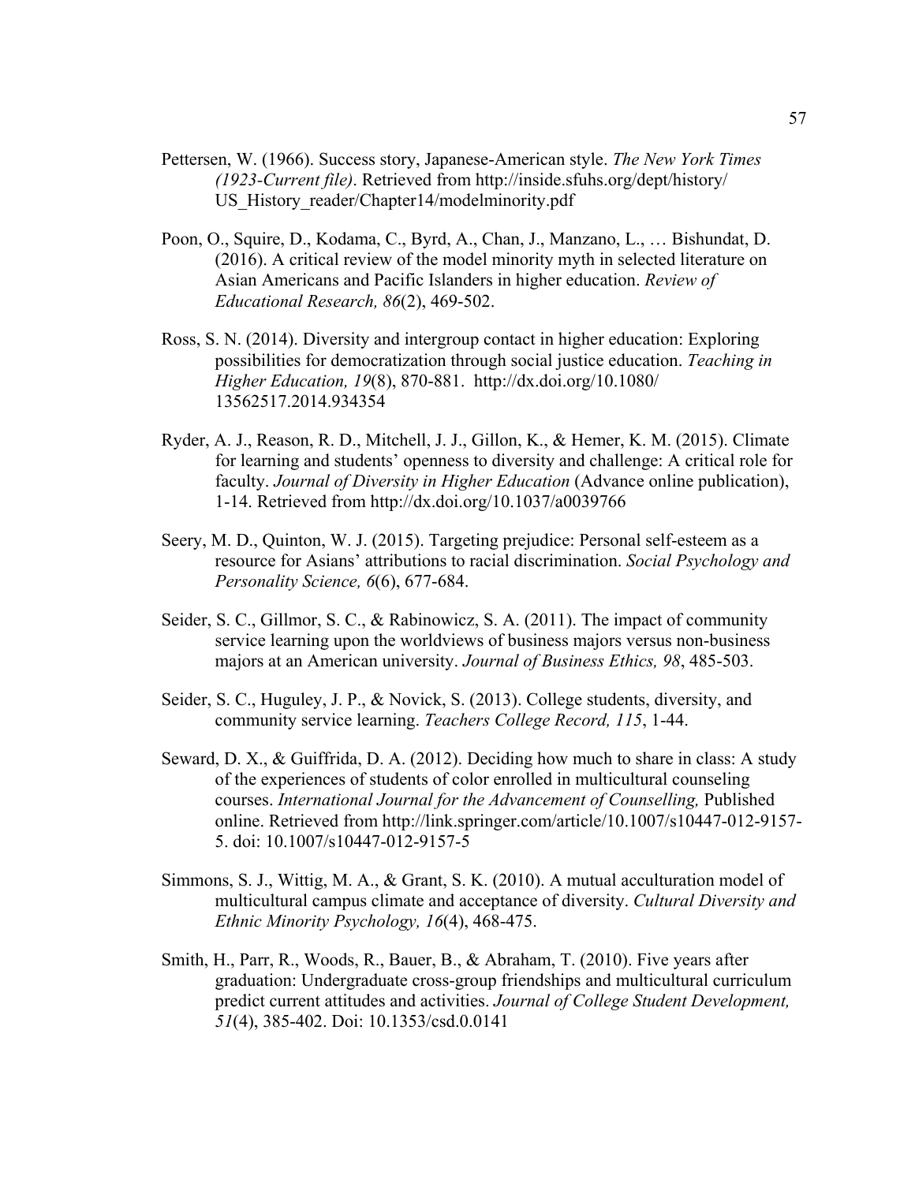Pettersen, W. (1966). Success story, Japanese-American style. *The New York Times (1923-Current file)*. Retrieved from http://inside.sfuhs.org/dept/history/US_History_reader/Chapter14/modelminority.pdf

Poon, O., Squire, D., Kodama, C., Byrd, A., Chan, J., Manzano, L., … Bishundat, D. (2016). A critical review of the model minority myth in selected literature on Asian Americans and Pacific Islanders in higher education. *Review of Educational Research, 86*(2), 469-502.

Ross, S. N. (2014). Diversity and intergroup contact in higher education: Exploring possibilities for democratization through social justice education. *Teaching in Higher Education, 19*(8), 870-881. http://dx.doi.org/10.1080/13562517.2014.934354

Ryder, A. J., Reason, R. D., Mitchell, J. J., Gillon, K., & Hemer, K. M. (2015). Climate for learning and students' openness to diversity and challenge: A critical role for faculty. *Journal of Diversity in Higher Education* (Advance online publication), 1-14. Retrieved from http://dx.doi.org/10.1037/a0039766

Seery, M. D., Quinton, W. J. (2015). Targeting prejudice: Personal self-esteem as a resource for Asians' attributions to racial discrimination. *Social Psychology and Personality Science, 6*(6), 677-684.

Seider, S. C., Gillmor, S. C., & Rabinowicz, S. A. (2011). The impact of community service learning upon the worldviews of business majors versus non-business majors at an American university. *Journal of Business Ethics, 98*, 485-503.

Seider, S. C., Huguley, J. P., & Novick, S. (2013). College students, diversity, and community service learning. *Teachers College Record, 115*, 1-44.

Seward, D. X., & Guiffrida, D. A. (2012). Deciding how much to share in class: A study of the experiences of students of color enrolled in multicultural counseling courses. *International Journal for the Advancement of Counselling,* Published online. Retrieved from http://link.springer.com/article/10.1007/s10447-012-9157-5. doi: 10.1007/s10447-012-9157-5

Simmons, S. J., Wittig, M. A., & Grant, S. K. (2010). A mutual acculturation model of multicultural campus climate and acceptance of diversity. *Cultural Diversity and Ethnic Minority Psychology, 16*(4), 468-475.

Smith, H., Parr, R., Woods, R., Bauer, B., & Abraham, T. (2010). Five years after graduation: Undergraduate cross-group friendships and multicultural curriculum predict current attitudes and activities. *Journal of College Student Development, 51*(4), 385-402. Doi: 10.1353/csd.0.0141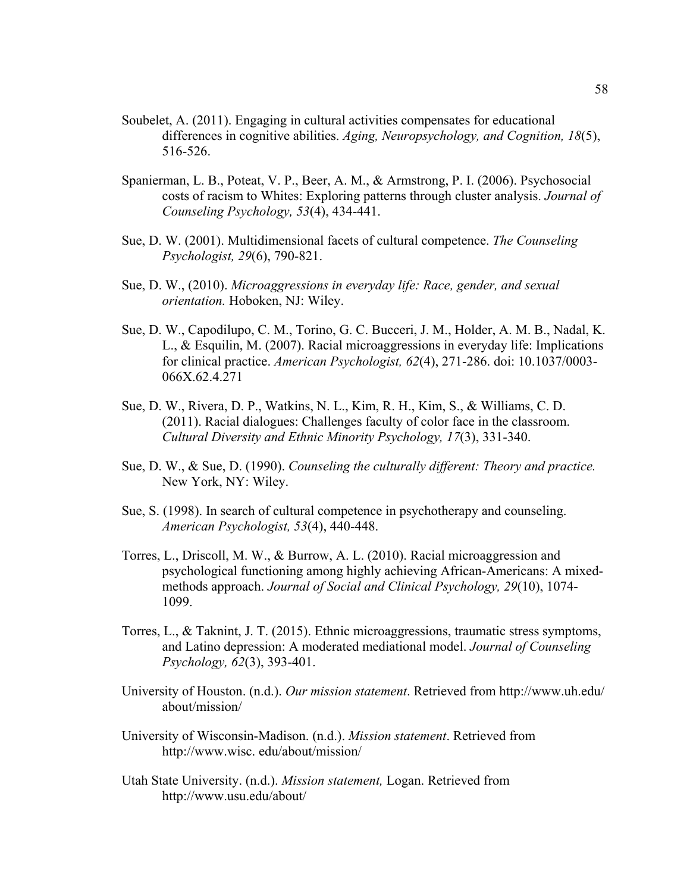Soubelet, A. (2011). Engaging in cultural activities compensates for educational differences in cognitive abilities. *Aging, Neuropsychology, and Cognition, 18*(5), 516-526.

Spanierman, L. B., Poteat, V. P., Beer, A. M., & Armstrong, P. I. (2006). Psychosocial costs of racism to Whites: Exploring patterns through cluster analysis. *Journal of Counseling Psychology, 53*(4), 434-441.

Sue, D. W. (2001). Multidimensional facets of cultural competence. *The Counseling Psychologist, 29*(6), 790-821.

Sue, D. W., (2010). *Microaggressions in everyday life: Race, gender, and sexual orientation.* Hoboken, NJ: Wiley.

Sue, D. W., Capodilupo, C. M., Torino, G. C. Bucceri, J. M., Holder, A. M. B., Nadal, K. L., & Esquilin, M. (2007). Racial microaggressions in everyday life: Implications for clinical practice. *American Psychologist, 62*(4), 271-286. doi: 10.1037/0003-066X.62.4.271

Sue, D. W., Rivera, D. P., Watkins, N. L., Kim, R. H., Kim, S., & Williams, C. D. (2011). Racial dialogues: Challenges faculty of color face in the classroom. *Cultural Diversity and Ethnic Minority Psychology, 17*(3), 331-340.

Sue, D. W., & Sue, D. (1990). *Counseling the culturally different: Theory and practice.* New York, NY: Wiley.

Sue, S. (1998). In search of cultural competence in psychotherapy and counseling. *American Psychologist, 53*(4), 440-448.

Torres, L., Driscoll, M. W., & Burrow, A. L. (2010). Racial microaggression and psychological functioning among highly achieving African-Americans: A mixed-methods approach. *Journal of Social and Clinical Psychology, 29*(10), 1074-1099.

Torres, L., & Taknint, J. T. (2015). Ethnic microaggressions, traumatic stress symptoms, and Latino depression: A moderated mediational model. *Journal of Counseling Psychology, 62*(3), 393-401.

University of Houston. (n.d.). *Our mission statement*. Retrieved from http://www.uh.edu/about/mission/

University of Wisconsin-Madison. (n.d.). *Mission statement*. Retrieved from http://www.wisc. edu/about/mission/

Utah State University. (n.d.). *Mission statement,* Logan. Retrieved from http://www.usu.edu/about/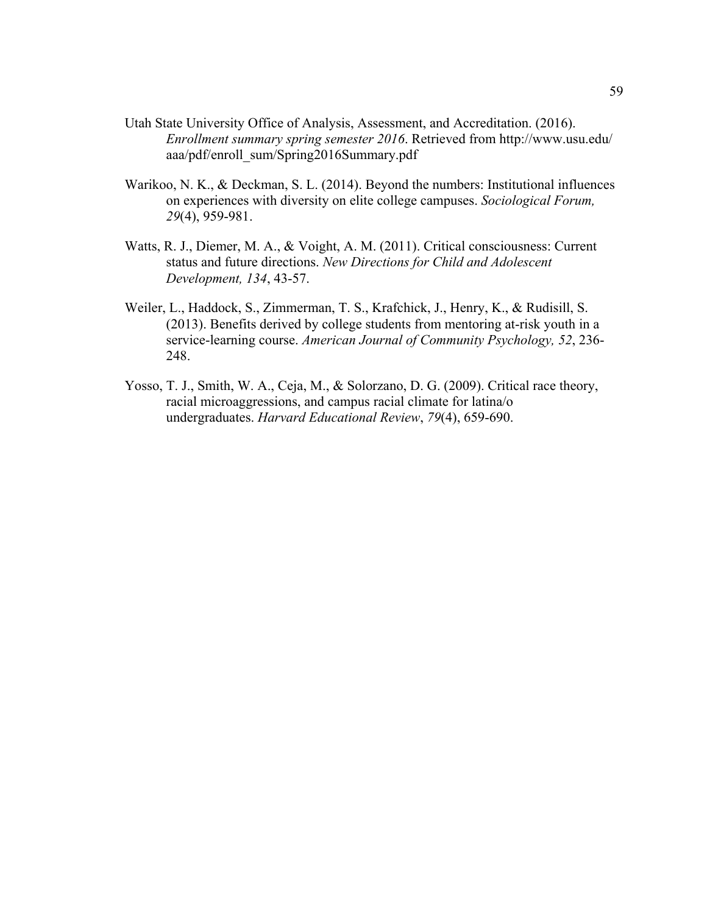Utah State University Office of Analysis, Assessment, and Accreditation. (2016). *Enrollment summary spring semester 2016*. Retrieved from http://www.usu.edu/aaa/pdf/enroll_sum/Spring2016Summary.pdf

Warikoo, N. K., & Deckman, S. L. (2014). Beyond the numbers: Institutional influences on experiences with diversity on elite college campuses. *Sociological Forum, 29*(4), 959-981.

Watts, R. J., Diemer, M. A., & Voight, A. M. (2011). Critical consciousness: Current status and future directions. *New Directions for Child and Adolescent Development, 134*, 43-57.

Weiler, L., Haddock, S., Zimmerman, T. S., Krafchick, J., Henry, K., & Rudisill, S. (2013). Benefits derived by college students from mentoring at-risk youth in a service-learning course. *American Journal of Community Psychology, 52*, 236-248.

Yosso, T. J., Smith, W. A., Ceja, M., & Solorzano, D. G. (2009). Critical race theory, racial microaggressions, and campus racial climate for latina/o undergraduates. *Harvard Educational Review*, *79*(4), 659-690.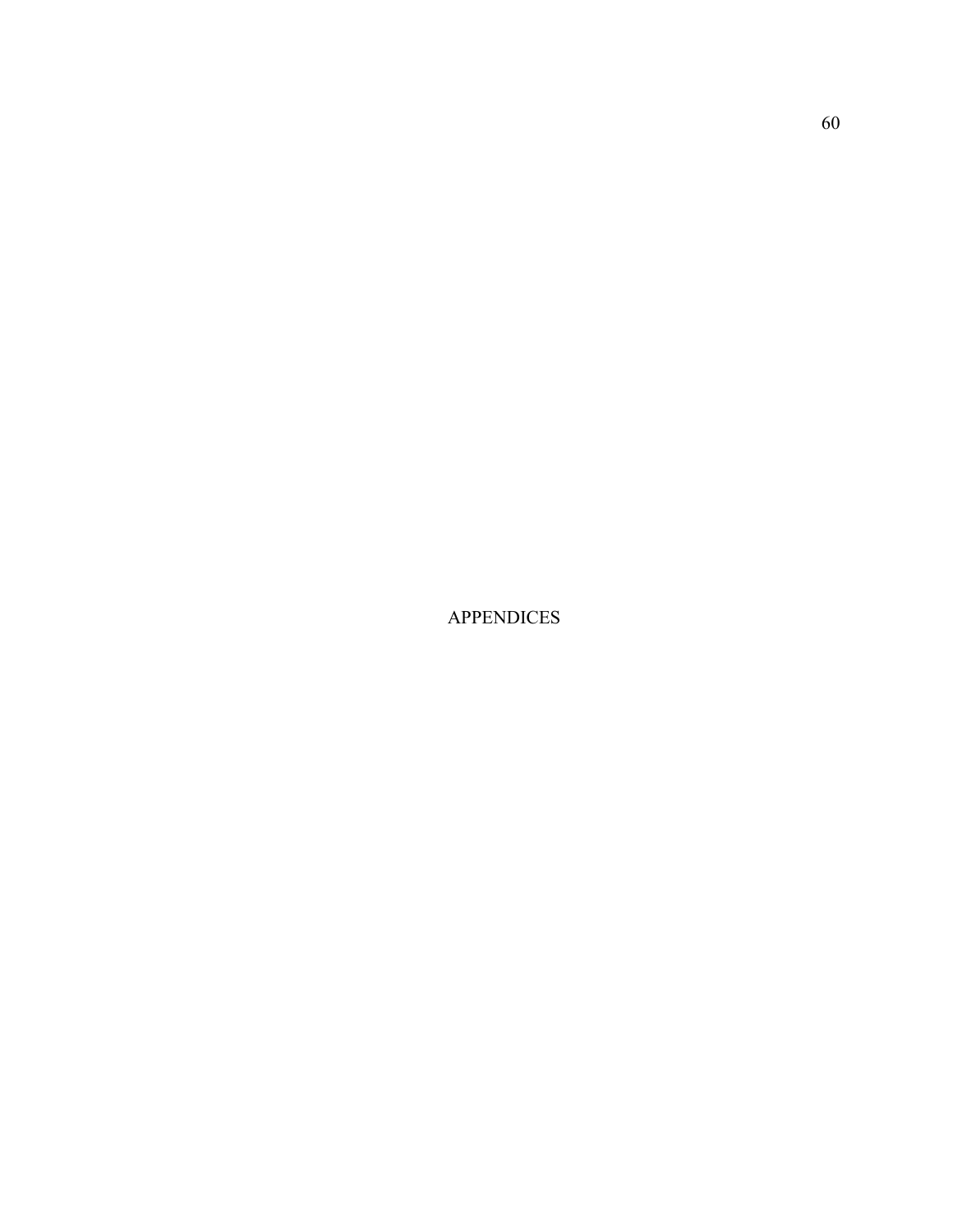# APPENDICES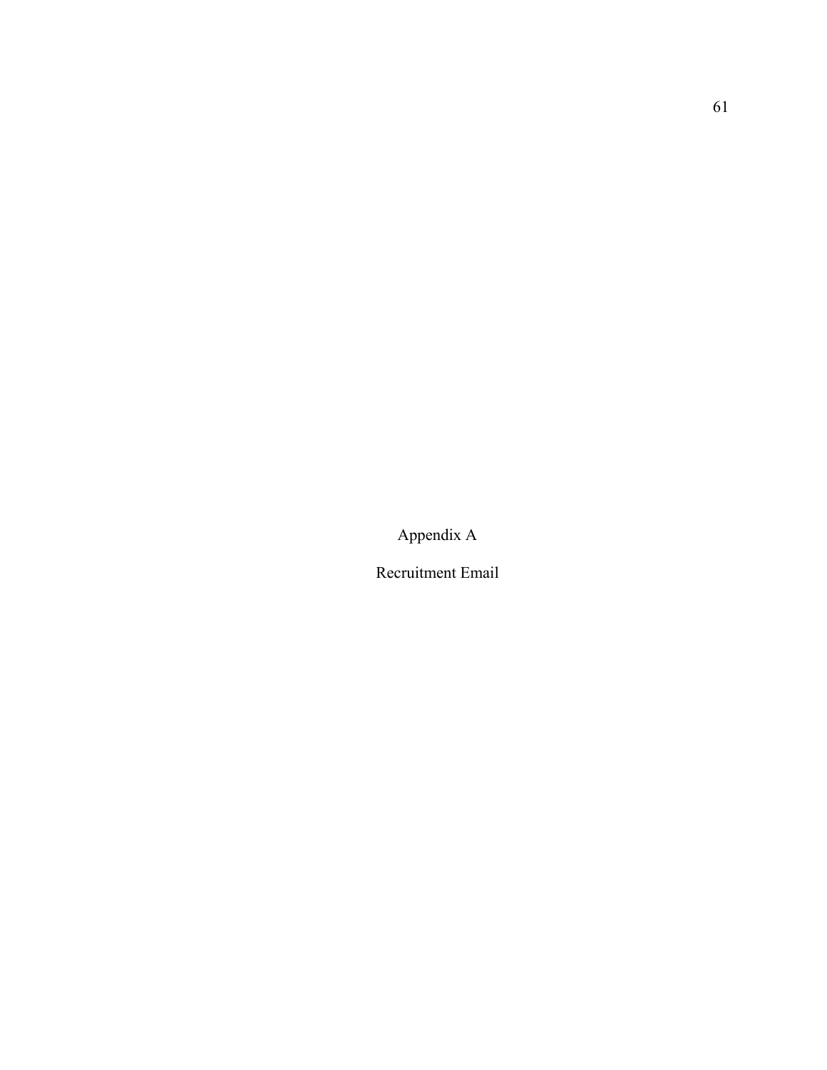# Appendix A

## Recruitment Email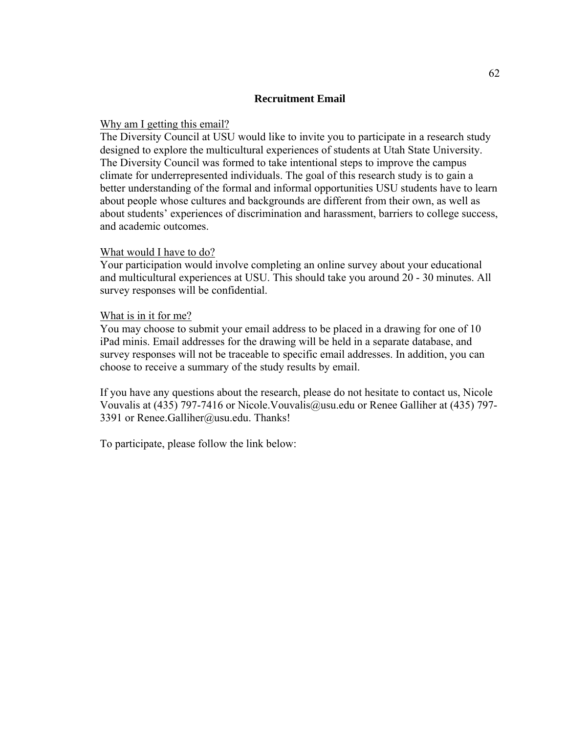## Recruitment Email

Why am I getting this email?

The Diversity Council at USU would like to invite you to participate in a research study designed to explore the multicultural experiences of students at Utah State University. The Diversity Council was formed to take intentional steps to improve the campus climate for underrepresented individuals. The goal of this research study is to gain a better understanding of the formal and informal opportunities USU students have to learn about people whose cultures and backgrounds are different from their own, as well as about students' experiences of discrimination and harassment, barriers to college success, and academic outcomes.

What would I have to do?

Your participation would involve completing an online survey about your educational and multicultural experiences at USU. This should take you around 20 - 30 minutes. All survey responses will be confidential.

What is in it for me?

You may choose to submit your email address to be placed in a drawing for one of 10 iPad minis. Email addresses for the drawing will be held in a separate database, and survey responses will not be traceable to specific email addresses. In addition, you can choose to receive a summary of the study results by email.

If you have any questions about the research, please do not hesitate to contact us, Nicole Vouvalis at (435) 797-7416 or Nicole.Vouvalis@usu.edu or Renee Galliher at (435) 797-3391 or Renee.Galliher@usu.edu. Thanks!

To participate, please follow the link below: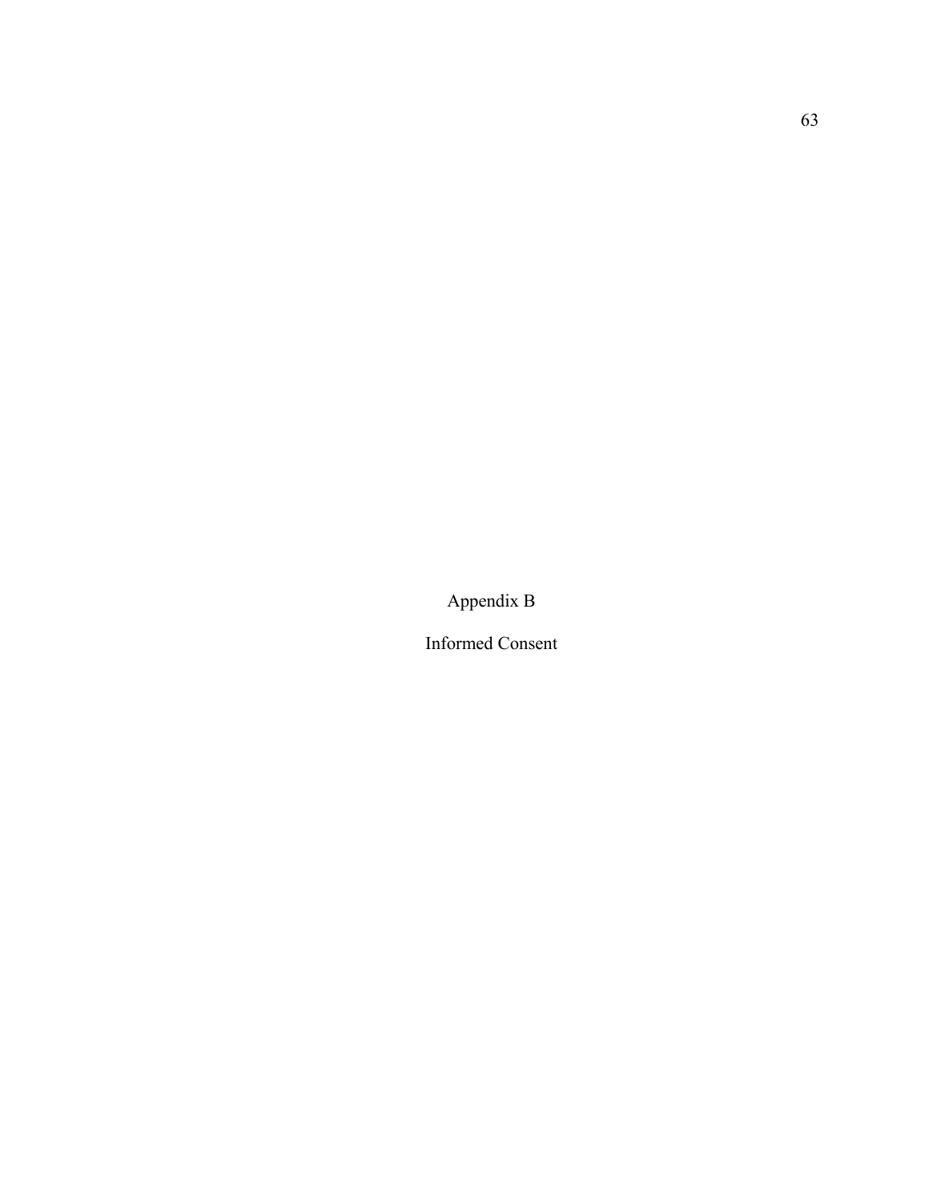# Appendix B

# Informed Consent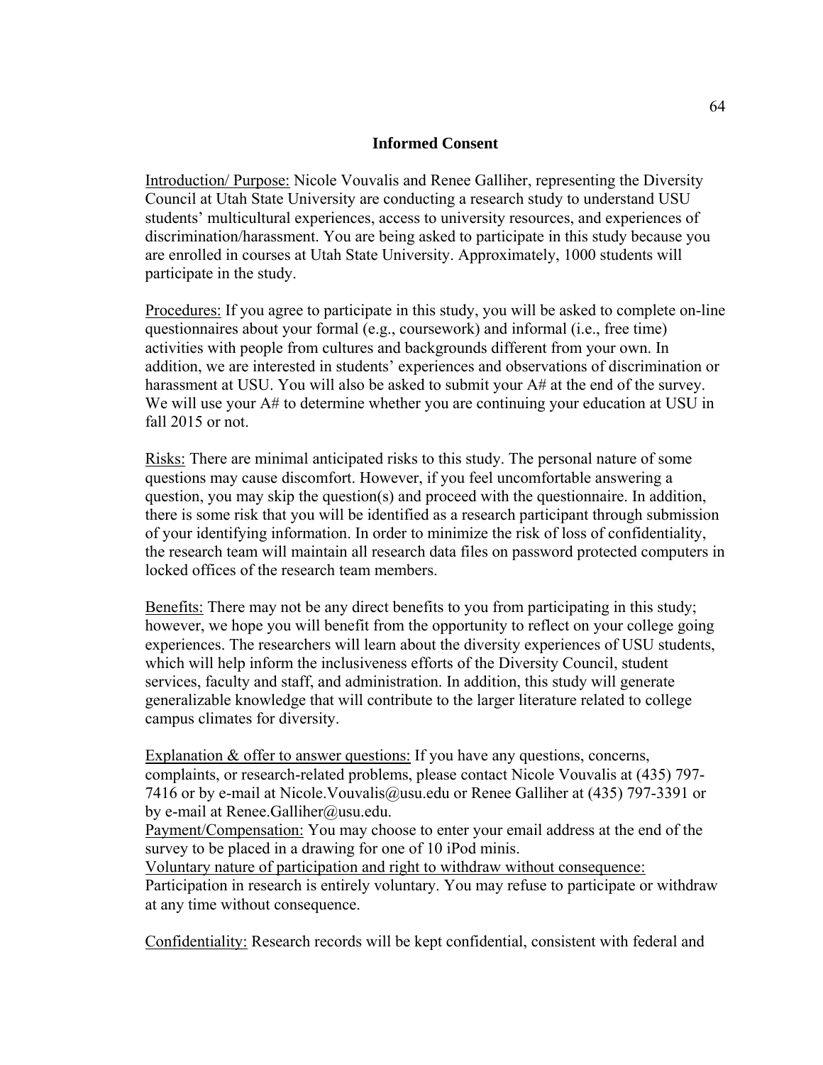## Informed Consent

<u>Introduction/ Purpose:</u> Nicole Vouvalis and Renee Galliher, representing the Diversity Council at Utah State University are conducting a research study to understand USU students' multicultural experiences, access to university resources, and experiences of discrimination/harassment. You are being asked to participate in this study because you are enrolled in courses at Utah State University. Approximately, 1000 students will participate in the study.

<u>Procedures:</u> If you agree to participate in this study, you will be asked to complete on-line questionnaires about your formal (e.g., coursework) and informal (i.e., free time) activities with people from cultures and backgrounds different from your own. In addition, we are interested in students' experiences and observations of discrimination or harassment at USU. You will also be asked to submit your A# at the end of the survey. We will use your A# to determine whether you are continuing your education at USU in fall 2015 or not.

<u>Risks:</u> There are minimal anticipated risks to this study. The personal nature of some questions may cause discomfort. However, if you feel uncomfortable answering a question, you may skip the question(s) and proceed with the questionnaire. In addition, there is some risk that you will be identified as a research participant through submission of your identifying information. In order to minimize the risk of loss of confidentiality, the research team will maintain all research data files on password protected computers in locked offices of the research team members.

<u>Benefits:</u> There may not be any direct benefits to you from participating in this study; however, we hope you will benefit from the opportunity to reflect on your college going experiences. The researchers will learn about the diversity experiences of USU students, which will help inform the inclusiveness efforts of the Diversity Council, student services, faculty and staff, and administration. In addition, this study will generate generalizable knowledge that will contribute to the larger literature related to college campus climates for diversity.

<u>Explanation & offer to answer questions:</u> If you have any questions, concerns, complaints, or research-related problems, please contact Nicole Vouvalis at (435) 797-7416 or by e-mail at Nicole.Vouvalis@usu.edu or Renee Galliher at (435) 797-3391 or by e-mail at Renee.Galliher@usu.edu.

<u>Payment/Compensation:</u> You may choose to enter your email address at the end of the survey to be placed in a drawing for one of 10 iPod minis.

<u>Voluntary nature of participation and right to withdraw without consequence:</u> Participation in research is entirely voluntary. You may refuse to participate or withdraw at any time without consequence.

<u>Confidentiality:</u> Research records will be kept confidential, consistent with federal and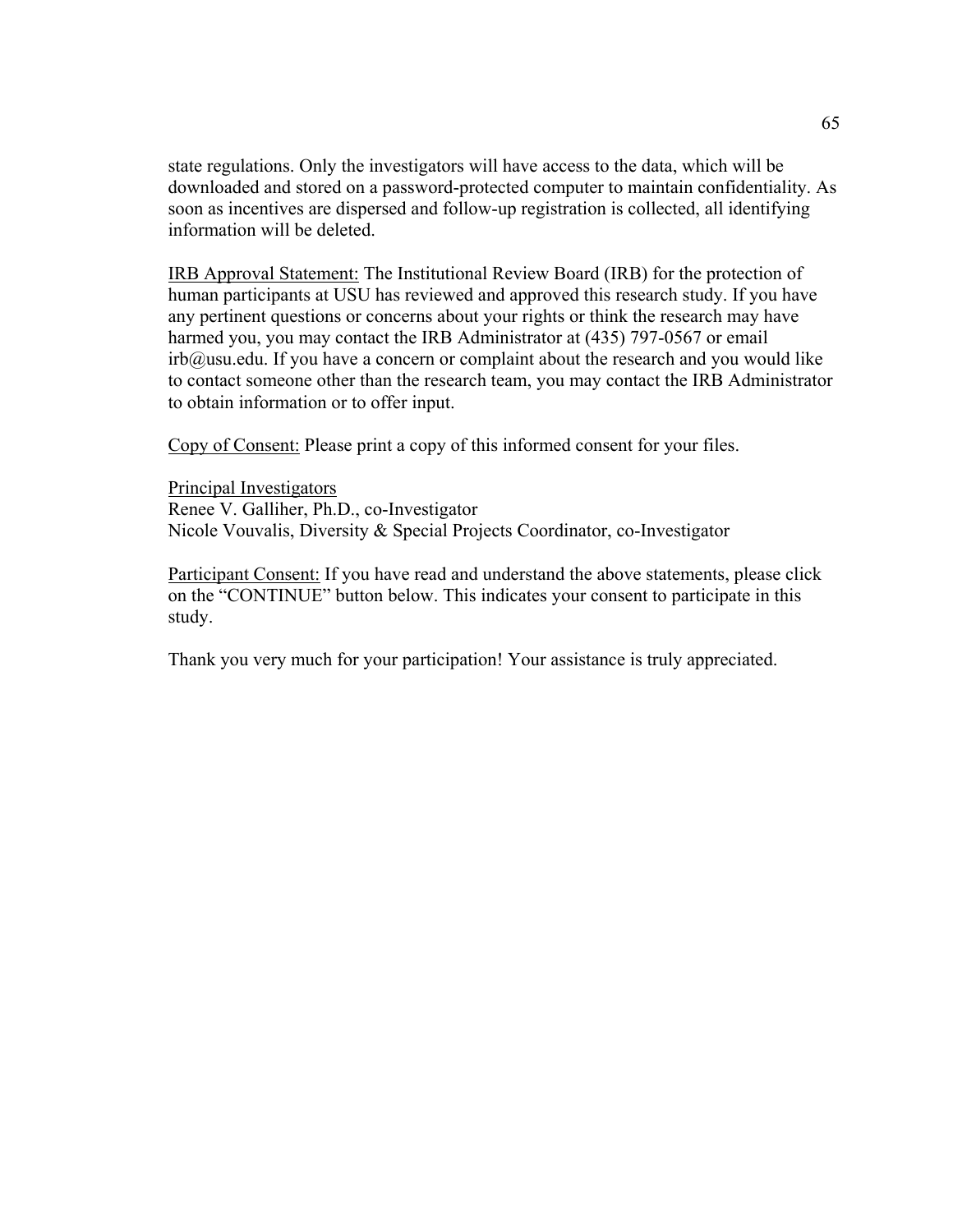state regulations. Only the investigators will have access to the data, which will be downloaded and stored on a password-protected computer to maintain confidentiality. As soon as incentives are dispersed and follow-up registration is collected, all identifying information will be deleted.

<u>IRB Approval Statement:</u> The Institutional Review Board (IRB) for the protection of human participants at USU has reviewed and approved this research study. If you have any pertinent questions or concerns about your rights or think the research may have harmed you, you may contact the IRB Administrator at (435) 797-0567 or email irb@usu.edu. If you have a concern or complaint about the research and you would like to contact someone other than the research team, you may contact the IRB Administrator to obtain information or to offer input.

<u>Copy of Consent:</u> Please print a copy of this informed consent for your files.

<u>Principal Investigators</u>
Renee V. Galliher, Ph.D., co-Investigator
Nicole Vouvalis, Diversity & Special Projects Coordinator, co-Investigator

<u>Participant Consent:</u> If you have read and understand the above statements, please click on the "CONTINUE" button below. This indicates your consent to participate in this study.

Thank you very much for your participation! Your assistance is truly appreciated.